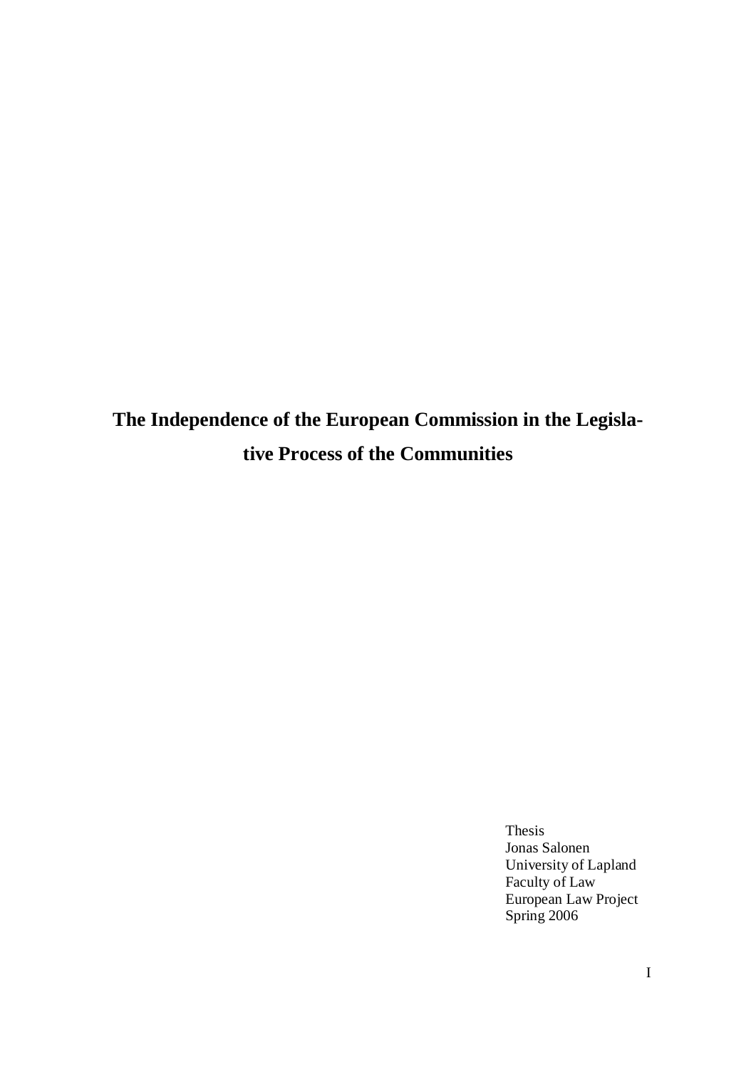# The Independence of the European Commission in the Legislative Process of the Communities

Thesis
Jonas Salonen
University of Lapland
Faculty of Law
European Law Project
Spring 2006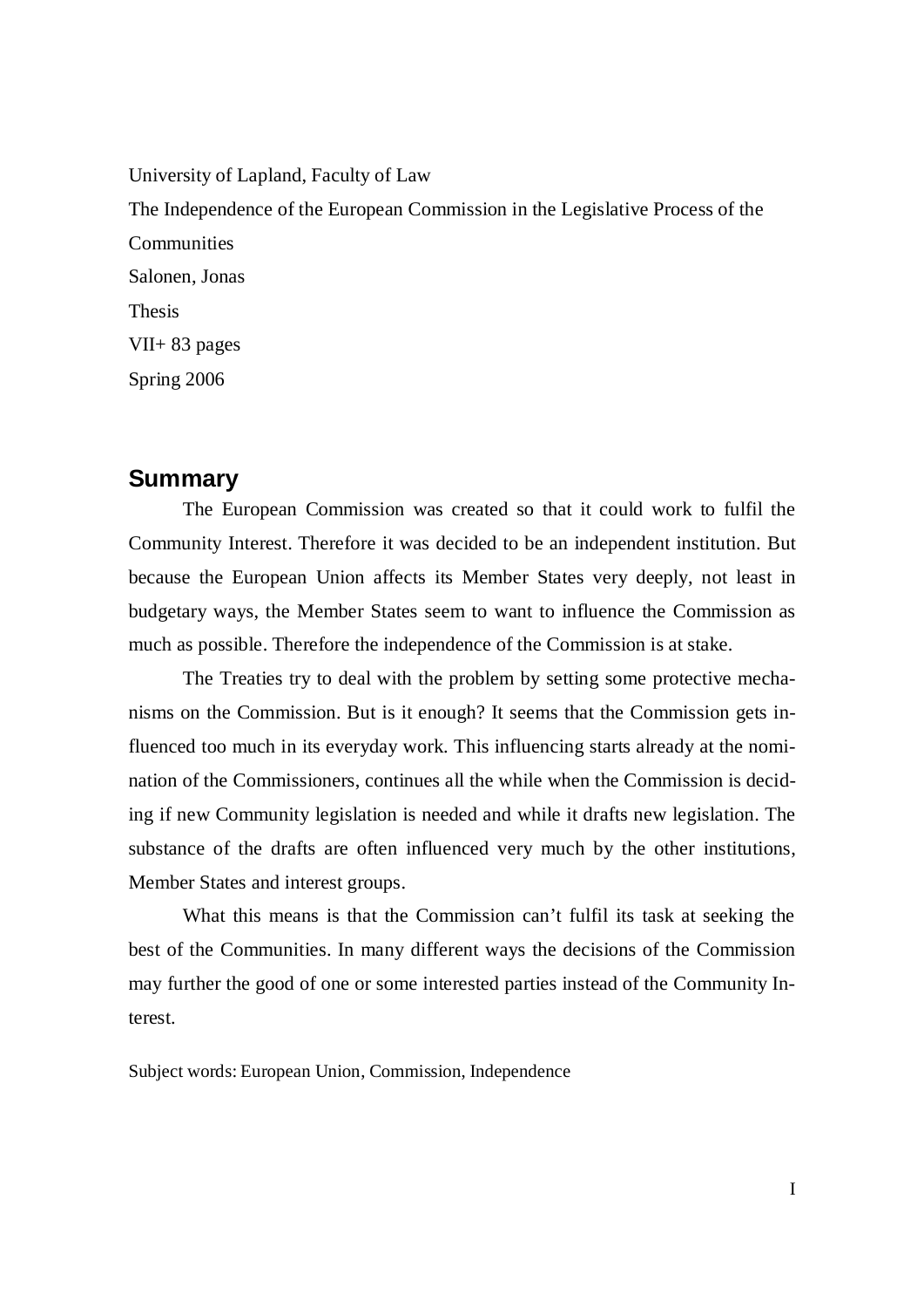University of Lapland, Faculty of Law

The Independence of the European Commission in the Legislative Process of the Communities

Salonen, Jonas

Thesis

VII+ 83 pages

Spring 2006

## Summary

The European Commission was created so that it could work to fulfil the Community Interest. Therefore it was decided to be an independent institution. But because the European Union affects its Member States very deeply, not least in budgetary ways, the Member States seem to want to influence the Commission as much as possible. Therefore the independence of the Commission is at stake.

The Treaties try to deal with the problem by setting some protective mechanisms on the Commission. But is it enough? It seems that the Commission gets influenced too much in its everyday work. This influencing starts already at the nomination of the Commissioners, continues all the while when the Commission is deciding if new Community legislation is needed and while it drafts new legislation. The substance of the drafts are often influenced very much by the other institutions, Member States and interest groups.

What this means is that the Commission can't fulfil its task at seeking the best of the Communities. In many different ways the decisions of the Commission may further the good of one or some interested parties instead of the Community Interest.

Subject words: European Union, Commission, Independence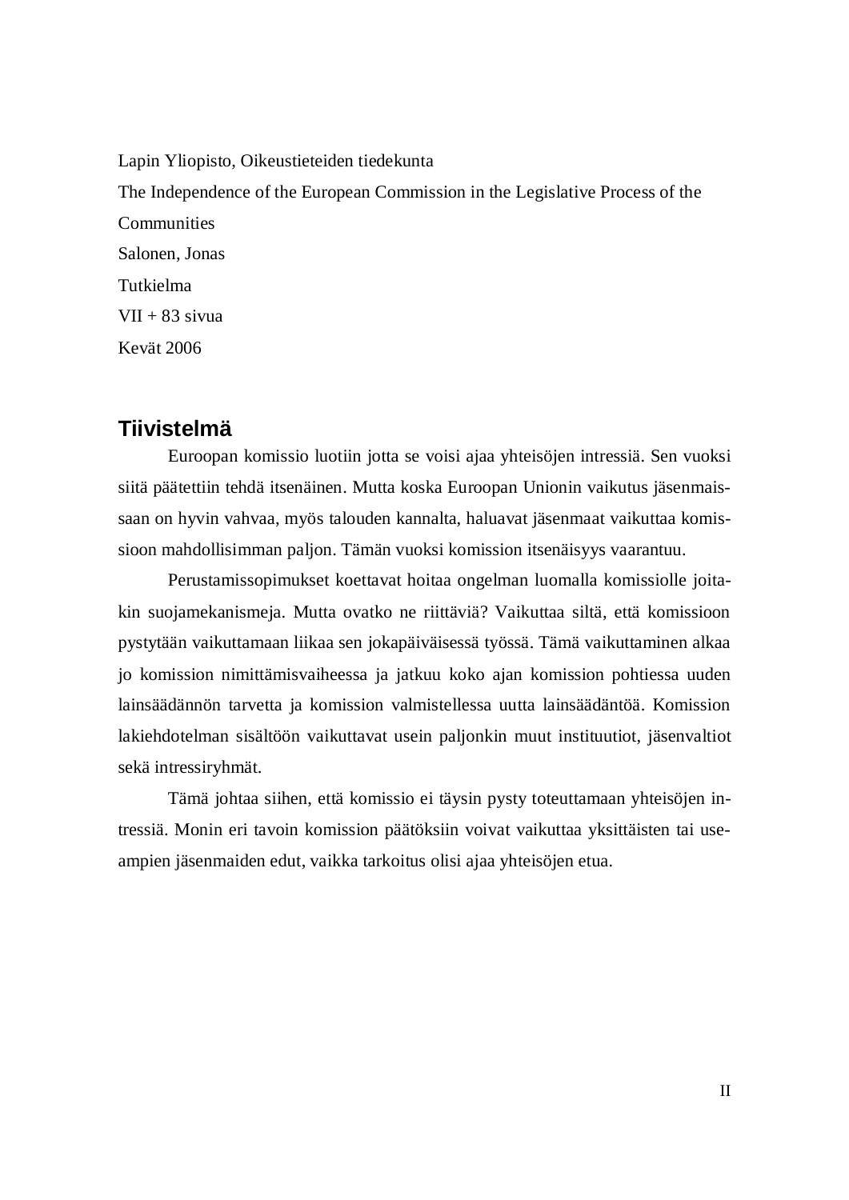Lapin Yliopisto, Oikeustieteiden tiedekunta

The Independence of the European Commission in the Legislative Process of the Communities

Salonen, Jonas

Tutkielma

VII + 83 sivua

Kevät 2006

## Tiivistelmä

Euroopan komissio luotiin jotta se voisi ajaa yhteisöjen intressiä. Sen vuoksi siitä päätettiin tehdä itsenäinen. Mutta koska Euroopan Unionin vaikutus jäsenmaissaan on hyvin vahvaa, myös talouden kannalta, haluavat jäsenmaat vaikuttaa komissioon mahdollisimman paljon. Tämän vuoksi komission itsenäisyys vaarantuu.

Perustamissopimukset koettavat hoitaa ongelman luomalla komissiolle joitakin suojamekanismeja. Mutta ovatko ne riittäviä? Vaikuttaa siltä, että komissioon pystytään vaikuttamaan liikaa sen jokapäiväisessä työssä. Tämä vaikuttaminen alkaa jo komission nimittämisvaiheessa ja jatkuu koko ajan komission pohtiessa uuden lainsäädännön tarvetta ja komission valmistellessa uutta lainsäädäntöä. Komission lakiehdotelman sisältöön vaikuttavat usein paljonkin muut instituutiot, jäsenvaltiot sekä intressiryhmät.

Tämä johtaa siihen, että komissio ei täysin pysty toteuttamaan yhteisöjen intressiä. Monin eri tavoin komission päätöksiin voivat vaikuttaa yksittäisten tai useampien jäsenmaiden edut, vaikka tarkoitus olisi ajaa yhteisöjen etua.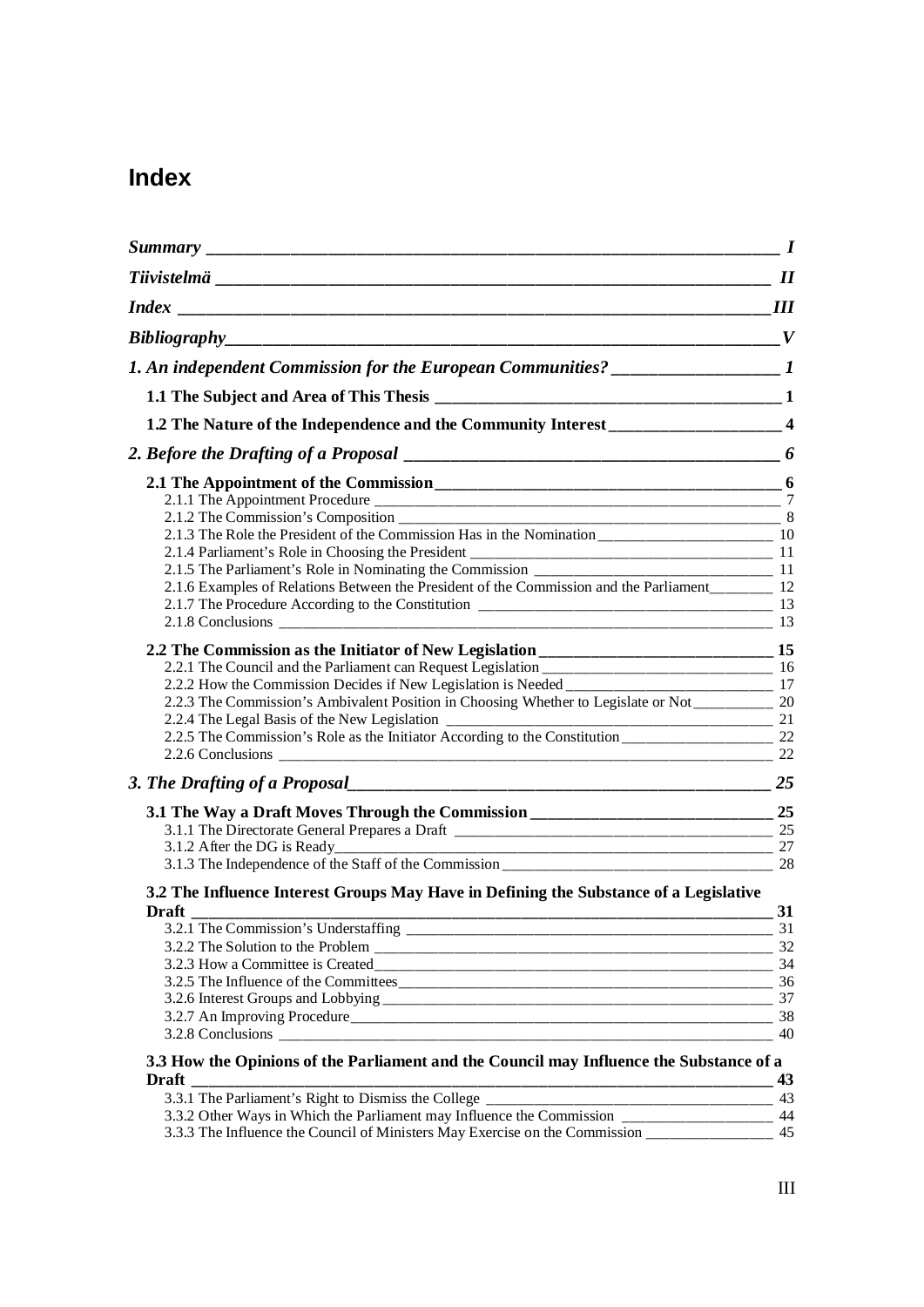# Index

| | |
|---|---|
| ***Summary*** | ***I*** |
| ***Tiivistelmä*** | ***II*** |
| ***Index*** | ***III*** |
| ***Bibliography*** | ***V*** |
| ***1. An independent Commission for the European Communities?*** | ***1*** |
| **1.1 The Subject and Area of This Thesis** | **1** |
| **1.2 The Nature of the Independence and the Community Interest** | **4** |
| ***2. Before the Drafting of a Proposal*** | ***6*** |
| **2.1 The Appointment of the Commission** | **6** |
| 2.1.1 The Appointment Procedure | 7 |
| 2.1.2 The Commission's Composition | 8 |
| 2.1.3 The Role the President of the Commission Has in the Nomination | 10 |
| 2.1.4 Parliament's Role in Choosing the President | 11 |
| 2.1.5 The Parliament's Role in Nominating the Commission | 11 |
| 2.1.6 Examples of Relations Between the President of the Commission and the Parliament | 12 |
| 2.1.7 The Procedure According to the Constitution | 13 |
| 2.1.8 Conclusions | 13 |
| **2.2 The Commission as the Initiator of New Legislation** | **15** |
| 2.2.1 The Council and the Parliament can Request Legislation | 16 |
| 2.2.2 How the Commission Decides if New Legislation is Needed | 17 |
| 2.2.3 The Commission's Ambivalent Position in Choosing Whether to Legislate or Not | 20 |
| 2.2.4 The Legal Basis of the New Legislation | 21 |
| 2.2.5 The Commission's Role as the Initiator According to the Constitution | 22 |
| 2.2.6 Conclusions | 22 |
| ***3. The Drafting of a Proposal*** | ***25*** |
| **3.1 The Way a Draft Moves Through the Commission** | **25** |
| 3.1.1 The Directorate General Prepares a Draft | 25 |
| 3.1.2 After the DG is Ready | 27 |
| 3.1.3 The Independence of the Staff of the Commission | 28 |
| **3.2 The Influence Interest Groups May Have in Defining the Substance of a Legislative Draft** | **31** |
| 3.2.1 The Commission's Understaffing | 31 |
| 3.2.2 The Solution to the Problem | 32 |
| 3.2.3 How a Committee is Created | 34 |
| 3.2.5 The Influence of the Committees | 36 |
| 3.2.6 Interest Groups and Lobbying | 37 |
| 3.2.7 An Improving Procedure | 38 |
| 3.2.8 Conclusions | 40 |
| **3.3 How the Opinions of the Parliament and the Council may Influence the Substance of a Draft** | **43** |
| 3.3.1 The Parliament's Right to Dismiss the College | 43 |
| 3.3.2 Other Ways in Which the Parliament may Influence the Commission | 44 |
| 3.3.3 The Influence the Council of Ministers May Exercise on the Commission | 45 |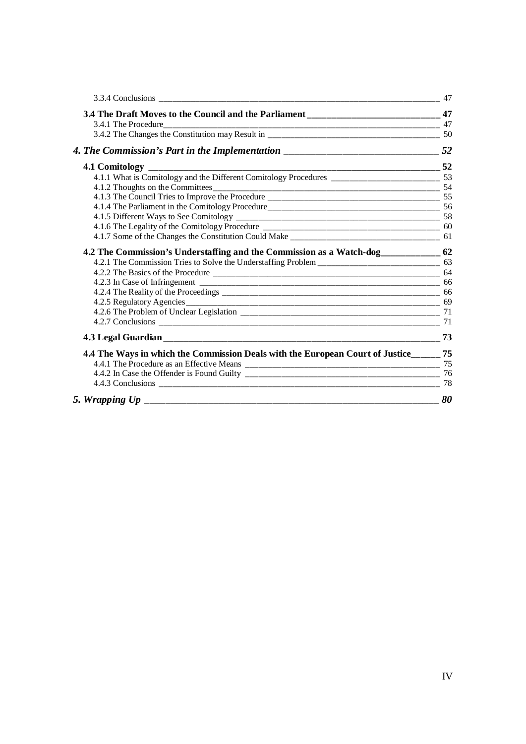3.3.4 Conclusions ____ 47

**3.4 The Draft Moves to the Council and the Parliament ____ 47**

3.4.1 The Procedure ____ 47

3.4.2 The Changes the Constitution may Result in ____ 50

***4. The Commission's Part in the Implementation ____ 52***

**4.1 Comitology ____ 52**

4.1.1 What is Comitology and the Different Comitology Procedures ____ 53

4.1.2 Thoughts on the Committees ____ 54

4.1.3 The Council Tries to Improve the Procedure ____ 55

4.1.4 The Parliament in the Comitology Procedure ____ 56

4.1.5 Different Ways to See Comitology ____ 58

4.1.6 The Legality of the Comitology Procedure ____ 60

4.1.7 Some of the Changes the Constitution Could Make ____ 61

**4.2 The Commission's Understaffing and the Commission as a Watch-dog ____ 62**

4.2.1 The Commission Tries to Solve the Understaffing Problem ____ 63

4.2.2 The Basics of the Procedure ____ 64

4.2.3 In Case of Infringement ____ 66

4.2.4 The Reality of the Proceedings ____ 66

4.2.5 Regulatory Agencies ____ 69

4.2.6 The Problem of Unclear Legislation ____ 71

4.2.7 Conclusions ____ 71

**4.3 Legal Guardian ____ 73**

**4.4 The Ways in which the Commission Deals with the European Court of Justice ____ 75**

4.4.1 The Procedure as an Effective Means ____ 75

4.4.2 In Case the Offender is Found Guilty ____ 76

4.4.3 Conclusions ____ 78

***5. Wrapping Up ____ 80***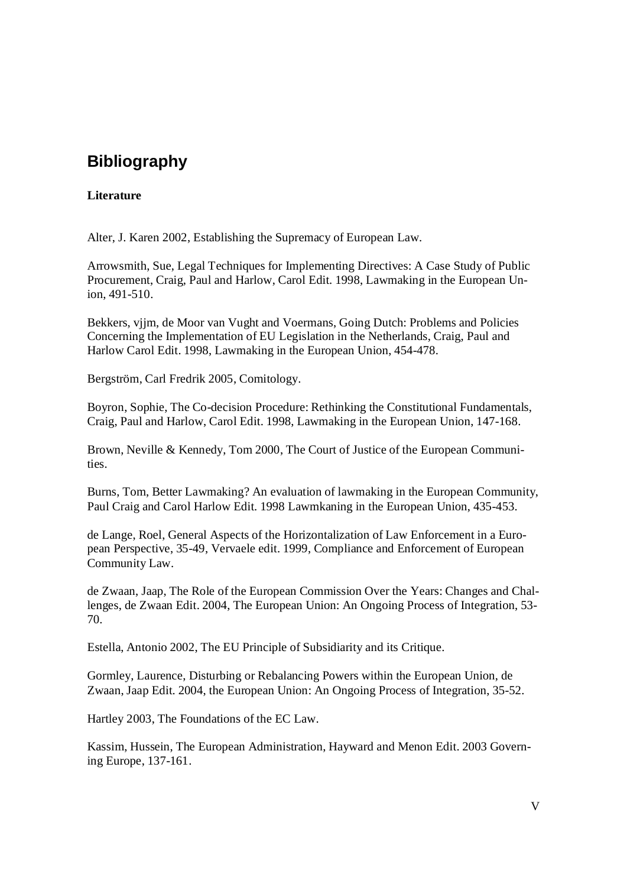## Bibliography

**Literature**

Alter, J. Karen 2002, Establishing the Supremacy of European Law.

Arrowsmith, Sue, Legal Techniques for Implementing Directives: A Case Study of Public Procurement, Craig, Paul and Harlow, Carol Edit. 1998, Lawmaking in the European Union, 491-510.

Bekkers, vjjm, de Moor van Vught and Voermans, Going Dutch: Problems and Policies Concerning the Implementation of EU Legislation in the Netherlands, Craig, Paul and Harlow Carol Edit. 1998, Lawmaking in the European Union, 454-478.

Bergström, Carl Fredrik 2005, Comitology.

Boyron, Sophie, The Co-decision Procedure: Rethinking the Constitutional Fundamentals, Craig, Paul and Harlow, Carol Edit. 1998, Lawmaking in the European Union, 147-168.

Brown, Neville & Kennedy, Tom 2000, The Court of Justice of the European Communities.

Burns, Tom, Better Lawmaking? An evaluation of lawmaking in the European Community, Paul Craig and Carol Harlow Edit. 1998 Lawmkaning in the European Union, 435-453.

de Lange, Roel, General Aspects of the Horizontalization of Law Enforcement in a European Perspective, 35-49, Vervaele edit. 1999, Compliance and Enforcement of European Community Law.

de Zwaan, Jaap, The Role of the European Commission Over the Years: Changes and Challenges, de Zwaan Edit. 2004, The European Union: An Ongoing Process of Integration, 53-70.

Estella, Antonio 2002, The EU Principle of Subsidiarity and its Critique.

Gormley, Laurence, Disturbing or Rebalancing Powers within the European Union, de Zwaan, Jaap Edit. 2004, the European Union: An Ongoing Process of Integration, 35-52.

Hartley 2003, The Foundations of the EC Law.

Kassim, Hussein, The European Administration, Hayward and Menon Edit. 2003 Governing Europe, 137-161.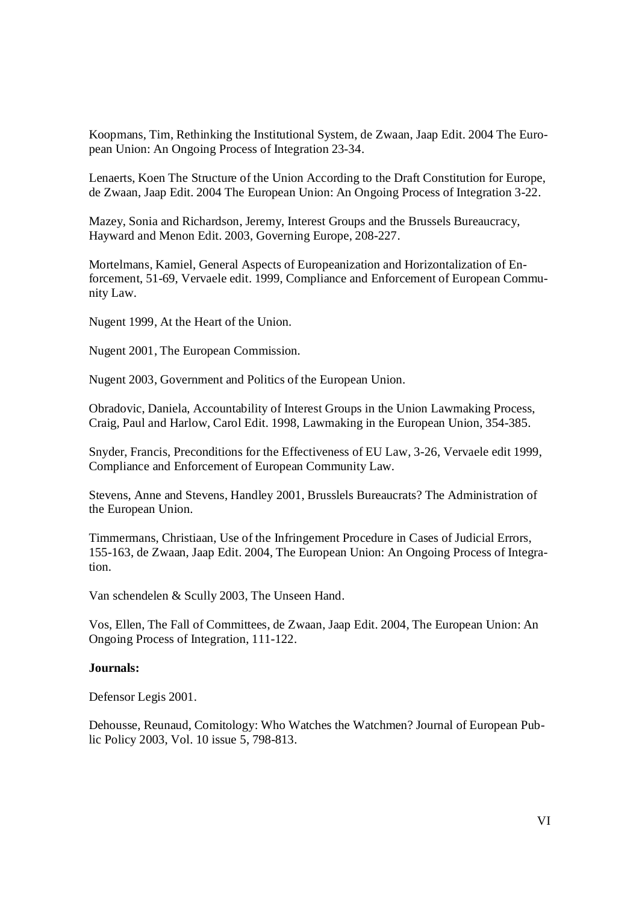Koopmans, Tim, Rethinking the Institutional System, de Zwaan, Jaap Edit. 2004 The European Union: An Ongoing Process of Integration 23-34.

Lenaerts, Koen The Structure of the Union According to the Draft Constitution for Europe, de Zwaan, Jaap Edit. 2004 The European Union: An Ongoing Process of Integration 3-22.

Mazey, Sonia and Richardson, Jeremy, Interest Groups and the Brussels Bureaucracy, Hayward and Menon Edit. 2003, Governing Europe, 208-227.

Mortelmans, Kamiel, General Aspects of Europeanization and Horizontalization of Enforcement, 51-69, Vervaele edit. 1999, Compliance and Enforcement of European Community Law.

Nugent 1999, At the Heart of the Union.

Nugent 2001, The European Commission.

Nugent 2003, Government and Politics of the European Union.

Obradovic, Daniela, Accountability of Interest Groups in the Union Lawmaking Process, Craig, Paul and Harlow, Carol Edit. 1998, Lawmaking in the European Union, 354-385.

Snyder, Francis, Preconditions for the Effectiveness of EU Law, 3-26, Vervaele edit 1999, Compliance and Enforcement of European Community Law.

Stevens, Anne and Stevens, Handley 2001, Brusslels Bureaucrats? The Administration of the European Union.

Timmermans, Christiaan, Use of the Infringement Procedure in Cases of Judicial Errors, 155-163, de Zwaan, Jaap Edit. 2004, The European Union: An Ongoing Process of Integration.

Van schendelen & Scully 2003, The Unseen Hand.

Vos, Ellen, The Fall of Committees, de Zwaan, Jaap Edit. 2004, The European Union: An Ongoing Process of Integration, 111-122.

**Journals:**

Defensor Legis 2001.

Dehousse, Reunaud, Comitology: Who Watches the Watchmen? Journal of European Public Policy 2003, Vol. 10 issue 5, 798-813.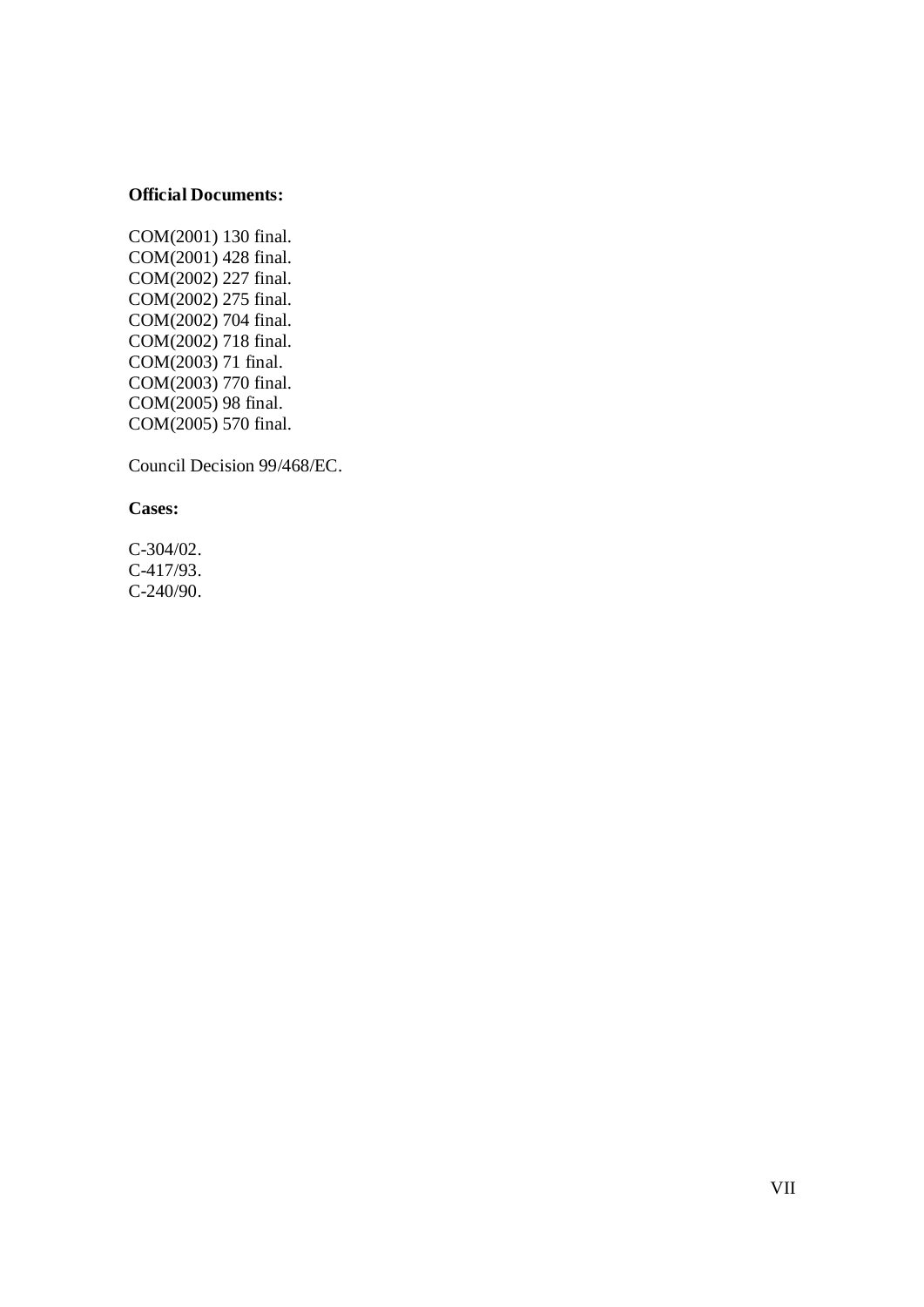**Official Documents:**

COM(2001) 130 final.
COM(2001) 428 final.
COM(2002) 227 final.
COM(2002) 275 final.
COM(2002) 704 final.
COM(2002) 718 final.
COM(2003) 71 final.
COM(2003) 770 final.
COM(2005) 98 final.
COM(2005) 570 final.

Council Decision 99/468/EC.

**Cases:**

C-304/02.
C-417/93.
C-240/90.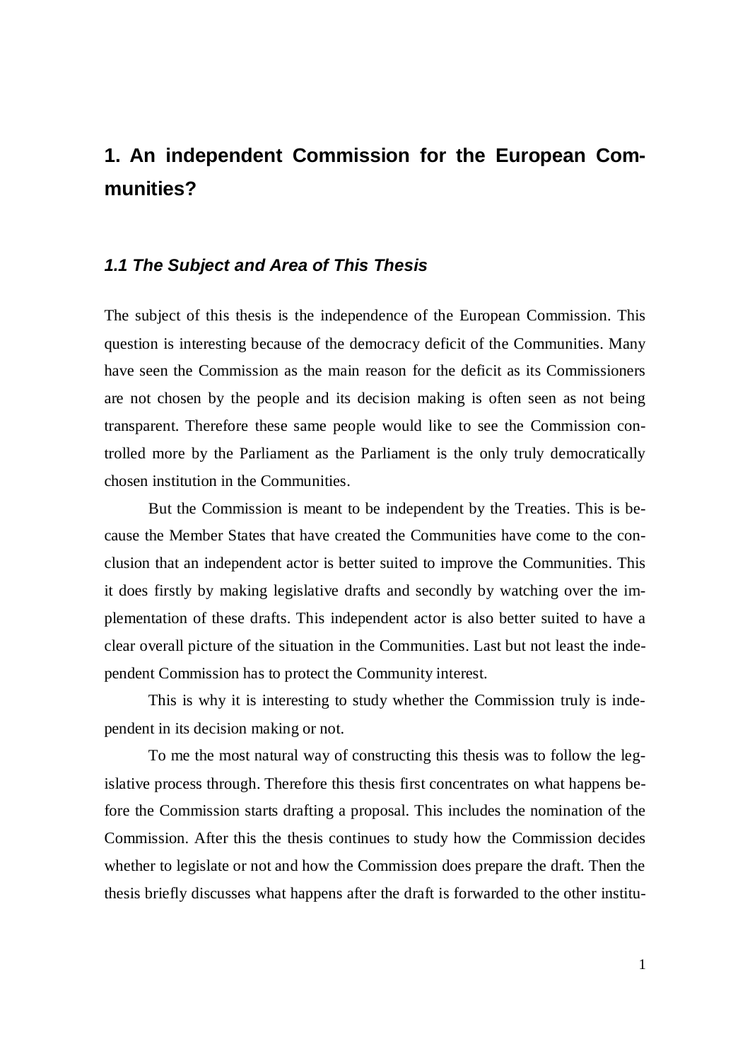# 1. An independent Commission for the European Communities?

## *1.1 The Subject and Area of This Thesis*

The subject of this thesis is the independence of the European Commission. This question is interesting because of the democracy deficit of the Communities. Many have seen the Commission as the main reason for the deficit as its Commissioners are not chosen by the people and its decision making is often seen as not being transparent. Therefore these same people would like to see the Commission controlled more by the Parliament as the Parliament is the only truly democratically chosen institution in the Communities.

But the Commission is meant to be independent by the Treaties. This is because the Member States that have created the Communities have come to the conclusion that an independent actor is better suited to improve the Communities. This it does firstly by making legislative drafts and secondly by watching over the implementation of these drafts. This independent actor is also better suited to have a clear overall picture of the situation in the Communities. Last but not least the independent Commission has to protect the Community interest.

This is why it is interesting to study whether the Commission truly is independent in its decision making or not.

To me the most natural way of constructing this thesis was to follow the legislative process through. Therefore this thesis first concentrates on what happens before the Commission starts drafting a proposal. This includes the nomination of the Commission. After this the thesis continues to study how the Commission decides whether to legislate or not and how the Commission does prepare the draft. Then the thesis briefly discusses what happens after the draft is forwarded to the other institu-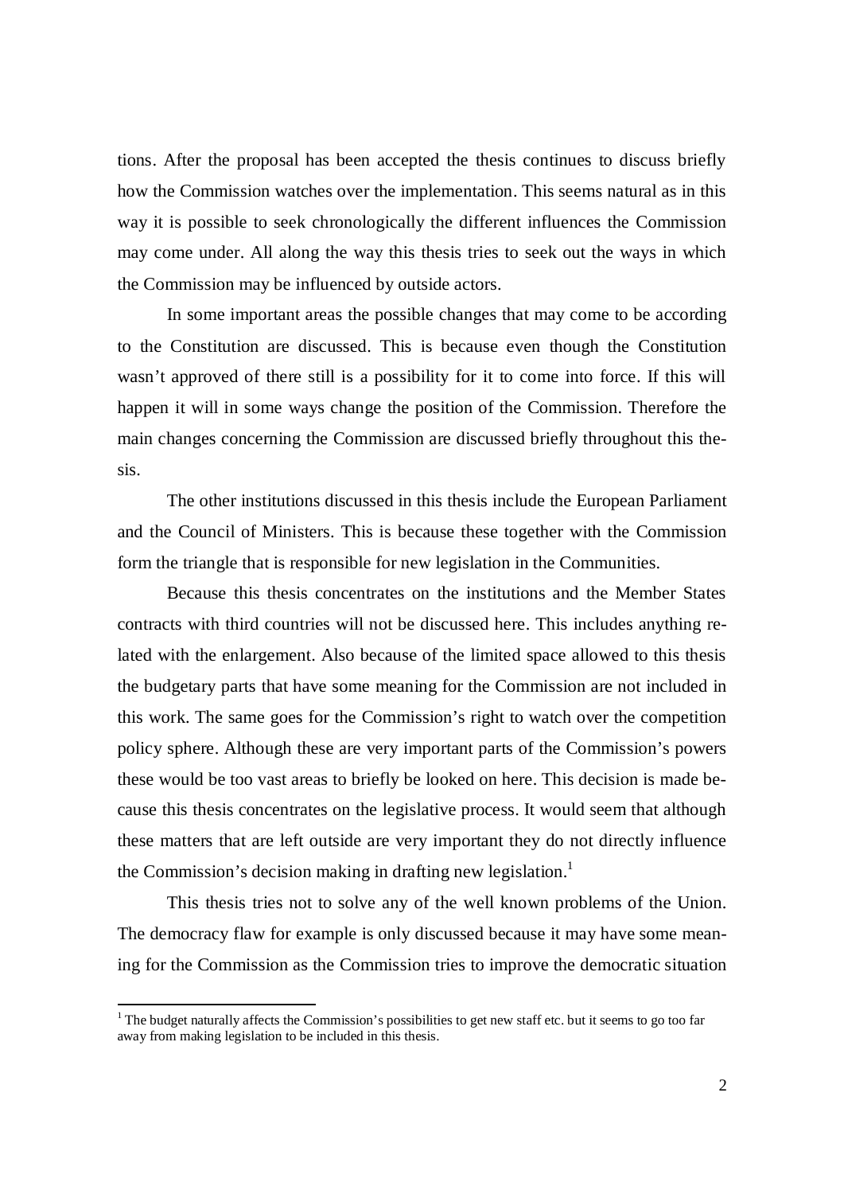tions. After the proposal has been accepted the thesis continues to discuss briefly how the Commission watches over the implementation. This seems natural as in this way it is possible to seek chronologically the different influences the Commission may come under. All along the way this thesis tries to seek out the ways in which the Commission may be influenced by outside actors.

In some important areas the possible changes that may come to be according to the Constitution are discussed. This is because even though the Constitution wasn't approved of there still is a possibility for it to come into force. If this will happen it will in some ways change the position of the Commission. Therefore the main changes concerning the Commission are discussed briefly throughout this thesis.

The other institutions discussed in this thesis include the European Parliament and the Council of Ministers. This is because these together with the Commission form the triangle that is responsible for new legislation in the Communities.

Because this thesis concentrates on the institutions and the Member States contracts with third countries will not be discussed here. This includes anything related with the enlargement. Also because of the limited space allowed to this thesis the budgetary parts that have some meaning for the Commission are not included in this work. The same goes for the Commission's right to watch over the competition policy sphere. Although these are very important parts of the Commission's powers these would be too vast areas to briefly be looked on here. This decision is made because this thesis concentrates on the legislative process. It would seem that although these matters that are left outside are very important they do not directly influence the Commission's decision making in drafting new legislation.[1]

This thesis tries not to solve any of the well known problems of the Union. The democracy flaw for example is only discussed because it may have some meaning for the Commission as the Commission tries to improve the democratic situation

[1] The budget naturally affects the Commission's possibilities to get new staff etc. but it seems to go too far away from making legislation to be included in this thesis.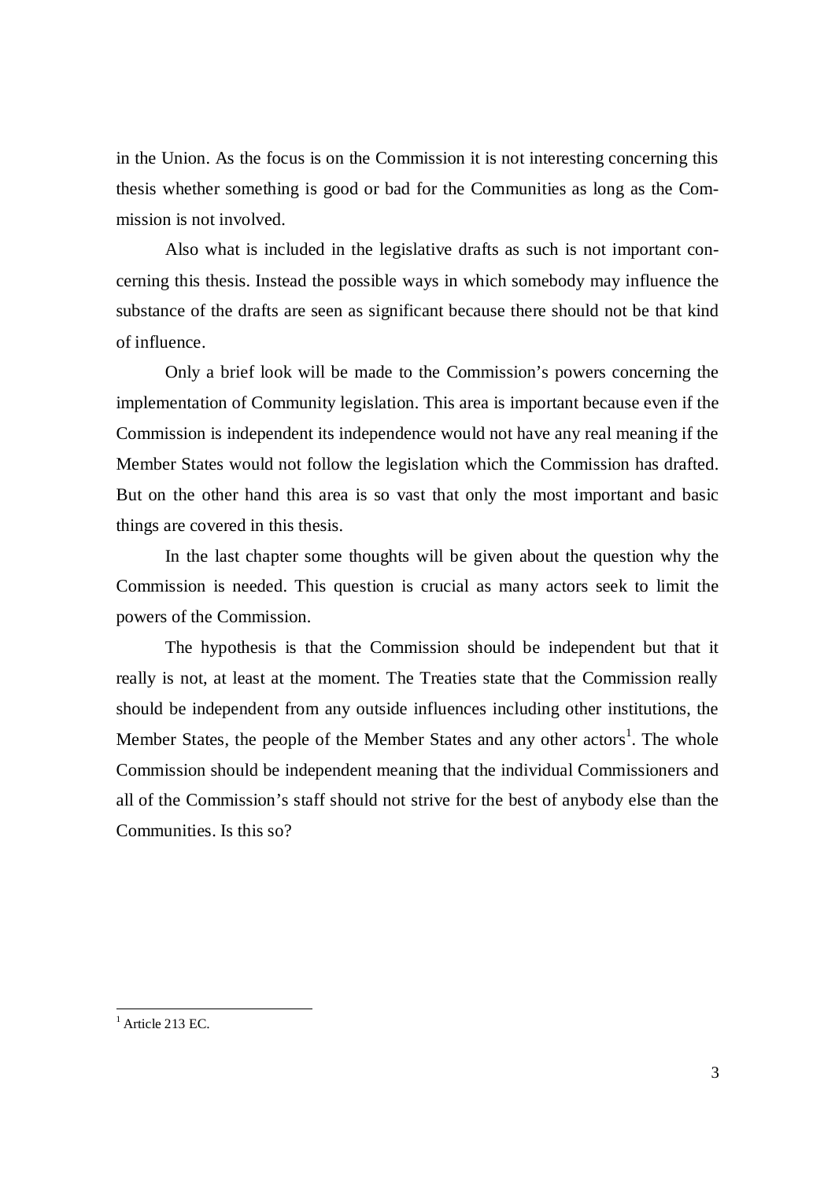in the Union. As the focus is on the Commission it is not interesting concerning this thesis whether something is good or bad for the Communities as long as the Commission is not involved.

Also what is included in the legislative drafts as such is not important concerning this thesis. Instead the possible ways in which somebody may influence the substance of the drafts are seen as significant because there should not be that kind of influence.

Only a brief look will be made to the Commission's powers concerning the implementation of Community legislation. This area is important because even if the Commission is independent its independence would not have any real meaning if the Member States would not follow the legislation which the Commission has drafted. But on the other hand this area is so vast that only the most important and basic things are covered in this thesis.

In the last chapter some thoughts will be given about the question why the Commission is needed. This question is crucial as many actors seek to limit the powers of the Commission.

The hypothesis is that the Commission should be independent but that it really is not, at least at the moment. The Treaties state that the Commission really should be independent from any outside influences including other institutions, the Member States, the people of the Member States and any other actors[1]. The whole Commission should be independent meaning that the individual Commissioners and all of the Commission's staff should not strive for the best of anybody else than the Communities. Is this so?

---

[1] Article 213 EC.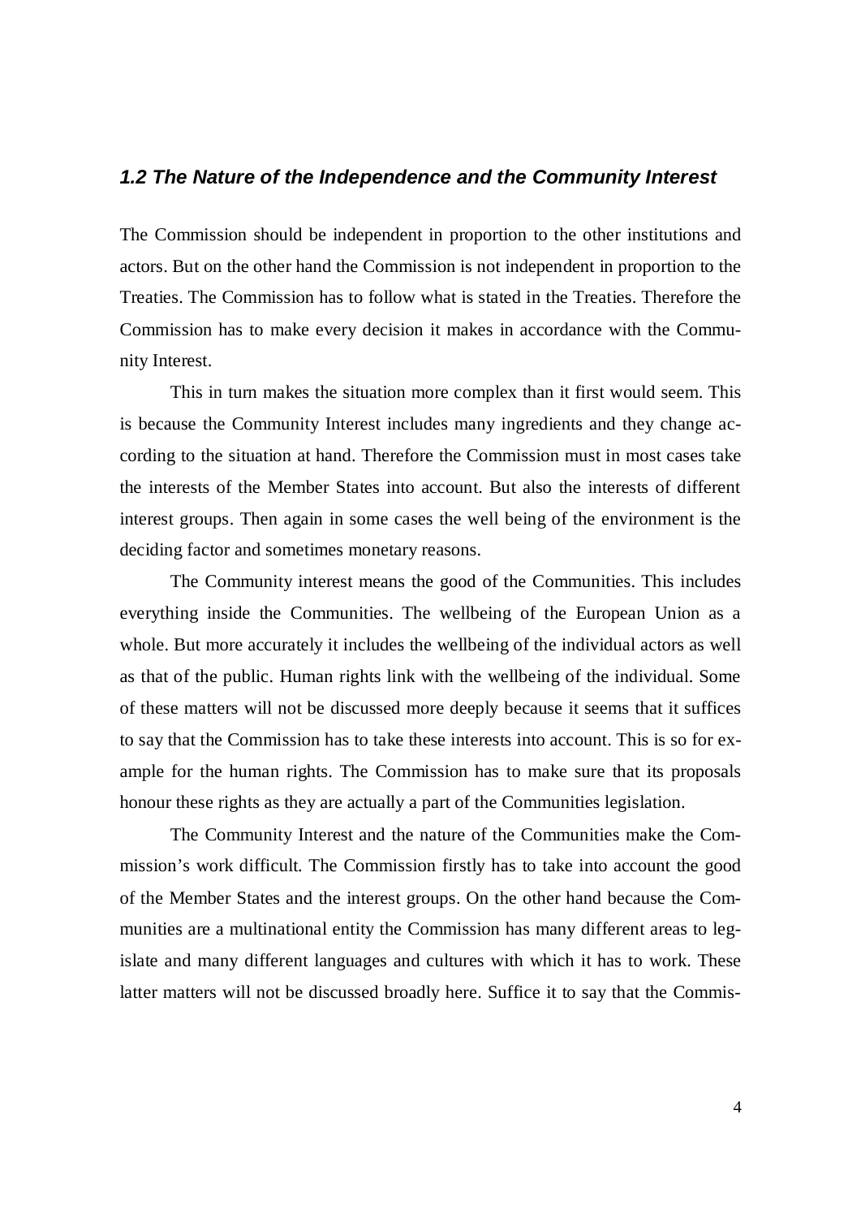### *1.2 The Nature of the Independence and the Community Interest*

The Commission should be independent in proportion to the other institutions and actors. But on the other hand the Commission is not independent in proportion to the Treaties. The Commission has to follow what is stated in the Treaties. Therefore the Commission has to make every decision it makes in accordance with the Community Interest.

This in turn makes the situation more complex than it first would seem. This is because the Community Interest includes many ingredients and they change according to the situation at hand. Therefore the Commission must in most cases take the interests of the Member States into account. But also the interests of different interest groups. Then again in some cases the well being of the environment is the deciding factor and sometimes monetary reasons.

The Community interest means the good of the Communities. This includes everything inside the Communities. The wellbeing of the European Union as a whole. But more accurately it includes the wellbeing of the individual actors as well as that of the public. Human rights link with the wellbeing of the individual. Some of these matters will not be discussed more deeply because it seems that it suffices to say that the Commission has to take these interests into account. This is so for example for the human rights. The Commission has to make sure that its proposals honour these rights as they are actually a part of the Communities legislation.

The Community Interest and the nature of the Communities make the Commission's work difficult. The Commission firstly has to take into account the good of the Member States and the interest groups. On the other hand because the Communities are a multinational entity the Commission has many different areas to legislate and many different languages and cultures with which it has to work. These latter matters will not be discussed broadly here. Suffice it to say that the Commis-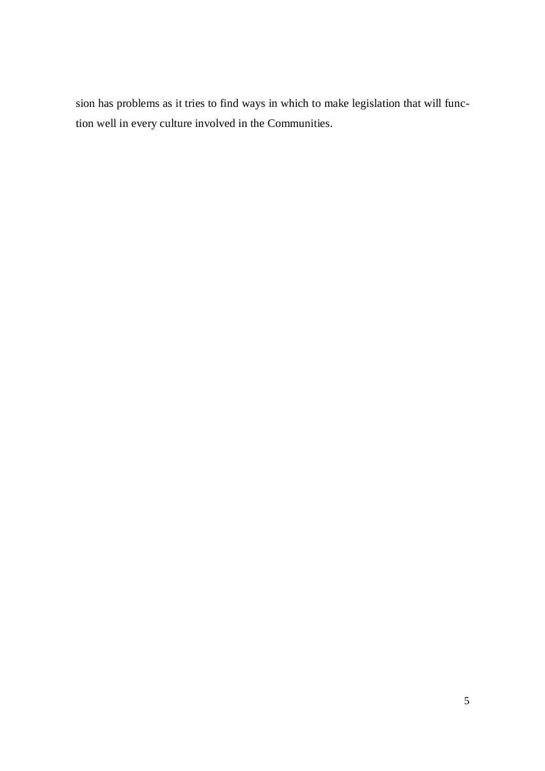sion has problems as it tries to find ways in which to make legislation that will function well in every culture involved in the Communities.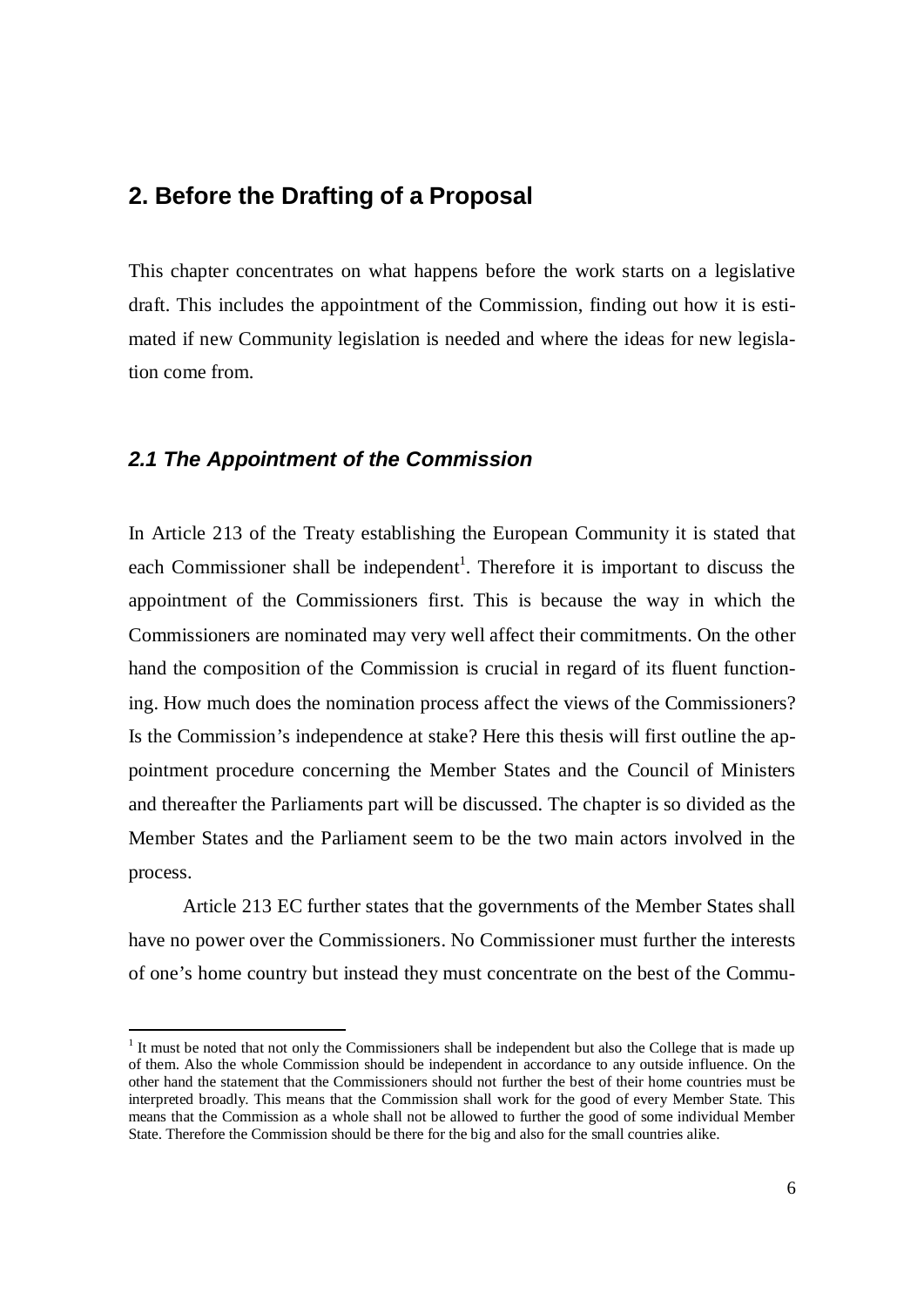## 2. Before the Drafting of a Proposal

This chapter concentrates on what happens before the work starts on a legislative draft. This includes the appointment of the Commission, finding out how it is estimated if new Community legislation is needed and where the ideas for new legislation come from.

### *2.1 The Appointment of the Commission*

In Article 213 of the Treaty establishing the European Community it is stated that each Commissioner shall be independent[1]. Therefore it is important to discuss the appointment of the Commissioners first. This is because the way in which the Commissioners are nominated may very well affect their commitments. On the other hand the composition of the Commission is crucial in regard of its fluent functioning. How much does the nomination process affect the views of the Commissioners? Is the Commission's independence at stake? Here this thesis will first outline the appointment procedure concerning the Member States and the Council of Ministers and thereafter the Parliaments part will be discussed. The chapter is so divided as the Member States and the Parliament seem to be the two main actors involved in the process.

Article 213 EC further states that the governments of the Member States shall have no power over the Commissioners. No Commissioner must further the interests of one's home country but instead they must concentrate on the best of the Commu-

[1] It must be noted that not only the Commissioners shall be independent but also the College that is made up of them. Also the whole Commission should be independent in accordance to any outside influence. On the other hand the statement that the Commissioners should not further the best of their home countries must be interpreted broadly. This means that the Commission shall work for the good of every Member State. This means that the Commission as a whole shall not be allowed to further the good of some individual Member State. Therefore the Commission should be there for the big and also for the small countries alike.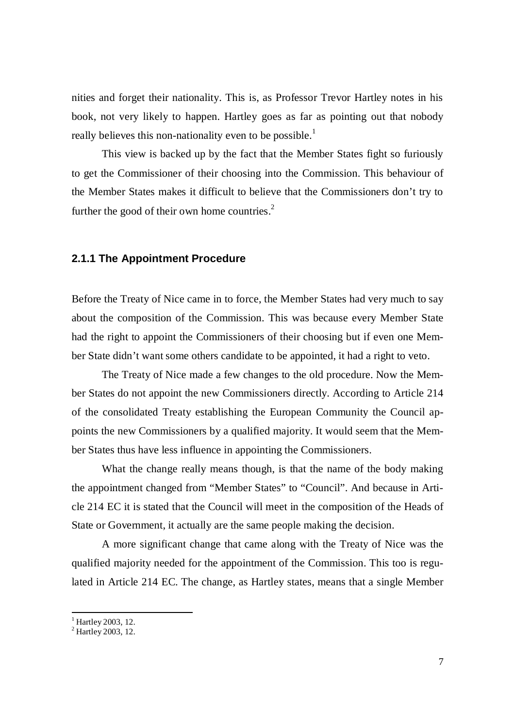nities and forget their nationality. This is, as Professor Trevor Hartley notes in his book, not very likely to happen. Hartley goes as far as pointing out that nobody really believes this non-nationality even to be possible.[1]

This view is backed up by the fact that the Member States fight so furiously to get the Commissioner of their choosing into the Commission. This behaviour of the Member States makes it difficult to believe that the Commissioners don't try to further the good of their own home countries.[2]

### 2.1.1 The Appointment Procedure

Before the Treaty of Nice came in to force, the Member States had very much to say about the composition of the Commission. This was because every Member State had the right to appoint the Commissioners of their choosing but if even one Member State didn't want some others candidate to be appointed, it had a right to veto.

The Treaty of Nice made a few changes to the old procedure. Now the Member States do not appoint the new Commissioners directly. According to Article 214 of the consolidated Treaty establishing the European Community the Council appoints the new Commissioners by a qualified majority. It would seem that the Member States thus have less influence in appointing the Commissioners.

What the change really means though, is that the name of the body making the appointment changed from "Member States" to "Council". And because in Article 214 EC it is stated that the Council will meet in the composition of the Heads of State or Government, it actually are the same people making the decision.

A more significant change that came along with the Treaty of Nice was the qualified majority needed for the appointment of the Commission. This too is regulated in Article 214 EC. The change, as Hartley states, means that a single Member

---

[1] Hartley 2003, 12.

[2] Hartley 2003, 12.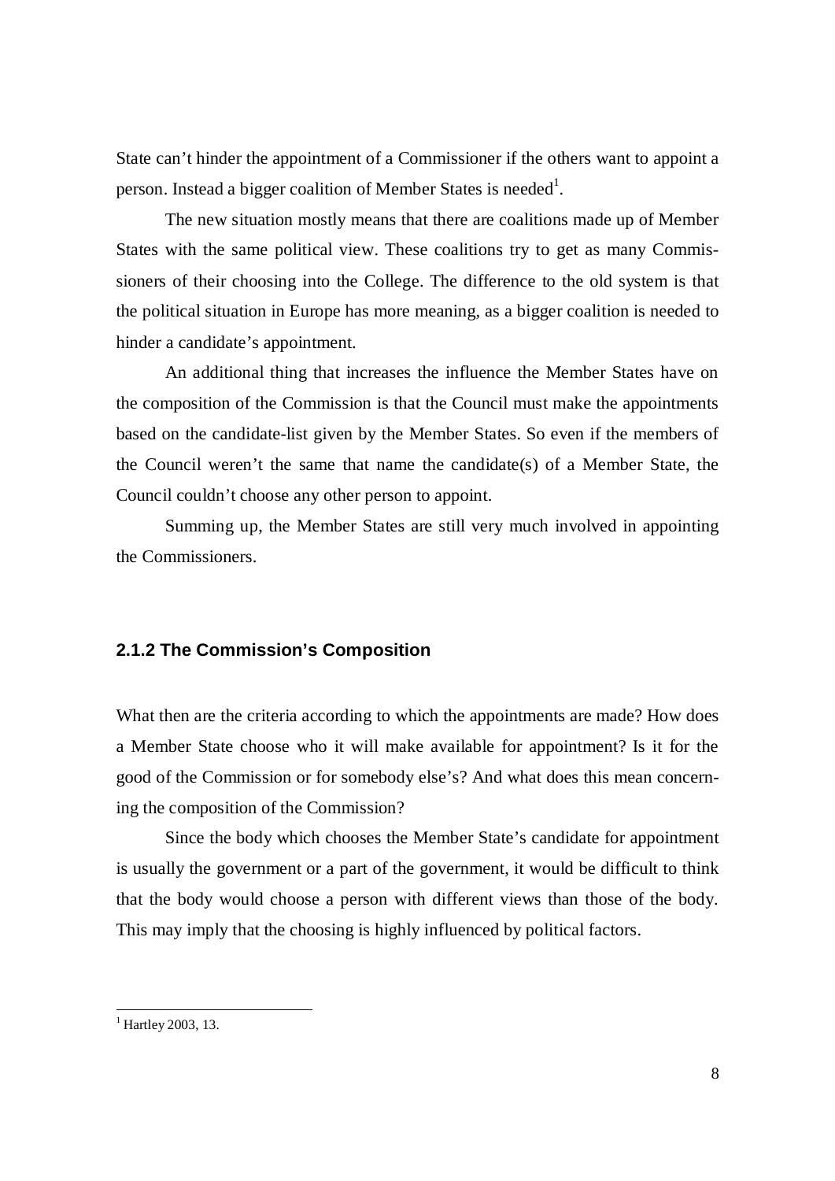State can't hinder the appointment of a Commissioner if the others want to appoint a person. Instead a bigger coalition of Member States is needed[1].

The new situation mostly means that there are coalitions made up of Member States with the same political view. These coalitions try to get as many Commissioners of their choosing into the College. The difference to the old system is that the political situation in Europe has more meaning, as a bigger coalition is needed to hinder a candidate's appointment.

An additional thing that increases the influence the Member States have on the composition of the Commission is that the Council must make the appointments based on the candidate-list given by the Member States. So even if the members of the Council weren't the same that name the candidate(s) of a Member State, the Council couldn't choose any other person to appoint.

Summing up, the Member States are still very much involved in appointing the Commissioners.

### 2.1.2 The Commission's Composition

What then are the criteria according to which the appointments are made? How does a Member State choose who it will make available for appointment? Is it for the good of the Commission or for somebody else's? And what does this mean concerning the composition of the Commission?

Since the body which chooses the Member State's candidate for appointment is usually the government or a part of the government, it would be difficult to think that the body would choose a person with different views than those of the body. This may imply that the choosing is highly influenced by political factors.

[1] Hartley 2003, 13.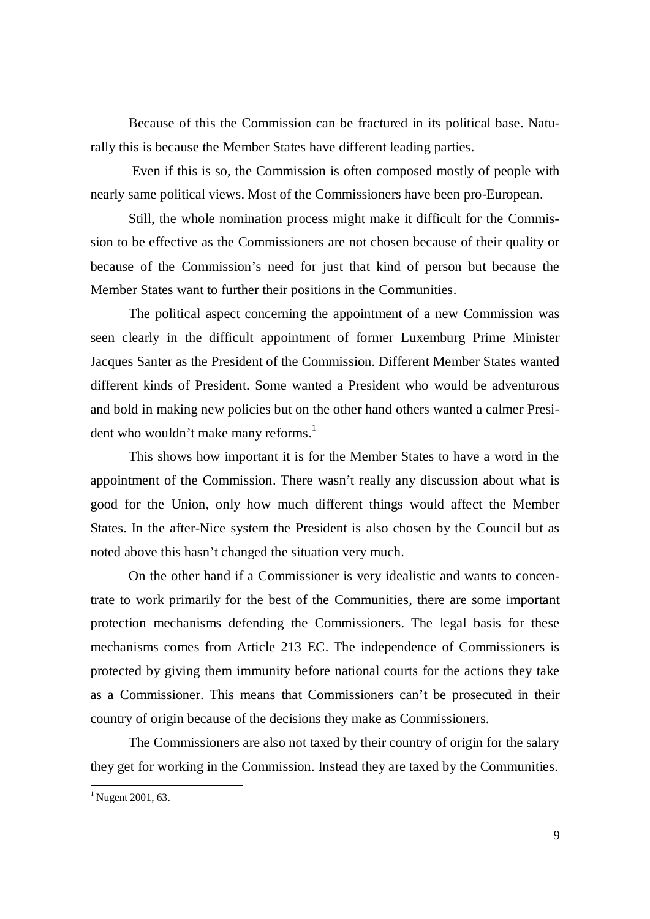Because of this the Commission can be fractured in its political base. Naturally this is because the Member States have different leading parties.

Even if this is so, the Commission is often composed mostly of people with nearly same political views. Most of the Commissioners have been pro-European.

Still, the whole nomination process might make it difficult for the Commission to be effective as the Commissioners are not chosen because of their quality or because of the Commission's need for just that kind of person but because the Member States want to further their positions in the Communities.

The political aspect concerning the appointment of a new Commission was seen clearly in the difficult appointment of former Luxemburg Prime Minister Jacques Santer as the President of the Commission. Different Member States wanted different kinds of President. Some wanted a President who would be adventurous and bold in making new policies but on the other hand others wanted a calmer President who wouldn't make many reforms.[1]

This shows how important it is for the Member States to have a word in the appointment of the Commission. There wasn't really any discussion about what is good for the Union, only how much different things would affect the Member States. In the after-Nice system the President is also chosen by the Council but as noted above this hasn't changed the situation very much.

On the other hand if a Commissioner is very idealistic and wants to concentrate to work primarily for the best of the Communities, there are some important protection mechanisms defending the Commissioners. The legal basis for these mechanisms comes from Article 213 EC. The independence of Commissioners is protected by giving them immunity before national courts for the actions they take as a Commissioner. This means that Commissioners can't be prosecuted in their country of origin because of the decisions they make as Commissioners.

The Commissioners are also not taxed by their country of origin for the salary they get for working in the Commission. Instead they are taxed by the Communities.

[1] Nugent 2001, 63.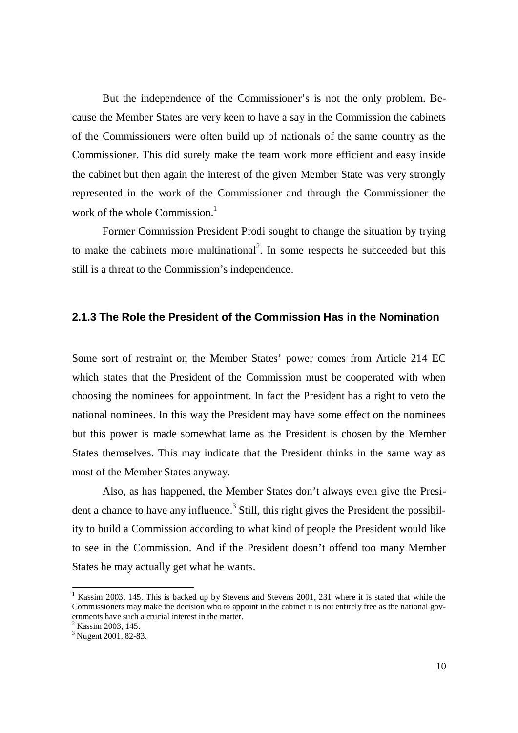But the independence of the Commissioner's is not the only problem. Because the Member States are very keen to have a say in the Commission the cabinets of the Commissioners were often build up of nationals of the same country as the Commissioner. This did surely make the team work more efficient and easy inside the cabinet but then again the interest of the given Member State was very strongly represented in the work of the Commissioner and through the Commissioner the work of the whole Commission.[1]

Former Commission President Prodi sought to change the situation by trying to make the cabinets more multinational[2]. In some respects he succeeded but this still is a threat to the Commission's independence.

### 2.1.3 The Role the President of the Commission Has in the Nomination

Some sort of restraint on the Member States' power comes from Article 214 EC which states that the President of the Commission must be cooperated with when choosing the nominees for appointment. In fact the President has a right to veto the national nominees. In this way the President may have some effect on the nominees but this power is made somewhat lame as the President is chosen by the Member States themselves. This may indicate that the President thinks in the same way as most of the Member States anyway.

Also, as has happened, the Member States don't always even give the President a chance to have any influence.[3] Still, this right gives the President the possibility to build a Commission according to what kind of people the President would like to see in the Commission. And if the President doesn't offend too many Member States he may actually get what he wants.

---

[1] Kassim 2003, 145. This is backed up by Stevens and Stevens 2001, 231 where it is stated that while the Commissioners may make the decision who to appoint in the cabinet it is not entirely free as the national governments have such a crucial interest in the matter.

[2] Kassim 2003, 145.

[3] Nugent 2001, 82-83.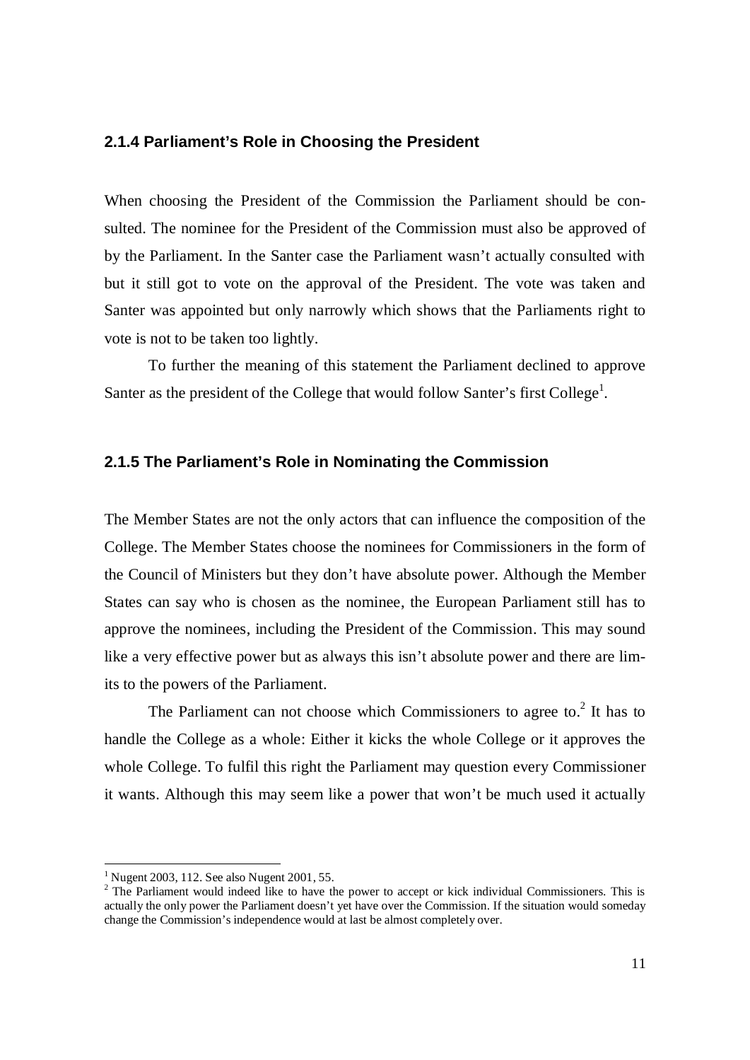### 2.1.4 Parliament's Role in Choosing the President

When choosing the President of the Commission the Parliament should be consulted. The nominee for the President of the Commission must also be approved of by the Parliament. In the Santer case the Parliament wasn't actually consulted with but it still got to vote on the approval of the President. The vote was taken and Santer was appointed but only narrowly which shows that the Parliaments right to vote is not to be taken too lightly.

To further the meaning of this statement the Parliament declined to approve Santer as the president of the College that would follow Santer's first College[1].

### 2.1.5 The Parliament's Role in Nominating the Commission

The Member States are not the only actors that can influence the composition of the College. The Member States choose the nominees for Commissioners in the form of the Council of Ministers but they don't have absolute power. Although the Member States can say who is chosen as the nominee, the European Parliament still has to approve the nominees, including the President of the Commission. This may sound like a very effective power but as always this isn't absolute power and there are limits to the powers of the Parliament.

The Parliament can not choose which Commissioners to agree to.[2] It has to handle the College as a whole: Either it kicks the whole College or it approves the whole College. To fulfil this right the Parliament may question every Commissioner it wants. Although this may seem like a power that won't be much used it actually

---

[1] Nugent 2003, 112. See also Nugent 2001, 55.

[2] The Parliament would indeed like to have the power to accept or kick individual Commissioners. This is actually the only power the Parliament doesn't yet have over the Commission. If the situation would someday change the Commission's independence would at last be almost completely over.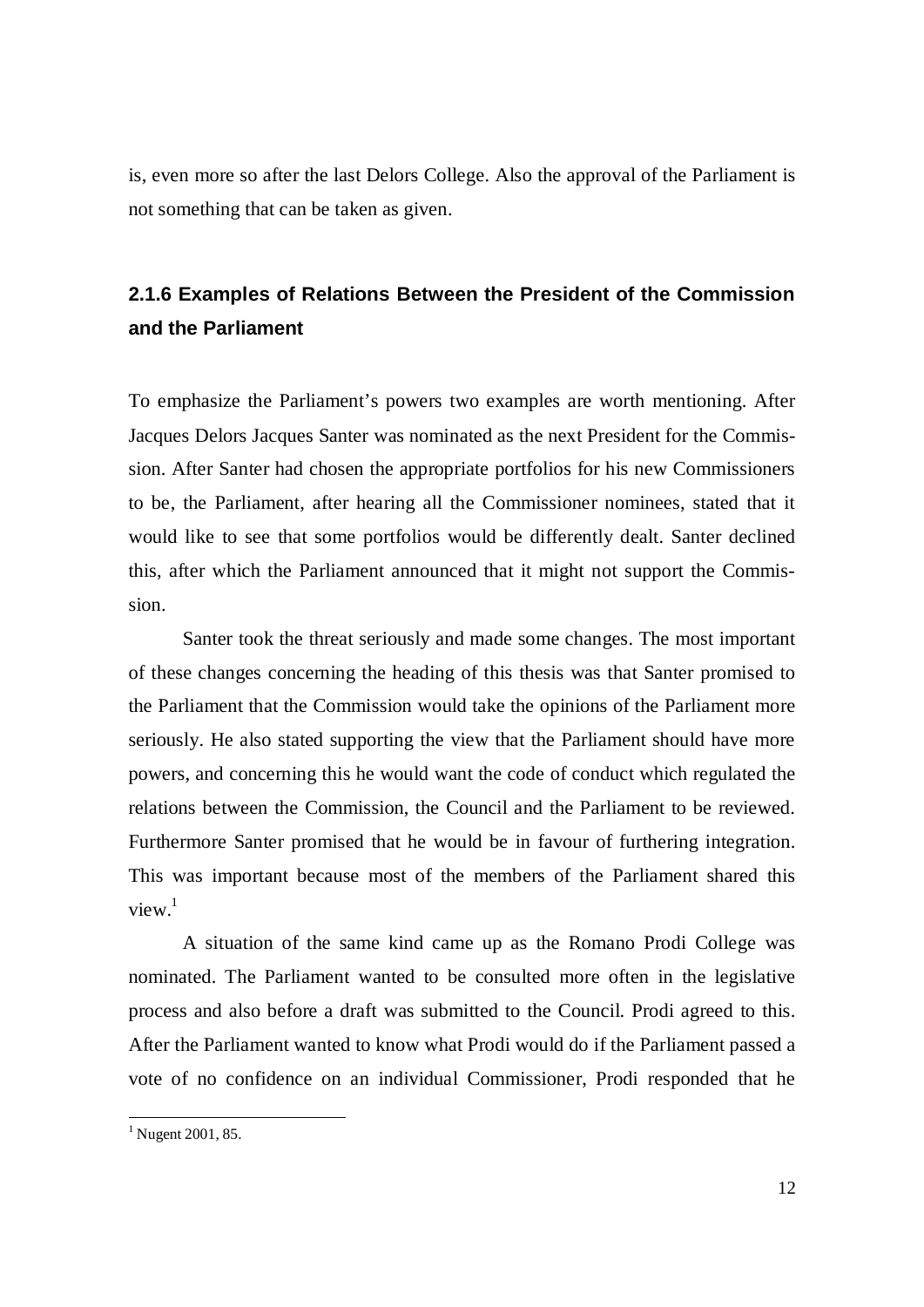is, even more so after the last Delors College. Also the approval of the Parliament is not something that can be taken as given.

### 2.1.6 Examples of Relations Between the President of the Commission and the Parliament

To emphasize the Parliament's powers two examples are worth mentioning. After Jacques Delors Jacques Santer was nominated as the next President for the Commission. After Santer had chosen the appropriate portfolios for his new Commissioners to be, the Parliament, after hearing all the Commissioner nominees, stated that it would like to see that some portfolios would be differently dealt. Santer declined this, after which the Parliament announced that it might not support the Commission.

Santer took the threat seriously and made some changes. The most important of these changes concerning the heading of this thesis was that Santer promised to the Parliament that the Commission would take the opinions of the Parliament more seriously. He also stated supporting the view that the Parliament should have more powers, and concerning this he would want the code of conduct which regulated the relations between the Commission, the Council and the Parliament to be reviewed. Furthermore Santer promised that he would be in favour of furthering integration. This was important because most of the members of the Parliament shared this view.[1]

A situation of the same kind came up as the Romano Prodi College was nominated. The Parliament wanted to be consulted more often in the legislative process and also before a draft was submitted to the Council. Prodi agreed to this. After the Parliament wanted to know what Prodi would do if the Parliament passed a vote of no confidence on an individual Commissioner, Prodi responded that he

[1] Nugent 2001, 85.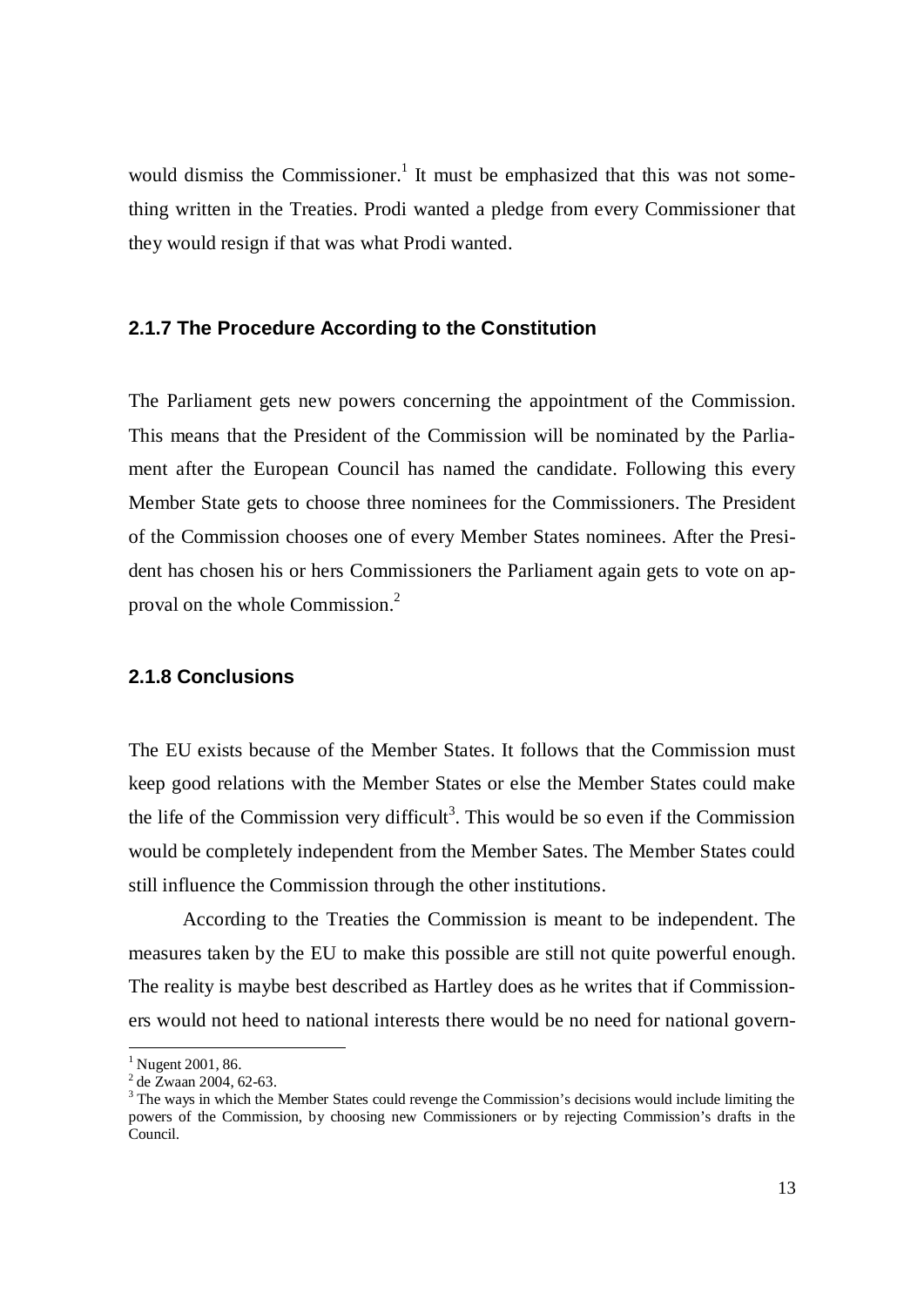would dismiss the Commissioner.[1] It must be emphasized that this was not something written in the Treaties. Prodi wanted a pledge from every Commissioner that they would resign if that was what Prodi wanted.

### 2.1.7 The Procedure According to the Constitution

The Parliament gets new powers concerning the appointment of the Commission. This means that the President of the Commission will be nominated by the Parliament after the European Council has named the candidate. Following this every Member State gets to choose three nominees for the Commissioners. The President of the Commission chooses one of every Member States nominees. After the President has chosen his or hers Commissioners the Parliament again gets to vote on approval on the whole Commission.[2]

### 2.1.8 Conclusions

The EU exists because of the Member States. It follows that the Commission must keep good relations with the Member States or else the Member States could make the life of the Commission very difficult[3]. This would be so even if the Commission would be completely independent from the Member Sates. The Member States could still influence the Commission through the other institutions.

According to the Treaties the Commission is meant to be independent. The measures taken by the EU to make this possible are still not quite powerful enough. The reality is maybe best described as Hartley does as he writes that if Commissioners would not heed to national interests there would be no need for national govern-

---

[1] Nugent 2001, 86.

[2] de Zwaan 2004, 62-63.

[3] The ways in which the Member States could revenge the Commission's decisions would include limiting the powers of the Commission, by choosing new Commissioners or by rejecting Commission's drafts in the Council.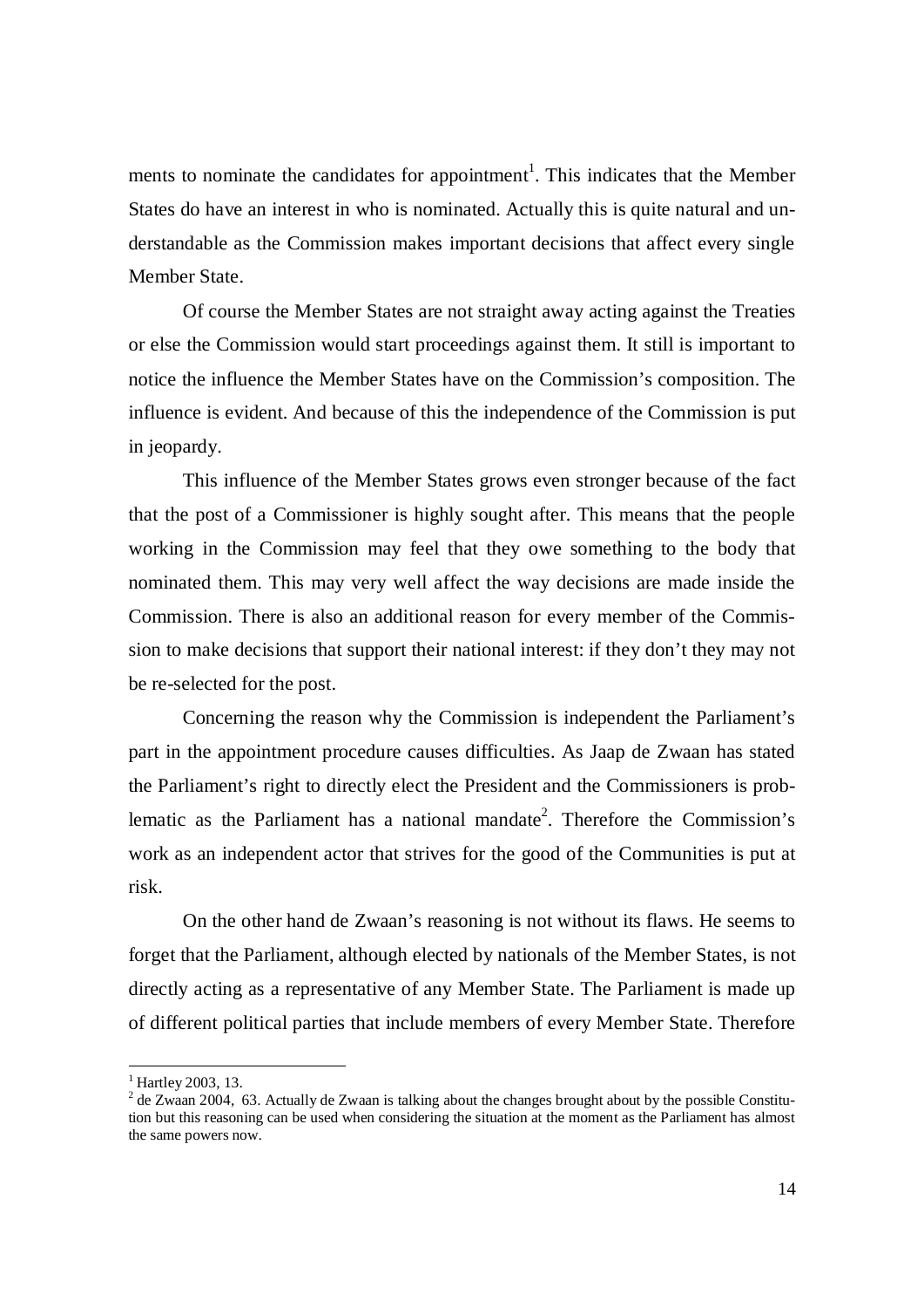ments to nominate the candidates for appointment[1]. This indicates that the Member States do have an interest in who is nominated. Actually this is quite natural and understandable as the Commission makes important decisions that affect every single Member State.

Of course the Member States are not straight away acting against the Treaties or else the Commission would start proceedings against them. It still is important to notice the influence the Member States have on the Commission's composition. The influence is evident. And because of this the independence of the Commission is put in jeopardy.

This influence of the Member States grows even stronger because of the fact that the post of a Commissioner is highly sought after. This means that the people working in the Commission may feel that they owe something to the body that nominated them. This may very well affect the way decisions are made inside the Commission. There is also an additional reason for every member of the Commission to make decisions that support their national interest: if they don't they may not be re-selected for the post.

Concerning the reason why the Commission is independent the Parliament's part in the appointment procedure causes difficulties. As Jaap de Zwaan has stated the Parliament's right to directly elect the President and the Commissioners is problematic as the Parliament has a national mandate[2]. Therefore the Commission's work as an independent actor that strives for the good of the Communities is put at risk.

On the other hand de Zwaan's reasoning is not without its flaws. He seems to forget that the Parliament, although elected by nationals of the Member States, is not directly acting as a representative of any Member State. The Parliament is made up of different political parties that include members of every Member State. Therefore

---

[1] Hartley 2003, 13.

[2] de Zwaan 2004, 63. Actually de Zwaan is talking about the changes brought about by the possible Constitution but this reasoning can be used when considering the situation at the moment as the Parliament has almost the same powers now.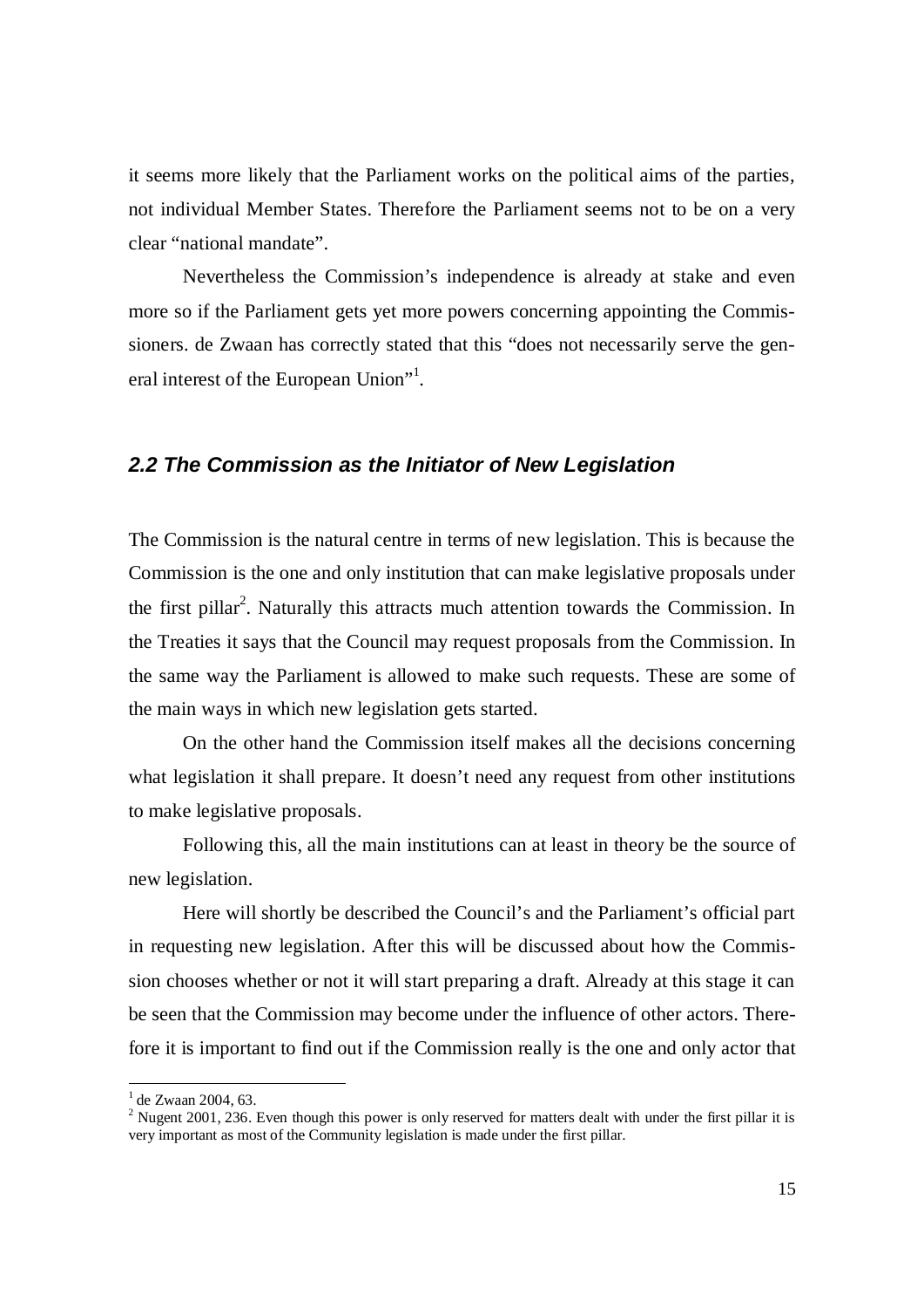it seems more likely that the Parliament works on the political aims of the parties, not individual Member States. Therefore the Parliament seems not to be on a very clear "national mandate".

Nevertheless the Commission's independence is already at stake and even more so if the Parliament gets yet more powers concerning appointing the Commissioners. de Zwaan has correctly stated that this "does not necessarily serve the general interest of the European Union"[1].

## *2.2 The Commission as the Initiator of New Legislation*

The Commission is the natural centre in terms of new legislation. This is because the Commission is the one and only institution that can make legislative proposals under the first pillar[2]. Naturally this attracts much attention towards the Commission. In the Treaties it says that the Council may request proposals from the Commission. In the same way the Parliament is allowed to make such requests. These are some of the main ways in which new legislation gets started.

On the other hand the Commission itself makes all the decisions concerning what legislation it shall prepare. It doesn't need any request from other institutions to make legislative proposals.

Following this, all the main institutions can at least in theory be the source of new legislation.

Here will shortly be described the Council's and the Parliament's official part in requesting new legislation. After this will be discussed about how the Commission chooses whether or not it will start preparing a draft. Already at this stage it can be seen that the Commission may become under the influence of other actors. Therefore it is important to find out if the Commission really is the one and only actor that

---

[1] de Zwaan 2004, 63.

[2] Nugent 2001, 236. Even though this power is only reserved for matters dealt with under the first pillar it is very important as most of the Community legislation is made under the first pillar.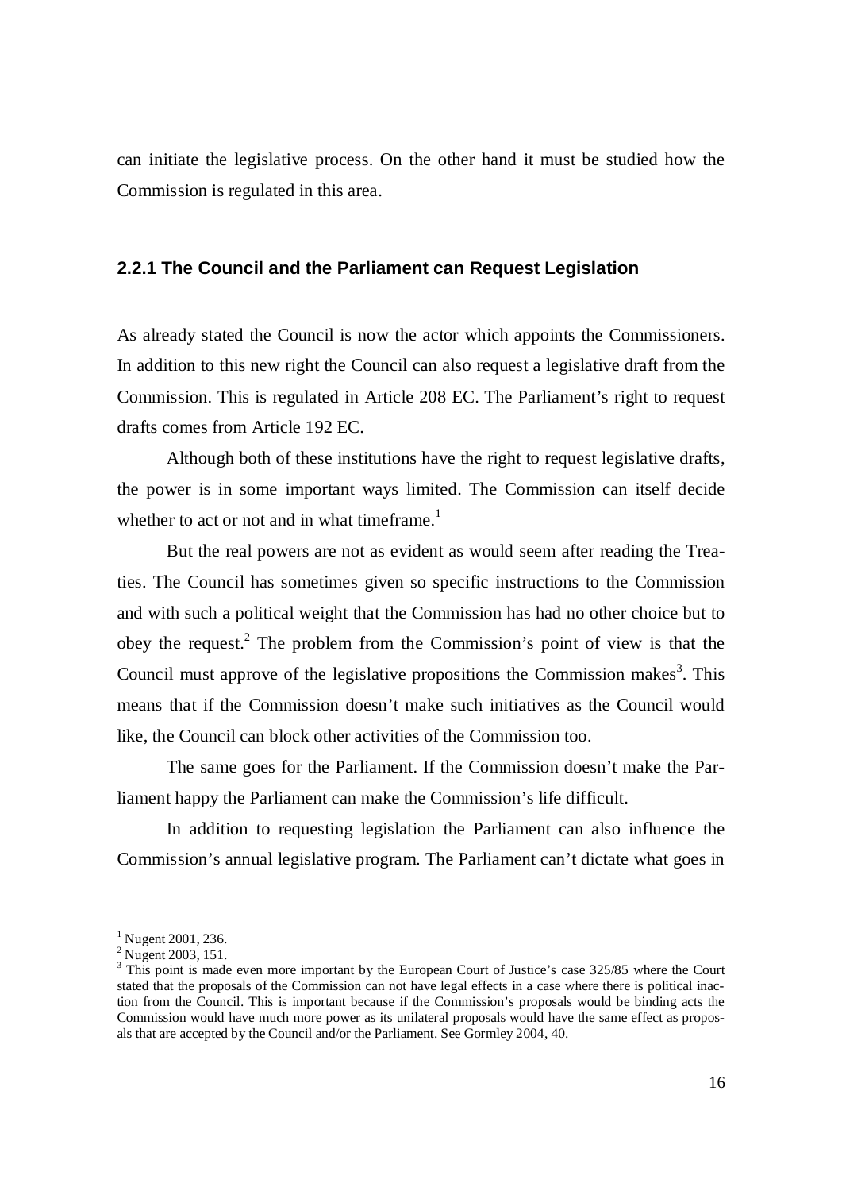can initiate the legislative process. On the other hand it must be studied how the Commission is regulated in this area.

### 2.2.1 The Council and the Parliament can Request Legislation

As already stated the Council is now the actor which appoints the Commissioners. In addition to this new right the Council can also request a legislative draft from the Commission. This is regulated in Article 208 EC. The Parliament's right to request drafts comes from Article 192 EC.

Although both of these institutions have the right to request legislative drafts, the power is in some important ways limited. The Commission can itself decide whether to act or not and in what timeframe.[1]

But the real powers are not as evident as would seem after reading the Treaties. The Council has sometimes given so specific instructions to the Commission and with such a political weight that the Commission has had no other choice but to obey the request.[2] The problem from the Commission's point of view is that the Council must approve of the legislative propositions the Commission makes[3]. This means that if the Commission doesn't make such initiatives as the Council would like, the Council can block other activities of the Commission too.

The same goes for the Parliament. If the Commission doesn't make the Parliament happy the Parliament can make the Commission's life difficult.

In addition to requesting legislation the Parliament can also influence the Commission's annual legislative program. The Parliament can't dictate what goes in

---

[1] Nugent 2001, 236.

[2] Nugent 2003, 151.

[3] This point is made even more important by the European Court of Justice's case 325/85 where the Court stated that the proposals of the Commission can not have legal effects in a case where there is political inaction from the Council. This is important because if the Commission's proposals would be binding acts the Commission would have much more power as its unilateral proposals would have the same effect as proposals that are accepted by the Council and/or the Parliament. See Gormley 2004, 40.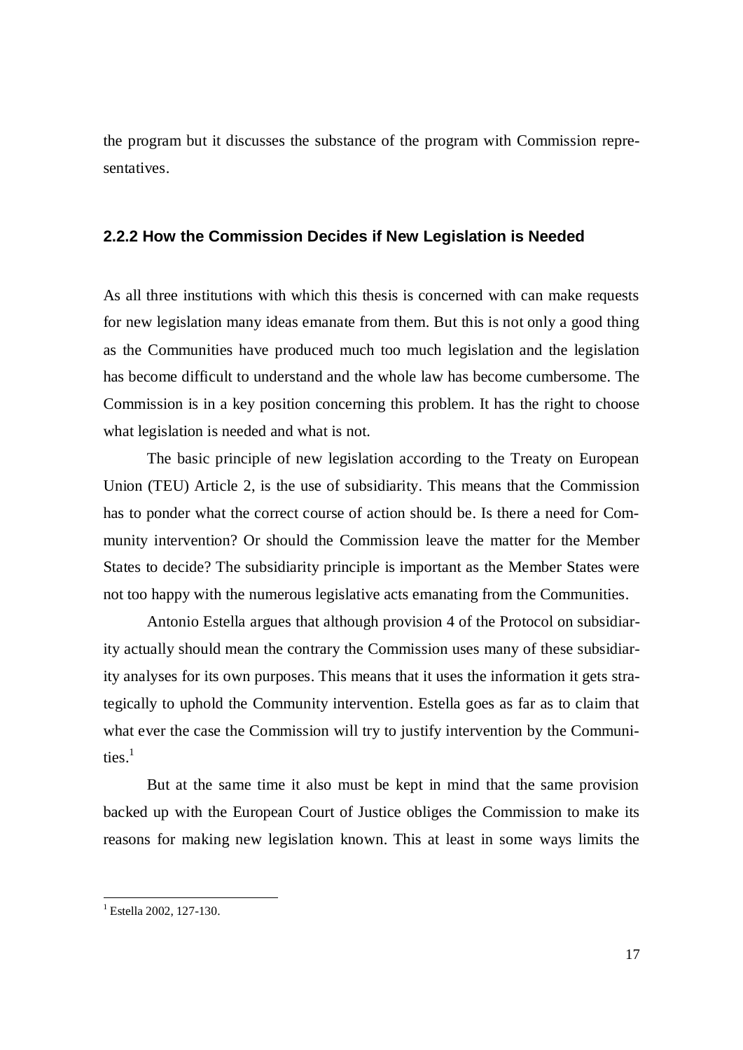the program but it discusses the substance of the program with Commission representatives.

### 2.2.2 How the Commission Decides if New Legislation is Needed

As all three institutions with which this thesis is concerned with can make requests for new legislation many ideas emanate from them. But this is not only a good thing as the Communities have produced much too much legislation and the legislation has become difficult to understand and the whole law has become cumbersome. The Commission is in a key position concerning this problem. It has the right to choose what legislation is needed and what is not.

The basic principle of new legislation according to the Treaty on European Union (TEU) Article 2, is the use of subsidiarity. This means that the Commission has to ponder what the correct course of action should be. Is there a need for Community intervention? Or should the Commission leave the matter for the Member States to decide? The subsidiarity principle is important as the Member States were not too happy with the numerous legislative acts emanating from the Communities.

Antonio Estella argues that although provision 4 of the Protocol on subsidiarity actually should mean the contrary the Commission uses many of these subsidiarity analyses for its own purposes. This means that it uses the information it gets strategically to uphold the Community intervention. Estella goes as far as to claim that what ever the case the Commission will try to justify intervention by the Communities.[1]

But at the same time it also must be kept in mind that the same provision backed up with the European Court of Justice obliges the Commission to make its reasons for making new legislation known. This at least in some ways limits the

[1] Estella 2002, 127-130.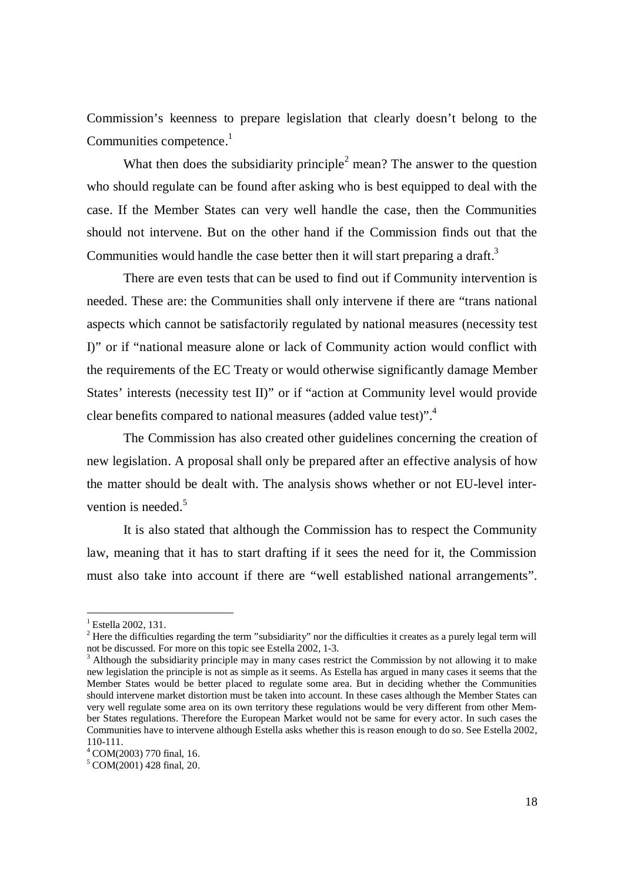Commission's keenness to prepare legislation that clearly doesn't belong to the Communities competence.[1]

What then does the subsidiarity principle[2] mean? The answer to the question who should regulate can be found after asking who is best equipped to deal with the case. If the Member States can very well handle the case, then the Communities should not intervene. But on the other hand if the Commission finds out that the Communities would handle the case better then it will start preparing a draft.[3]

There are even tests that can be used to find out if Community intervention is needed. These are: the Communities shall only intervene if there are "trans national aspects which cannot be satisfactorily regulated by national measures (necessity test I)" or if "national measure alone or lack of Community action would conflict with the requirements of the EC Treaty or would otherwise significantly damage Member States' interests (necessity test II)" or if "action at Community level would provide clear benefits compared to national measures (added value test)".[4]

The Commission has also created other guidelines concerning the creation of new legislation. A proposal shall only be prepared after an effective analysis of how the matter should be dealt with. The analysis shows whether or not EU-level intervention is needed.[5]

It is also stated that although the Commission has to respect the Community law, meaning that it has to start drafting if it sees the need for it, the Commission must also take into account if there are "well established national arrangements".

---

[1] Estella 2002, 131.

[2] Here the difficulties regarding the term "subsidiarity" nor the difficulties it creates as a purely legal term will not be discussed. For more on this topic see Estella 2002, 1-3.

[3] Although the subsidiarity principle may in many cases restrict the Commission by not allowing it to make new legislation the principle is not as simple as it seems. As Estella has argued in many cases it seems that the Member States would be better placed to regulate some area. But in deciding whether the Communities should intervene market distortion must be taken into account. In these cases although the Member States can very well regulate some area on its own territory these regulations would be very different from other Member States regulations. Therefore the European Market would not be same for every actor. In such cases the Communities have to intervene although Estella asks whether this is reason enough to do so. See Estella 2002, 110-111.

[4] COM(2003) 770 final, 16.

[5] COM(2001) 428 final, 20.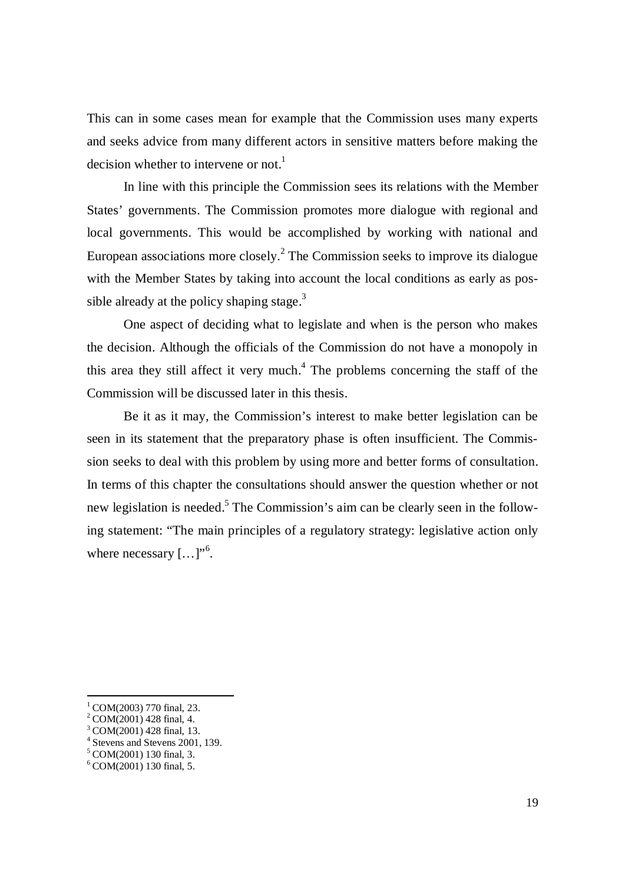This can in some cases mean for example that the Commission uses many experts and seeks advice from many different actors in sensitive matters before making the decision whether to intervene or not.[1]

In line with this principle the Commission sees its relations with the Member States' governments. The Commission promotes more dialogue with regional and local governments. This would be accomplished by working with national and European associations more closely.[2] The Commission seeks to improve its dialogue with the Member States by taking into account the local conditions as early as possible already at the policy shaping stage.[3]

One aspect of deciding what to legislate and when is the person who makes the decision. Although the officials of the Commission do not have a monopoly in this area they still affect it very much.[4] The problems concerning the staff of the Commission will be discussed later in this thesis.

Be it as it may, the Commission's interest to make better legislation can be seen in its statement that the preparatory phase is often insufficient. The Commission seeks to deal with this problem by using more and better forms of consultation. In terms of this chapter the consultations should answer the question whether or not new legislation is needed.[5] The Commission's aim can be clearly seen in the following statement: "The main principles of a regulatory strategy: legislative action only where necessary […]"[6].

---

[1] COM(2003) 770 final, 23.
[2] COM(2001) 428 final, 4.
[3] COM(2001) 428 final, 13.
[4] Stevens and Stevens 2001, 139.
[5] COM(2001) 130 final, 3.
[6] COM(2001) 130 final, 5.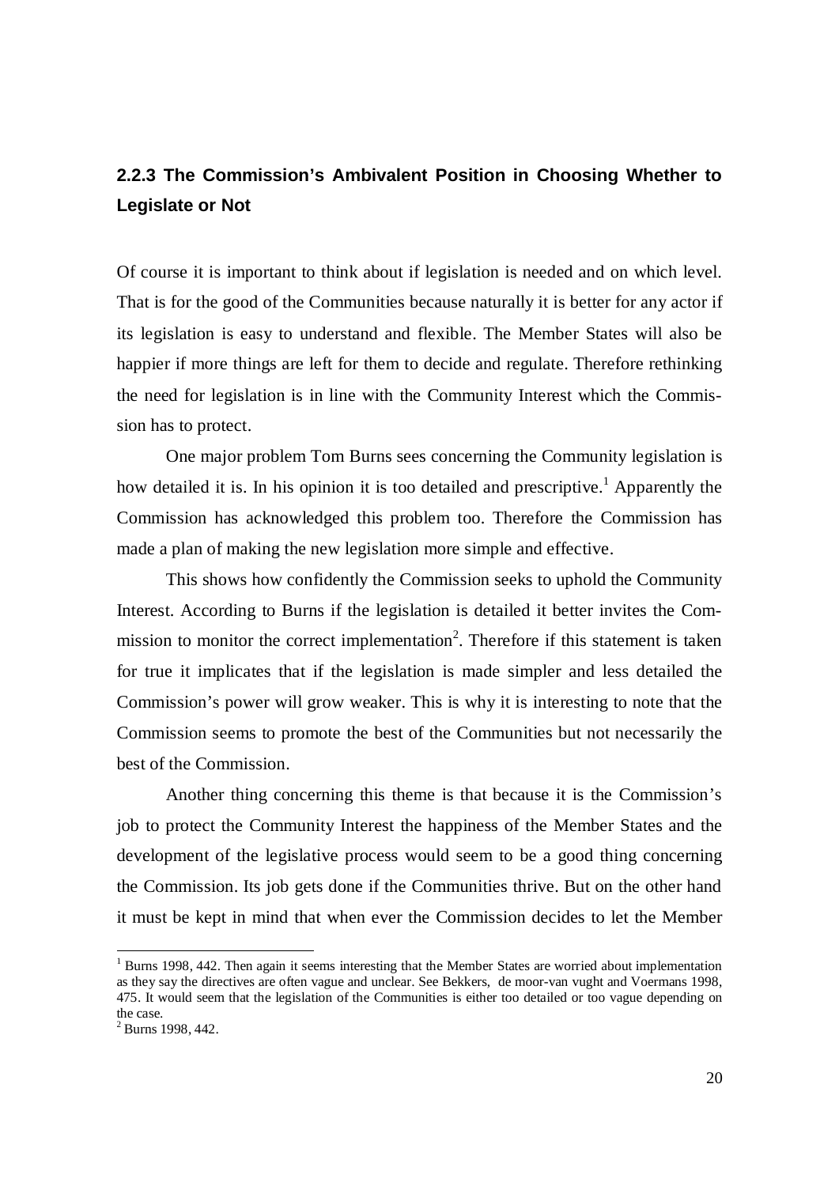### 2.2.3 The Commission's Ambivalent Position in Choosing Whether to Legislate or Not

Of course it is important to think about if legislation is needed and on which level. That is for the good of the Communities because naturally it is better for any actor if its legislation is easy to understand and flexible. The Member States will also be happier if more things are left for them to decide and regulate. Therefore rethinking the need for legislation is in line with the Community Interest which the Commission has to protect.

One major problem Tom Burns sees concerning the Community legislation is how detailed it is. In his opinion it is too detailed and prescriptive.[1] Apparently the Commission has acknowledged this problem too. Therefore the Commission has made a plan of making the new legislation more simple and effective.

This shows how confidently the Commission seeks to uphold the Community Interest. According to Burns if the legislation is detailed it better invites the Commission to monitor the correct implementation[2]. Therefore if this statement is taken for true it implicates that if the legislation is made simpler and less detailed the Commission's power will grow weaker. This is why it is interesting to note that the Commission seems to promote the best of the Communities but not necessarily the best of the Commission.

Another thing concerning this theme is that because it is the Commission's job to protect the Community Interest the happiness of the Member States and the development of the legislative process would seem to be a good thing concerning the Commission. Its job gets done if the Communities thrive. But on the other hand it must be kept in mind that when ever the Commission decides to let the Member

---

[1] Burns 1998, 442. Then again it seems interesting that the Member States are worried about implementation as they say the directives are often vague and unclear. See Bekkers, de moor-van vught and Voermans 1998, 475. It would seem that the legislation of the Communities is either too detailed or too vague depending on the case.

[2] Burns 1998, 442.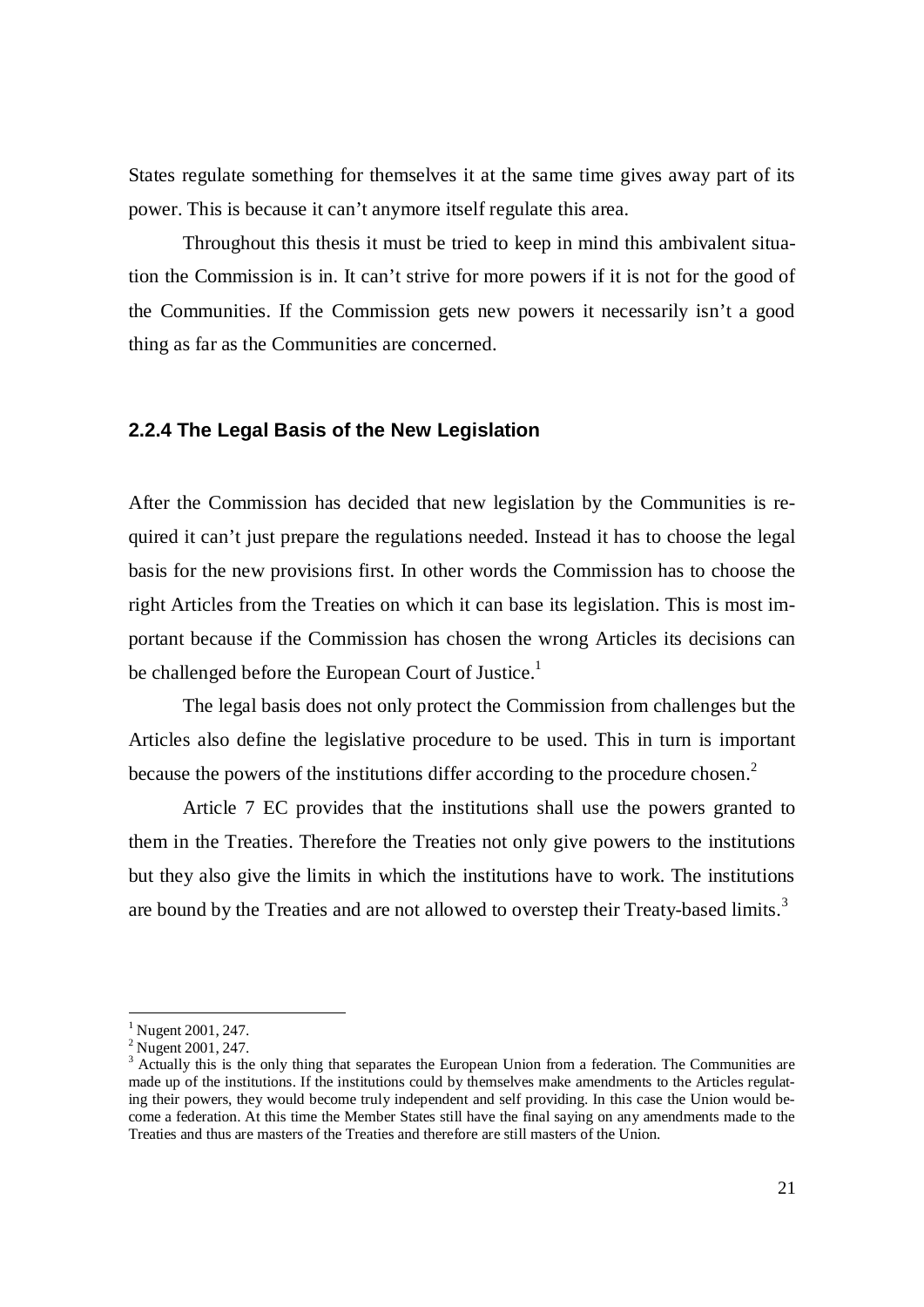States regulate something for themselves it at the same time gives away part of its power. This is because it can't anymore itself regulate this area.

Throughout this thesis it must be tried to keep in mind this ambivalent situation the Commission is in. It can't strive for more powers if it is not for the good of the Communities. If the Commission gets new powers it necessarily isn't a good thing as far as the Communities are concerned.

### 2.2.4 The Legal Basis of the New Legislation

After the Commission has decided that new legislation by the Communities is required it can't just prepare the regulations needed. Instead it has to choose the legal basis for the new provisions first. In other words the Commission has to choose the right Articles from the Treaties on which it can base its legislation. This is most important because if the Commission has chosen the wrong Articles its decisions can be challenged before the European Court of Justice.[1]

The legal basis does not only protect the Commission from challenges but the Articles also define the legislative procedure to be used. This in turn is important because the powers of the institutions differ according to the procedure chosen.[2]

Article 7 EC provides that the institutions shall use the powers granted to them in the Treaties. Therefore the Treaties not only give powers to the institutions but they also give the limits in which the institutions have to work. The institutions are bound by the Treaties and are not allowed to overstep their Treaty-based limits.[3]

---

[1] Nugent 2001, 247.

[2] Nugent 2001, 247.

[3] Actually this is the only thing that separates the European Union from a federation. The Communities are made up of the institutions. If the institutions could by themselves make amendments to the Articles regulating their powers, they would become truly independent and self providing. In this case the Union would become a federation. At this time the Member States still have the final saying on any amendments made to the Treaties and thus are masters of the Treaties and therefore are still masters of the Union.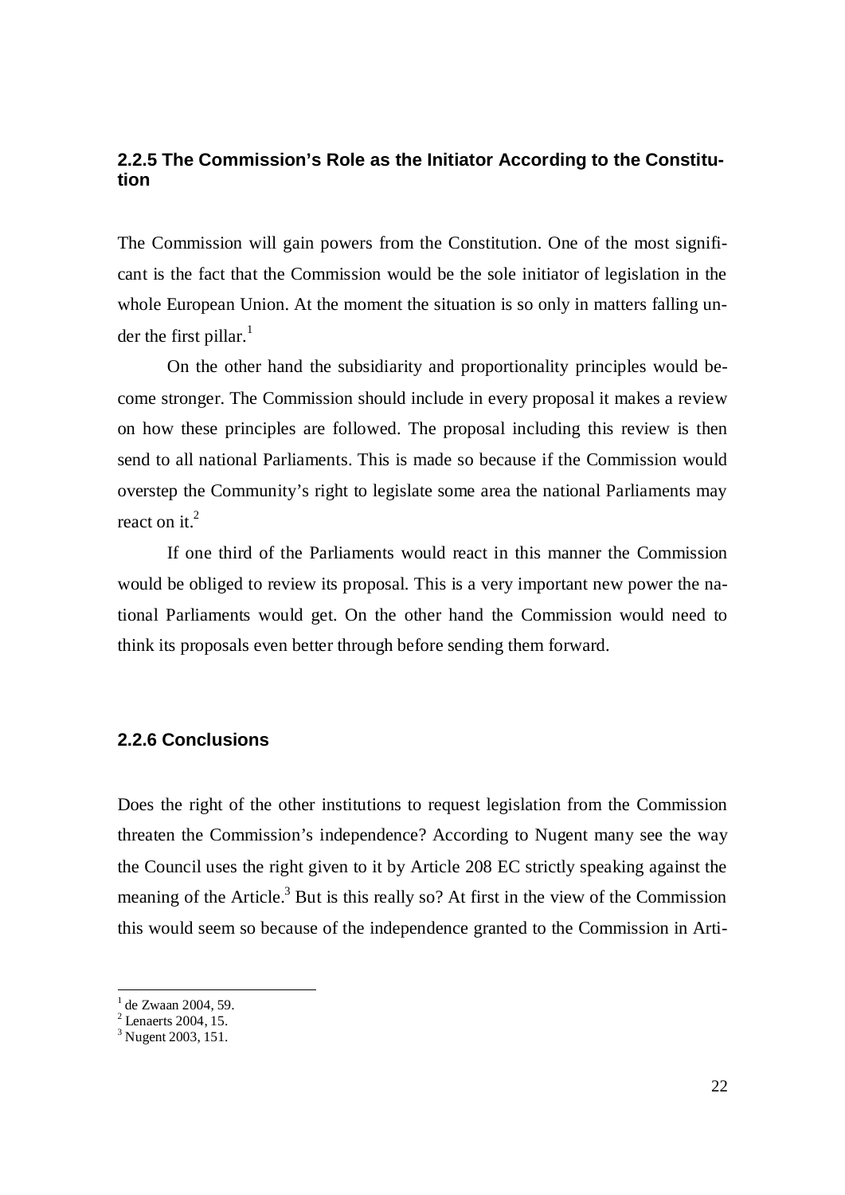### 2.2.5 The Commission's Role as the Initiator According to the Constitution

The Commission will gain powers from the Constitution. One of the most significant is the fact that the Commission would be the sole initiator of legislation in the whole European Union. At the moment the situation is so only in matters falling under the first pillar.[1]

On the other hand the subsidiarity and proportionality principles would become stronger. The Commission should include in every proposal it makes a review on how these principles are followed. The proposal including this review is then send to all national Parliaments. This is made so because if the Commission would overstep the Community's right to legislate some area the national Parliaments may react on it.[2]

If one third of the Parliaments would react in this manner the Commission would be obliged to review its proposal. This is a very important new power the national Parliaments would get. On the other hand the Commission would need to think its proposals even better through before sending them forward.

### 2.2.6 Conclusions

Does the right of the other institutions to request legislation from the Commission threaten the Commission's independence? According to Nugent many see the way the Council uses the right given to it by Article 208 EC strictly speaking against the meaning of the Article.[3] But is this really so? At first in the view of the Commission this would seem so because of the independence granted to the Commission in Arti-

---

[1] de Zwaan 2004, 59.
[2] Lenaerts 2004, 15.
[3] Nugent 2003, 151.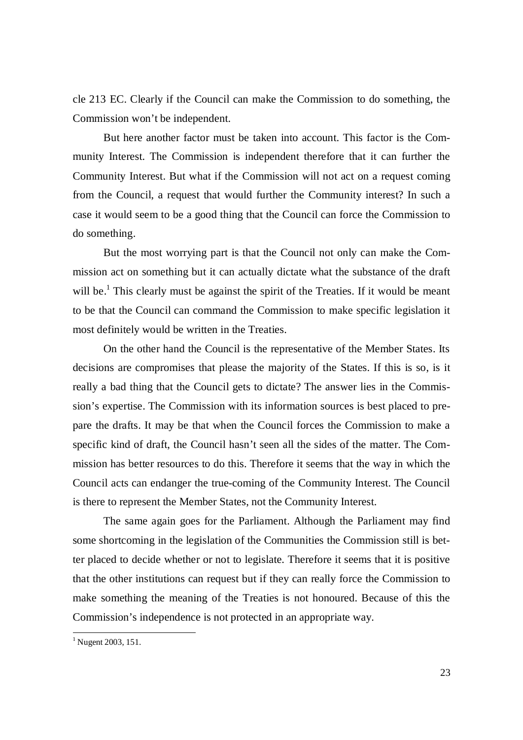cle 213 EC. Clearly if the Council can make the Commission to do something, the Commission won't be independent.

But here another factor must be taken into account. This factor is the Community Interest. The Commission is independent therefore that it can further the Community Interest. But what if the Commission will not act on a request coming from the Council, a request that would further the Community interest? In such a case it would seem to be a good thing that the Council can force the Commission to do something.

But the most worrying part is that the Council not only can make the Commission act on something but it can actually dictate what the substance of the draft will be.[1] This clearly must be against the spirit of the Treaties. If it would be meant to be that the Council can command the Commission to make specific legislation it most definitely would be written in the Treaties.

On the other hand the Council is the representative of the Member States. Its decisions are compromises that please the majority of the States. If this is so, is it really a bad thing that the Council gets to dictate? The answer lies in the Commission's expertise. The Commission with its information sources is best placed to prepare the drafts. It may be that when the Council forces the Commission to make a specific kind of draft, the Council hasn't seen all the sides of the matter. The Commission has better resources to do this. Therefore it seems that the way in which the Council acts can endanger the true-coming of the Community Interest. The Council is there to represent the Member States, not the Community Interest.

The same again goes for the Parliament. Although the Parliament may find some shortcoming in the legislation of the Communities the Commission still is better placed to decide whether or not to legislate. Therefore it seems that it is positive that the other institutions can request but if they can really force the Commission to make something the meaning of the Treaties is not honoured. Because of this the Commission's independence is not protected in an appropriate way.

[1] Nugent 2003, 151.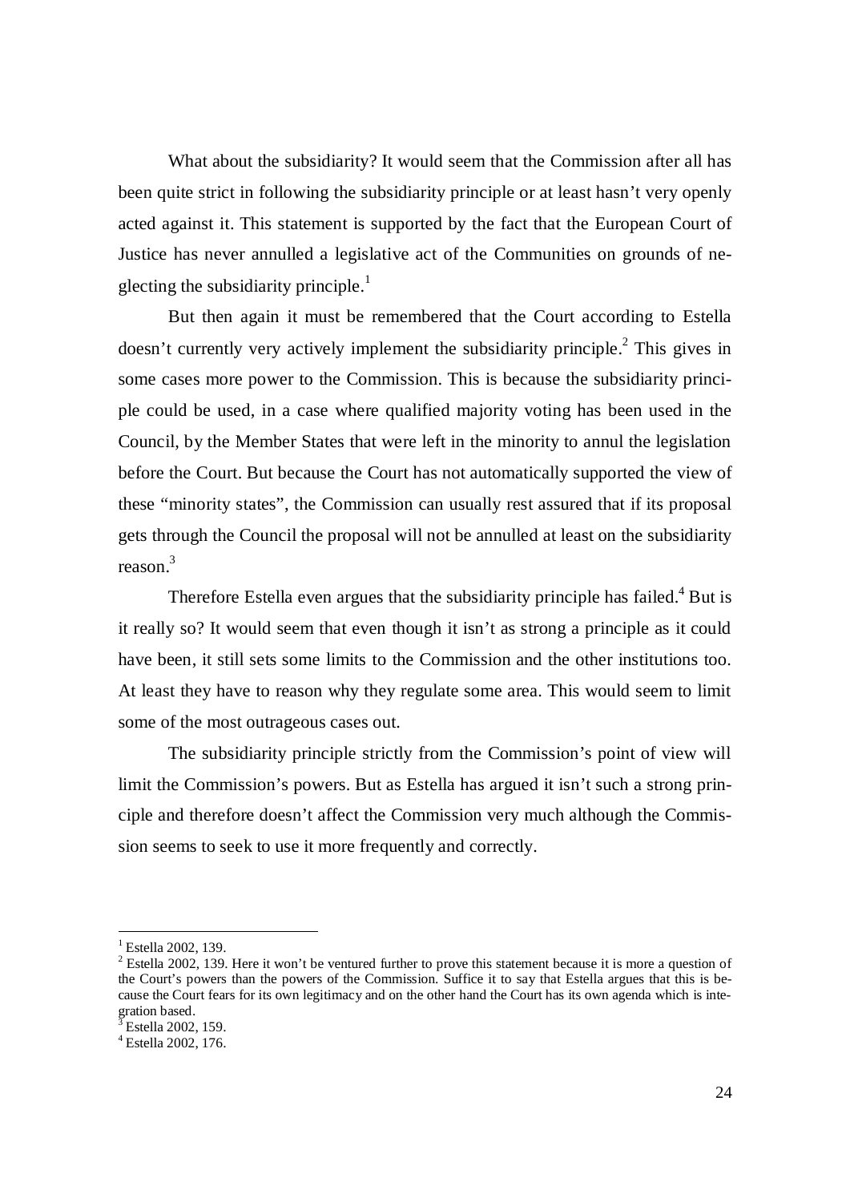What about the subsidiarity? It would seem that the Commission after all has been quite strict in following the subsidiarity principle or at least hasn't very openly acted against it. This statement is supported by the fact that the European Court of Justice has never annulled a legislative act of the Communities on grounds of neglecting the subsidiarity principle.[1]

But then again it must be remembered that the Court according to Estella doesn't currently very actively implement the subsidiarity principle.[2] This gives in some cases more power to the Commission. This is because the subsidiarity principle could be used, in a case where qualified majority voting has been used in the Council, by the Member States that were left in the minority to annul the legislation before the Court. But because the Court has not automatically supported the view of these "minority states", the Commission can usually rest assured that if its proposal gets through the Council the proposal will not be annulled at least on the subsidiarity reason.[3]

Therefore Estella even argues that the subsidiarity principle has failed.[4] But is it really so? It would seem that even though it isn't as strong a principle as it could have been, it still sets some limits to the Commission and the other institutions too. At least they have to reason why they regulate some area. This would seem to limit some of the most outrageous cases out.

The subsidiarity principle strictly from the Commission's point of view will limit the Commission's powers. But as Estella has argued it isn't such a strong principle and therefore doesn't affect the Commission very much although the Commission seems to seek to use it more frequently and correctly.

---

[1] Estella 2002, 139.

[2] Estella 2002, 139. Here it won't be ventured further to prove this statement because it is more a question of the Court's powers than the powers of the Commission. Suffice it to say that Estella argues that this is because the Court fears for its own legitimacy and on the other hand the Court has its own agenda which is integration based.

[3] Estella 2002, 159.

[4] Estella 2002, 176.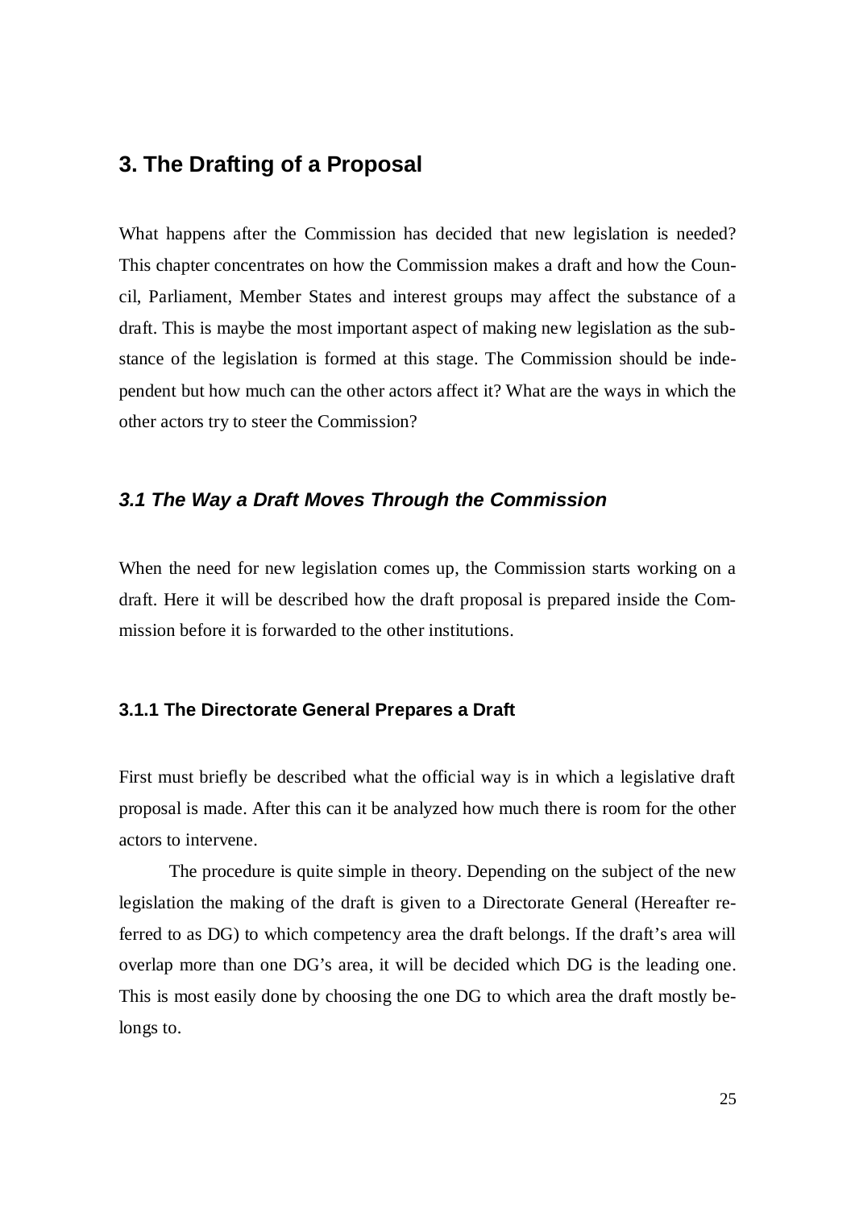# 3. The Drafting of a Proposal

What happens after the Commission has decided that new legislation is needed? This chapter concentrates on how the Commission makes a draft and how the Council, Parliament, Member States and interest groups may affect the substance of a draft. This is maybe the most important aspect of making new legislation as the substance of the legislation is formed at this stage. The Commission should be independent but how much can the other actors affect it? What are the ways in which the other actors try to steer the Commission?

## *3.1 The Way a Draft Moves Through the Commission*

When the need for new legislation comes up, the Commission starts working on a draft. Here it will be described how the draft proposal is prepared inside the Commission before it is forwarded to the other institutions.

### 3.1.1 The Directorate General Prepares a Draft

First must briefly be described what the official way is in which a legislative draft proposal is made. After this can it be analyzed how much there is room for the other actors to intervene.

The procedure is quite simple in theory. Depending on the subject of the new legislation the making of the draft is given to a Directorate General (Hereafter referred to as DG) to which competency area the draft belongs. If the draft's area will overlap more than one DG's area, it will be decided which DG is the leading one. This is most easily done by choosing the one DG to which area the draft mostly belongs to.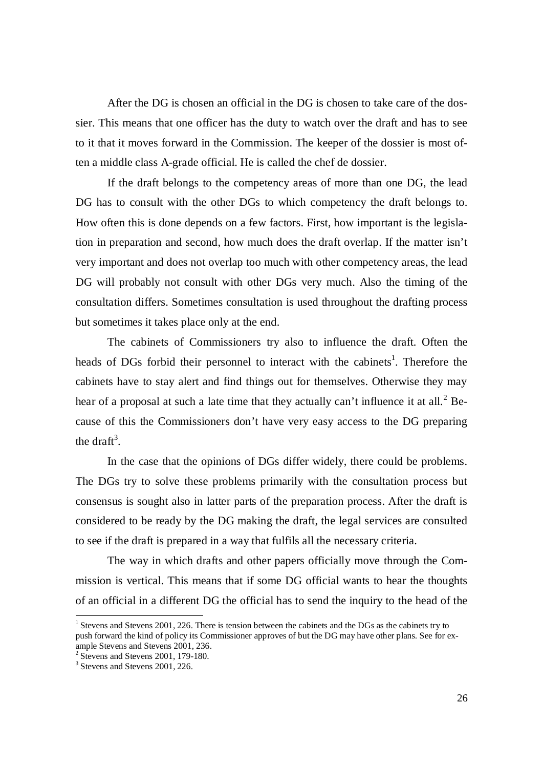After the DG is chosen an official in the DG is chosen to take care of the dossier. This means that one officer has the duty to watch over the draft and has to see to it that it moves forward in the Commission. The keeper of the dossier is most often a middle class A-grade official. He is called the chef de dossier.

If the draft belongs to the competency areas of more than one DG, the lead DG has to consult with the other DGs to which competency the draft belongs to. How often this is done depends on a few factors. First, how important is the legislation in preparation and second, how much does the draft overlap. If the matter isn't very important and does not overlap too much with other competency areas, the lead DG will probably not consult with other DGs very much. Also the timing of the consultation differs. Sometimes consultation is used throughout the drafting process but sometimes it takes place only at the end.

The cabinets of Commissioners try also to influence the draft. Often the heads of DGs forbid their personnel to interact with the cabinets[1]. Therefore the cabinets have to stay alert and find things out for themselves. Otherwise they may hear of a proposal at such a late time that they actually can't influence it at all.[2] Because of this the Commissioners don't have very easy access to the DG preparing the draft[3].

In the case that the opinions of DGs differ widely, there could be problems. The DGs try to solve these problems primarily with the consultation process but consensus is sought also in latter parts of the preparation process. After the draft is considered to be ready by the DG making the draft, the legal services are consulted to see if the draft is prepared in a way that fulfils all the necessary criteria.

The way in which drafts and other papers officially move through the Commission is vertical. This means that if some DG official wants to hear the thoughts of an official in a different DG the official has to send the inquiry to the head of the

---

[1] Stevens and Stevens 2001, 226. There is tension between the cabinets and the DGs as the cabinets try to push forward the kind of policy its Commissioner approves of but the DG may have other plans. See for example Stevens and Stevens 2001, 236.

[2] Stevens and Stevens 2001, 179-180.

[3] Stevens and Stevens 2001, 226.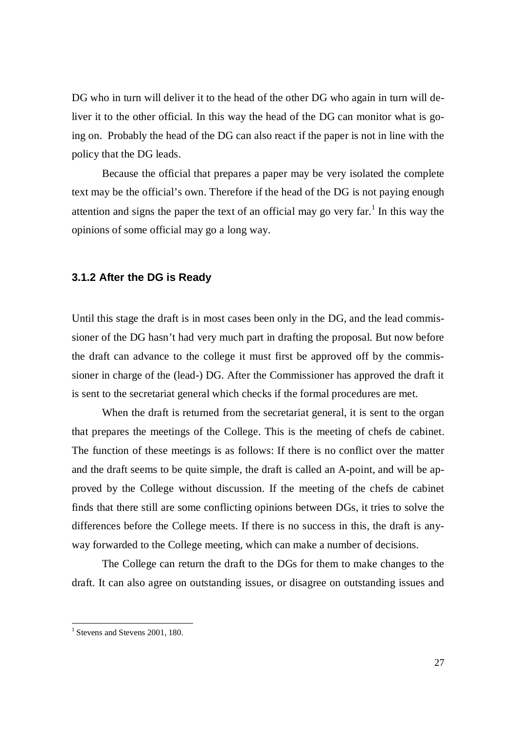DG who in turn will deliver it to the head of the other DG who again in turn will deliver it to the other official. In this way the head of the DG can monitor what is going on. Probably the head of the DG can also react if the paper is not in line with the policy that the DG leads.

Because the official that prepares a paper may be very isolated the complete text may be the official's own. Therefore if the head of the DG is not paying enough attention and signs the paper the text of an official may go very far.[1] In this way the opinions of some official may go a long way.

### 3.1.2 After the DG is Ready

Until this stage the draft is in most cases been only in the DG, and the lead commissioner of the DG hasn't had very much part in drafting the proposal. But now before the draft can advance to the college it must first be approved off by the commissioner in charge of the (lead-) DG. After the Commissioner has approved the draft it is sent to the secretariat general which checks if the formal procedures are met.

When the draft is returned from the secretariat general, it is sent to the organ that prepares the meetings of the College. This is the meeting of chefs de cabinet. The function of these meetings is as follows: If there is no conflict over the matter and the draft seems to be quite simple, the draft is called an A-point, and will be approved by the College without discussion. If the meeting of the chefs de cabinet finds that there still are some conflicting opinions between DGs, it tries to solve the differences before the College meets. If there is no success in this, the draft is anyway forwarded to the College meeting, which can make a number of decisions.

The College can return the draft to the DGs for them to make changes to the draft. It can also agree on outstanding issues, or disagree on outstanding issues and

[1] Stevens and Stevens 2001, 180.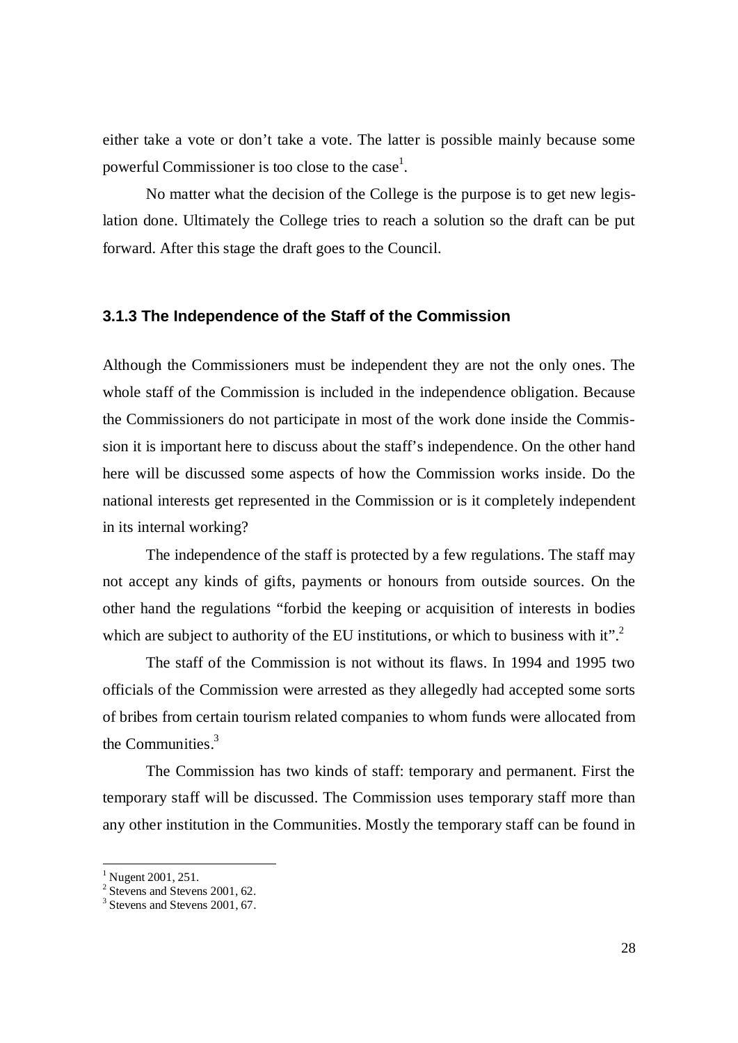either take a vote or don't take a vote. The latter is possible mainly because some powerful Commissioner is too close to the case[1].

No matter what the decision of the College is the purpose is to get new legislation done. Ultimately the College tries to reach a solution so the draft can be put forward. After this stage the draft goes to the Council.

### 3.1.3 The Independence of the Staff of the Commission

Although the Commissioners must be independent they are not the only ones. The whole staff of the Commission is included in the independence obligation. Because the Commissioners do not participate in most of the work done inside the Commission it is important here to discuss about the staff's independence. On the other hand here will be discussed some aspects of how the Commission works inside. Do the national interests get represented in the Commission or is it completely independent in its internal working?

The independence of the staff is protected by a few regulations. The staff may not accept any kinds of gifts, payments or honours from outside sources. On the other hand the regulations "forbid the keeping or acquisition of interests in bodies which are subject to authority of the EU institutions, or which to business with it".[2]

The staff of the Commission is not without its flaws. In 1994 and 1995 two officials of the Commission were arrested as they allegedly had accepted some sorts of bribes from certain tourism related companies to whom funds were allocated from the Communities.[3]

The Commission has two kinds of staff: temporary and permanent. First the temporary staff will be discussed. The Commission uses temporary staff more than any other institution in the Communities. Mostly the temporary staff can be found in

---

[1] Nugent 2001, 251.
[2] Stevens and Stevens 2001, 62.
[3] Stevens and Stevens 2001, 67.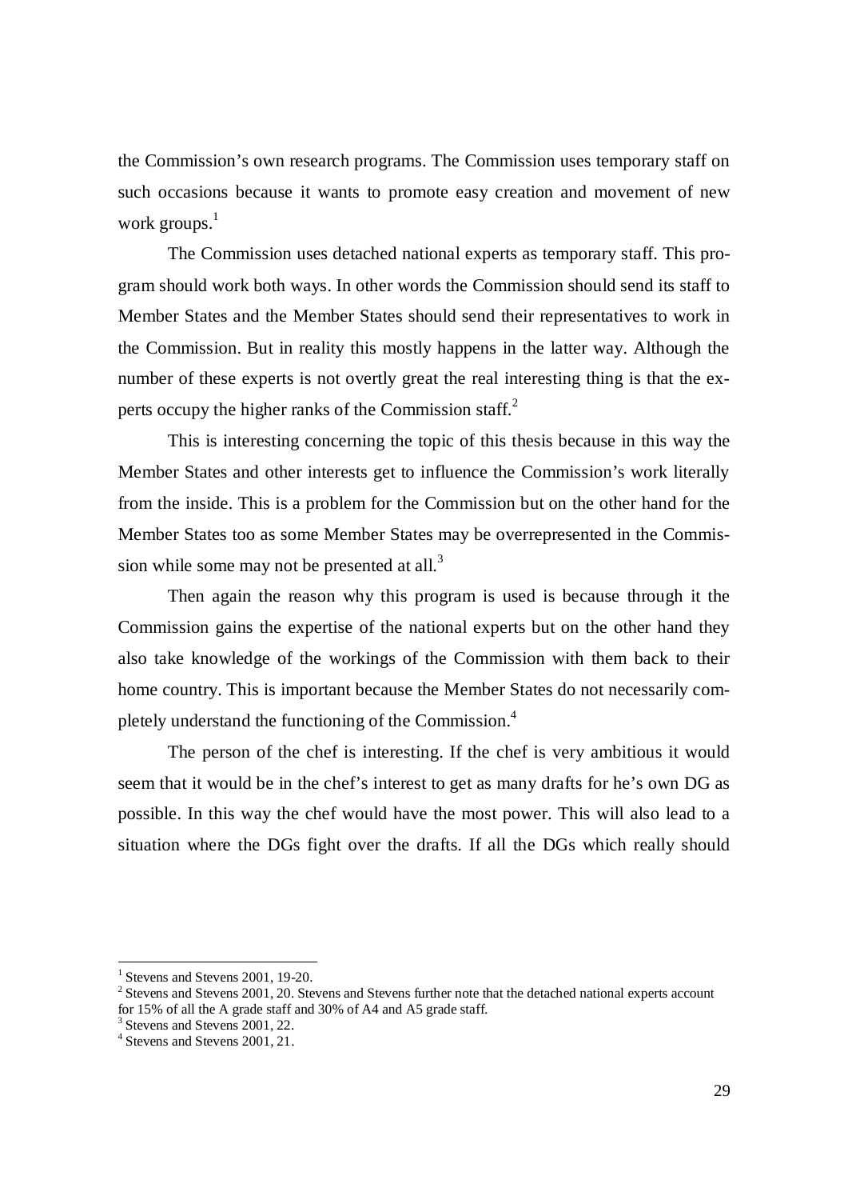the Commission's own research programs. The Commission uses temporary staff on such occasions because it wants to promote easy creation and movement of new work groups.[1]

The Commission uses detached national experts as temporary staff. This program should work both ways. In other words the Commission should send its staff to Member States and the Member States should send their representatives to work in the Commission. But in reality this mostly happens in the latter way. Although the number of these experts is not overtly great the real interesting thing is that the experts occupy the higher ranks of the Commission staff.[2]

This is interesting concerning the topic of this thesis because in this way the Member States and other interests get to influence the Commission's work literally from the inside. This is a problem for the Commission but on the other hand for the Member States too as some Member States may be overrepresented in the Commission while some may not be presented at all.[3]

Then again the reason why this program is used is because through it the Commission gains the expertise of the national experts but on the other hand they also take knowledge of the workings of the Commission with them back to their home country. This is important because the Member States do not necessarily completely understand the functioning of the Commission.[4]

The person of the chef is interesting. If the chef is very ambitious it would seem that it would be in the chef's interest to get as many drafts for he's own DG as possible. In this way the chef would have the most power. This will also lead to a situation where the DGs fight over the drafts. If all the DGs which really should

---

[1] Stevens and Stevens 2001, 19-20.

[2] Stevens and Stevens 2001, 20. Stevens and Stevens further note that the detached national experts account for 15% of all the A grade staff and 30% of A4 and A5 grade staff.

[3] Stevens and Stevens 2001, 22.

[4] Stevens and Stevens 2001, 21.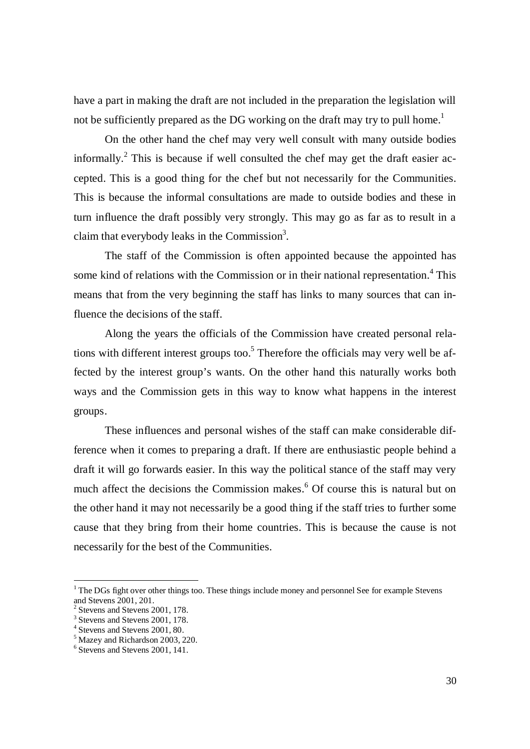have a part in making the draft are not included in the preparation the legislation will not be sufficiently prepared as the DG working on the draft may try to pull home.[1]

On the other hand the chef may very well consult with many outside bodies informally.[2] This is because if well consulted the chef may get the draft easier accepted. This is a good thing for the chef but not necessarily for the Communities. This is because the informal consultations are made to outside bodies and these in turn influence the draft possibly very strongly. This may go as far as to result in a claim that everybody leaks in the Commission[3].

The staff of the Commission is often appointed because the appointed has some kind of relations with the Commission or in their national representation.[4] This means that from the very beginning the staff has links to many sources that can influence the decisions of the staff.

Along the years the officials of the Commission have created personal relations with different interest groups too.[5] Therefore the officials may very well be affected by the interest group's wants. On the other hand this naturally works both ways and the Commission gets in this way to know what happens in the interest groups.

These influences and personal wishes of the staff can make considerable difference when it comes to preparing a draft. If there are enthusiastic people behind a draft it will go forwards easier. In this way the political stance of the staff may very much affect the decisions the Commission makes.[6] Of course this is natural but on the other hand it may not necessarily be a good thing if the staff tries to further some cause that they bring from their home countries. This is because the cause is not necessarily for the best of the Communities.

---

[1] The DGs fight over other things too. These things include money and personnel See for example Stevens and Stevens 2001, 201.

[2] Stevens and Stevens 2001, 178.

[3] Stevens and Stevens 2001, 178.

[4] Stevens and Stevens 2001, 80.

[5] Mazey and Richardson 2003, 220.

[6] Stevens and Stevens 2001, 141.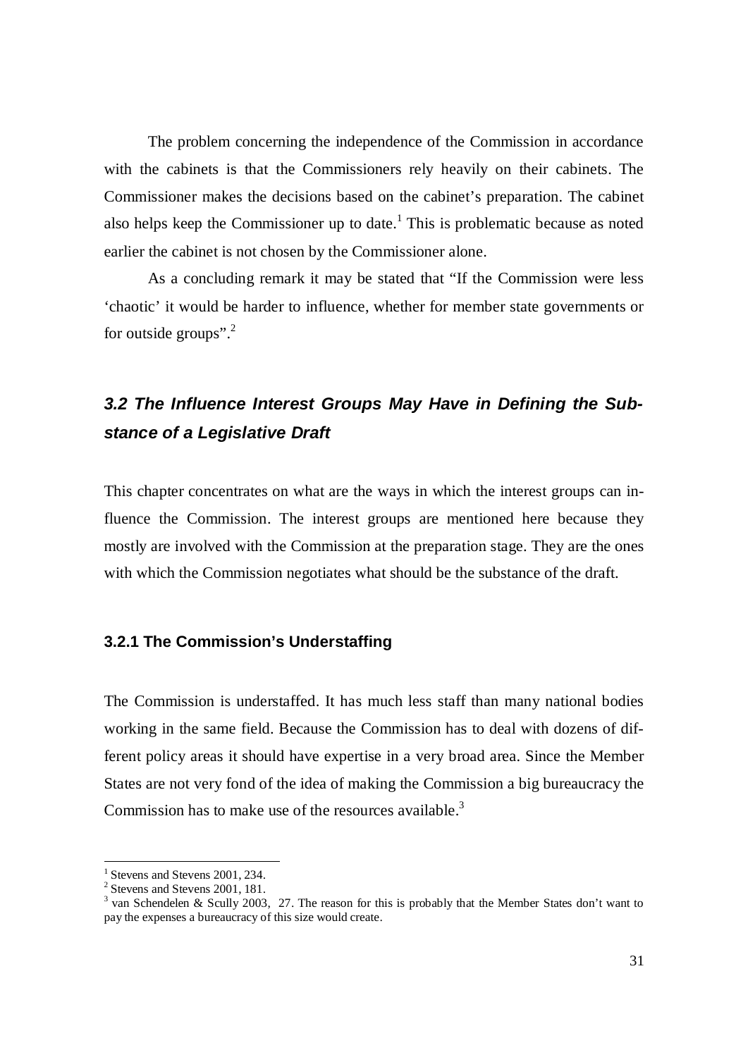The problem concerning the independence of the Commission in accordance with the cabinets is that the Commissioners rely heavily on their cabinets. The Commissioner makes the decisions based on the cabinet's preparation. The cabinet also helps keep the Commissioner up to date.[1] This is problematic because as noted earlier the cabinet is not chosen by the Commissioner alone.

As a concluding remark it may be stated that "If the Commission were less 'chaotic' it would be harder to influence, whether for member state governments or for outside groups".[2]

## *3.2 The Influence Interest Groups May Have in Defining the Substance of a Legislative Draft*

This chapter concentrates on what are the ways in which the interest groups can influence the Commission. The interest groups are mentioned here because they mostly are involved with the Commission at the preparation stage. They are the ones with which the Commission negotiates what should be the substance of the draft.

### 3.2.1 The Commission's Understaffing

The Commission is understaffed. It has much less staff than many national bodies working in the same field. Because the Commission has to deal with dozens of different policy areas it should have expertise in a very broad area. Since the Member States are not very fond of the idea of making the Commission a big bureaucracy the Commission has to make use of the resources available.[3]

---

[1] Stevens and Stevens 2001, 234.

[2] Stevens and Stevens 2001, 181.

[3] van Schendelen & Scully 2003, 27. The reason for this is probably that the Member States don't want to pay the expenses a bureaucracy of this size would create.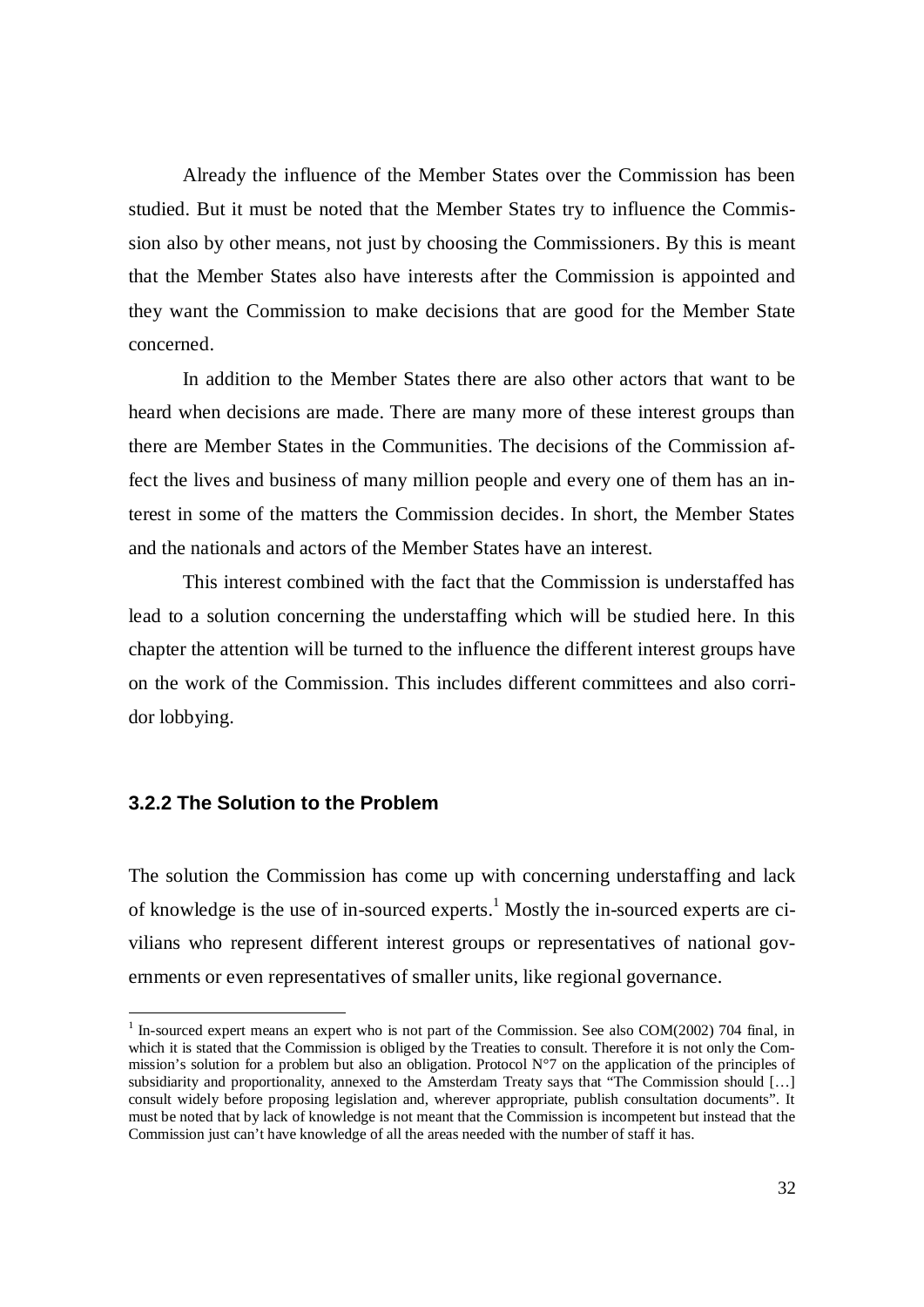Already the influence of the Member States over the Commission has been studied. But it must be noted that the Member States try to influence the Commission also by other means, not just by choosing the Commissioners. By this is meant that the Member States also have interests after the Commission is appointed and they want the Commission to make decisions that are good for the Member State concerned.

In addition to the Member States there are also other actors that want to be heard when decisions are made. There are many more of these interest groups than there are Member States in the Communities. The decisions of the Commission affect the lives and business of many million people and every one of them has an interest in some of the matters the Commission decides. In short, the Member States and the nationals and actors of the Member States have an interest.

This interest combined with the fact that the Commission is understaffed has lead to a solution concerning the understaffing which will be studied here. In this chapter the attention will be turned to the influence the different interest groups have on the work of the Commission. This includes different committees and also corridor lobbying.

### 3.2.2 The Solution to the Problem

The solution the Commission has come up with concerning understaffing and lack of knowledge is the use of in-sourced experts.[1] Mostly the in-sourced experts are civilians who represent different interest groups or representatives of national governments or even representatives of smaller units, like regional governance.

[1] In-sourced expert means an expert who is not part of the Commission. See also COM(2002) 704 final, in which it is stated that the Commission is obliged by the Treaties to consult. Therefore it is not only the Commission's solution for a problem but also an obligation. Protocol N°7 on the application of the principles of subsidiarity and proportionality, annexed to the Amsterdam Treaty says that "The Commission should […] consult widely before proposing legislation and, wherever appropriate, publish consultation documents". It must be noted that by lack of knowledge is not meant that the Commission is incompetent but instead that the Commission just can't have knowledge of all the areas needed with the number of staff it has.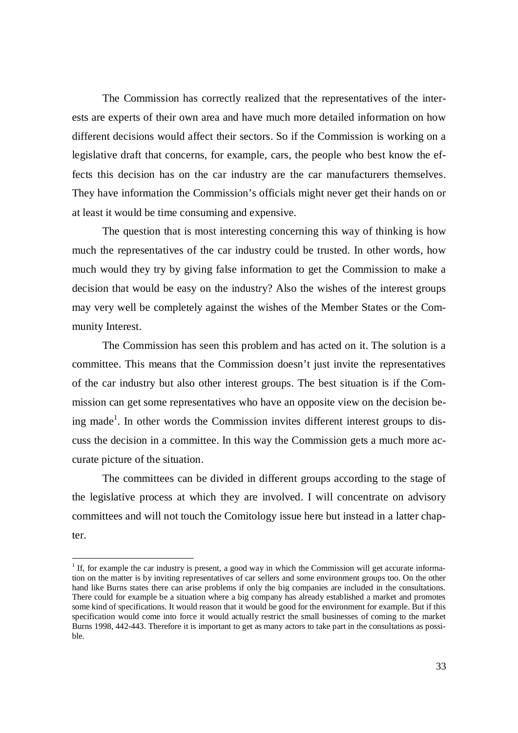The Commission has correctly realized that the representatives of the interests are experts of their own area and have much more detailed information on how different decisions would affect their sectors. So if the Commission is working on a legislative draft that concerns, for example, cars, the people who best know the effects this decision has on the car industry are the car manufacturers themselves. They have information the Commission's officials might never get their hands on or at least it would be time consuming and expensive.

The question that is most interesting concerning this way of thinking is how much the representatives of the car industry could be trusted. In other words, how much would they try by giving false information to get the Commission to make a decision that would be easy on the industry? Also the wishes of the interest groups may very well be completely against the wishes of the Member States or the Community Interest.

The Commission has seen this problem and has acted on it. The solution is a committee. This means that the Commission doesn't just invite the representatives of the car industry but also other interest groups. The best situation is if the Commission can get some representatives who have an opposite view on the decision being made[1]. In other words the Commission invites different interest groups to discuss the decision in a committee. In this way the Commission gets a much more accurate picture of the situation.

The committees can be divided in different groups according to the stage of the legislative process at which they are involved. I will concentrate on advisory committees and will not touch the Comitology issue here but instead in a latter chapter.

---

[1] If, for example the car industry is present, a good way in which the Commission will get accurate information on the matter is by inviting representatives of car sellers and some environment groups too. On the other hand like Burns states there can arise problems if only the big companies are included in the consultations. There could for example be a situation where a big company has already established a market and promotes some kind of specifications. It would reason that it would be good for the environment for example. But if this specification would come into force it would actually restrict the small businesses of coming to the market Burns 1998, 442-443. Therefore it is important to get as many actors to take part in the consultations as possible.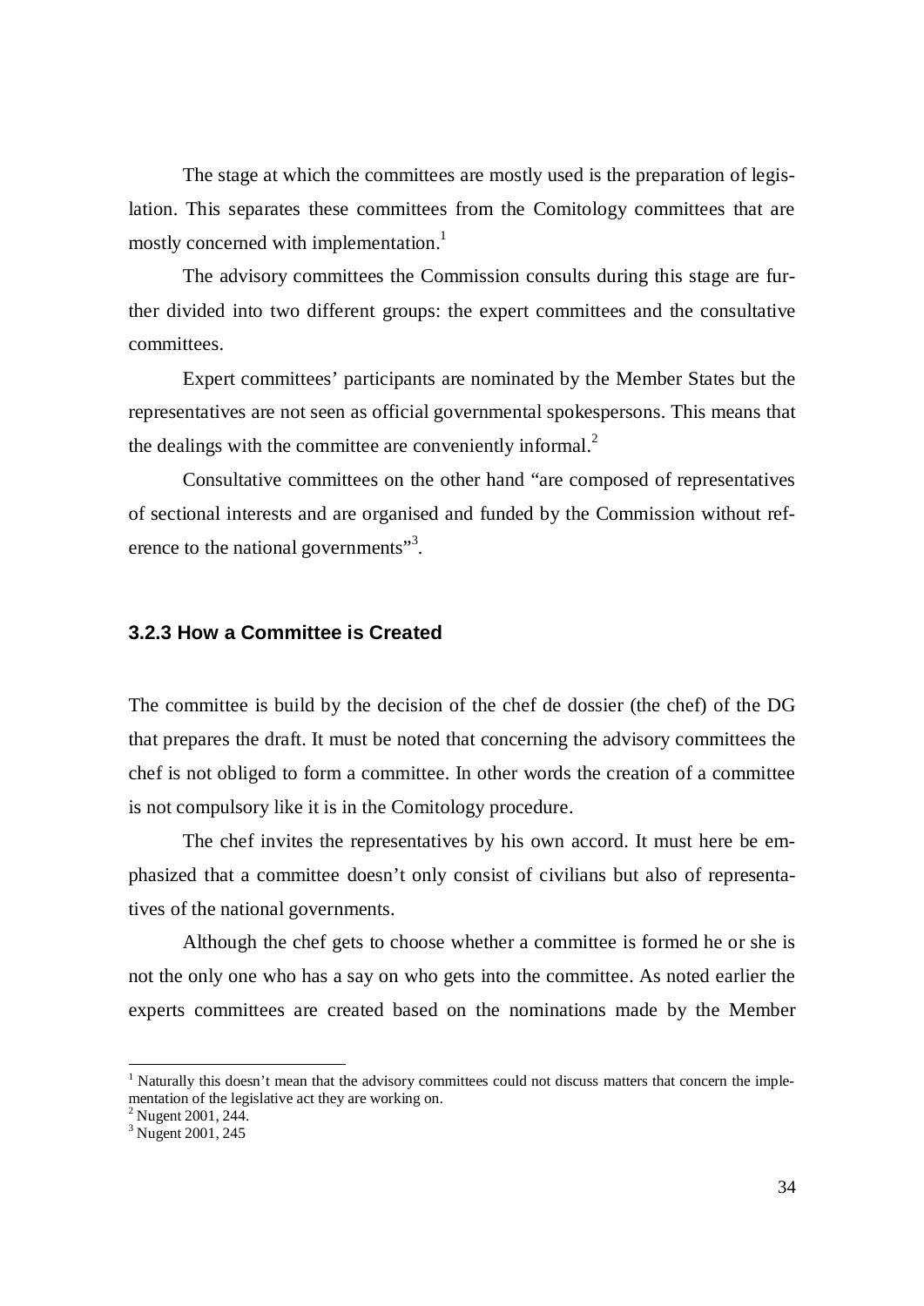The stage at which the committees are mostly used is the preparation of legislation. This separates these committees from the Comitology committees that are mostly concerned with implementation.[1]

The advisory committees the Commission consults during this stage are further divided into two different groups: the expert committees and the consultative committees.

Expert committees' participants are nominated by the Member States but the representatives are not seen as official governmental spokespersons. This means that the dealings with the committee are conveniently informal.[2]

Consultative committees on the other hand "are composed of representatives of sectional interests and are organised and funded by the Commission without reference to the national governments"[3].

### 3.2.3 How a Committee is Created

The committee is build by the decision of the chef de dossier (the chef) of the DG that prepares the draft. It must be noted that concerning the advisory committees the chef is not obliged to form a committee. In other words the creation of a committee is not compulsory like it is in the Comitology procedure.

The chef invites the representatives by his own accord. It must here be emphasized that a committee doesn't only consist of civilians but also of representatives of the national governments.

Although the chef gets to choose whether a committee is formed he or she is not the only one who has a say on who gets into the committee. As noted earlier the experts committees are created based on the nominations made by the Member

---

[1] Naturally this doesn't mean that the advisory committees could not discuss matters that concern the implementation of the legislative act they are working on.

[2] Nugent 2001, 244.

[3] Nugent 2001, 245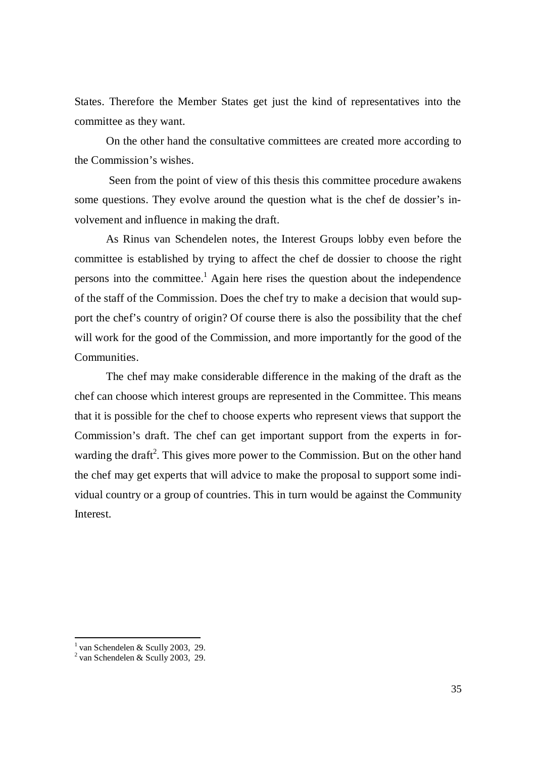States. Therefore the Member States get just the kind of representatives into the committee as they want.

On the other hand the consultative committees are created more according to the Commission's wishes.

Seen from the point of view of this thesis this committee procedure awakens some questions. They evolve around the question what is the chef de dossier's involvement and influence in making the draft.

As Rinus van Schendelen notes, the Interest Groups lobby even before the committee is established by trying to affect the chef de dossier to choose the right persons into the committee.[1] Again here rises the question about the independence of the staff of the Commission. Does the chef try to make a decision that would support the chef's country of origin? Of course there is also the possibility that the chef will work for the good of the Commission, and more importantly for the good of the Communities.

The chef may make considerable difference in the making of the draft as the chef can choose which interest groups are represented in the Committee. This means that it is possible for the chef to choose experts who represent views that support the Commission's draft. The chef can get important support from the experts in forwarding the draft[2]. This gives more power to the Commission. But on the other hand the chef may get experts that will advice to make the proposal to support some individual country or a group of countries. This in turn would be against the Community Interest.

---

[1] van Schendelen & Scully 2003, 29.
[2] van Schendelen & Scully 2003, 29.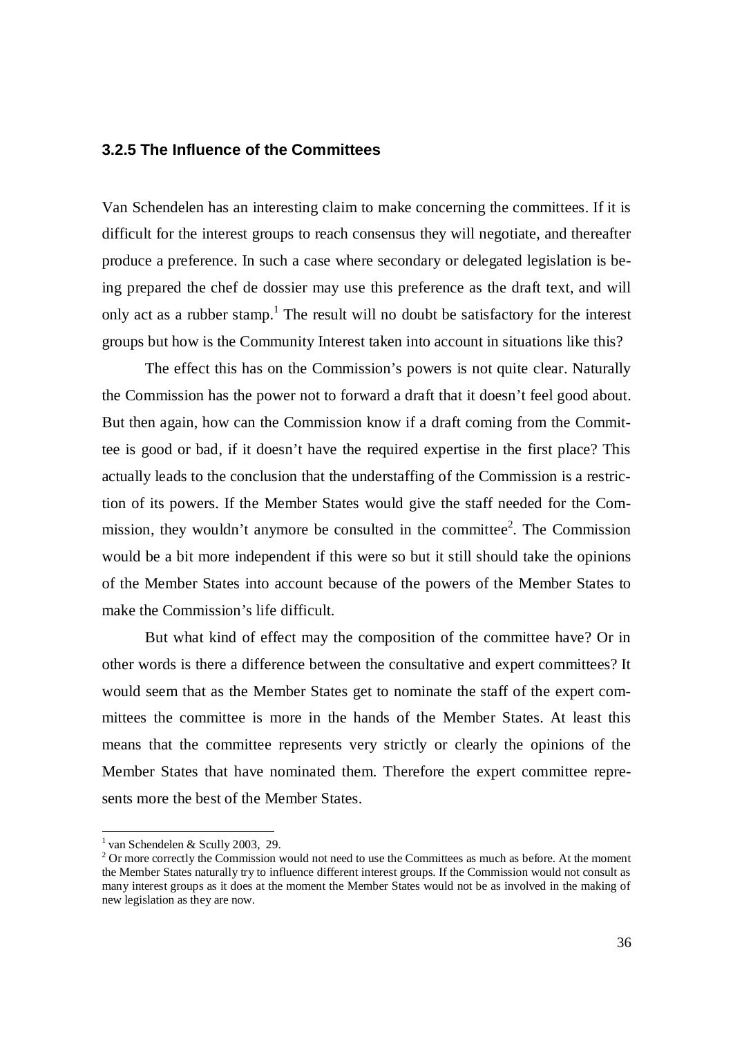### 3.2.5 The Influence of the Committees

Van Schendelen has an interesting claim to make concerning the committees. If it is difficult for the interest groups to reach consensus they will negotiate, and thereafter produce a preference. In such a case where secondary or delegated legislation is being prepared the chef de dossier may use this preference as the draft text, and will only act as a rubber stamp.[1] The result will no doubt be satisfactory for the interest groups but how is the Community Interest taken into account in situations like this?

The effect this has on the Commission's powers is not quite clear. Naturally the Commission has the power not to forward a draft that it doesn't feel good about. But then again, how can the Commission know if a draft coming from the Committee is good or bad, if it doesn't have the required expertise in the first place? This actually leads to the conclusion that the understaffing of the Commission is a restriction of its powers. If the Member States would give the staff needed for the Commission, they wouldn't anymore be consulted in the committee[2]. The Commission would be a bit more independent if this were so but it still should take the opinions of the Member States into account because of the powers of the Member States to make the Commission's life difficult.

But what kind of effect may the composition of the committee have? Or in other words is there a difference between the consultative and expert committees? It would seem that as the Member States get to nominate the staff of the expert committees the committee is more in the hands of the Member States. At least this means that the committee represents very strictly or clearly the opinions of the Member States that have nominated them. Therefore the expert committee represents more the best of the Member States.

---

[1] van Schendelen & Scully 2003, 29.

[2] Or more correctly the Commission would not need to use the Committees as much as before. At the moment the Member States naturally try to influence different interest groups. If the Commission would not consult as many interest groups as it does at the moment the Member States would not be as involved in the making of new legislation as they are now.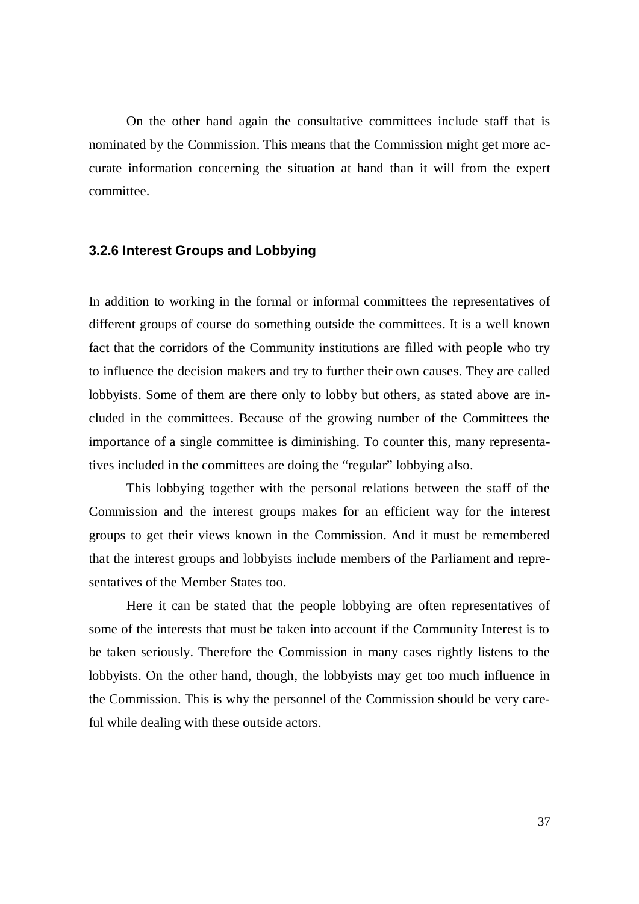On the other hand again the consultative committees include staff that is nominated by the Commission. This means that the Commission might get more accurate information concerning the situation at hand than it will from the expert committee.

### 3.2.6 Interest Groups and Lobbying

In addition to working in the formal or informal committees the representatives of different groups of course do something outside the committees. It is a well known fact that the corridors of the Community institutions are filled with people who try to influence the decision makers and try to further their own causes. They are called lobbyists. Some of them are there only to lobby but others, as stated above are included in the committees. Because of the growing number of the Committees the importance of a single committee is diminishing. To counter this, many representatives included in the committees are doing the "regular" lobbying also.

This lobbying together with the personal relations between the staff of the Commission and the interest groups makes for an efficient way for the interest groups to get their views known in the Commission. And it must be remembered that the interest groups and lobbyists include members of the Parliament and representatives of the Member States too.

Here it can be stated that the people lobbying are often representatives of some of the interests that must be taken into account if the Community Interest is to be taken seriously. Therefore the Commission in many cases rightly listens to the lobbyists. On the other hand, though, the lobbyists may get too much influence in the Commission. This is why the personnel of the Commission should be very careful while dealing with these outside actors.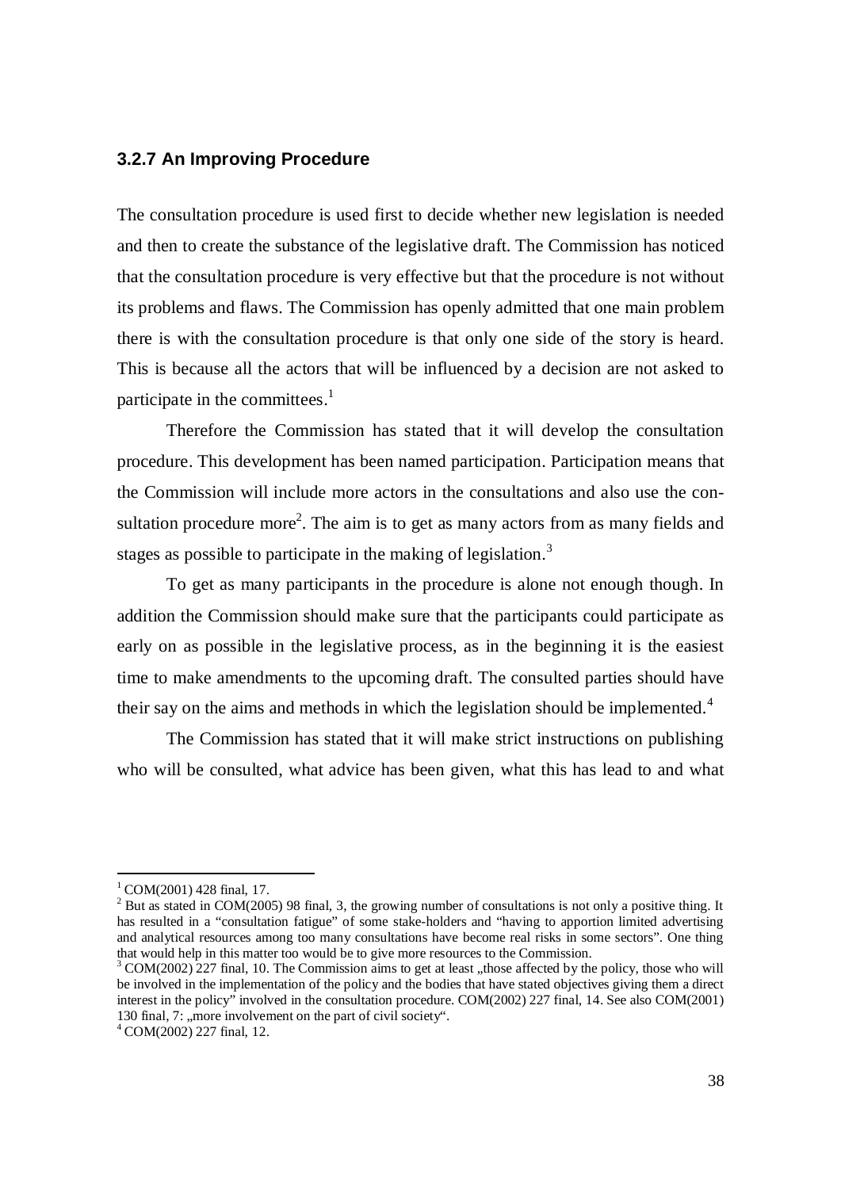### 3.2.7 An Improving Procedure

The consultation procedure is used first to decide whether new legislation is needed and then to create the substance of the legislative draft. The Commission has noticed that the consultation procedure is very effective but that the procedure is not without its problems and flaws. The Commission has openly admitted that one main problem there is with the consultation procedure is that only one side of the story is heard. This is because all the actors that will be influenced by a decision are not asked to participate in the committees.[1]

Therefore the Commission has stated that it will develop the consultation procedure. This development has been named participation. Participation means that the Commission will include more actors in the consultations and also use the consultation procedure more[2]. The aim is to get as many actors from as many fields and stages as possible to participate in the making of legislation.[3]

To get as many participants in the procedure is alone not enough though. In addition the Commission should make sure that the participants could participate as early on as possible in the legislative process, as in the beginning it is the easiest time to make amendments to the upcoming draft. The consulted parties should have their say on the aims and methods in which the legislation should be implemented.[4]

The Commission has stated that it will make strict instructions on publishing who will be consulted, what advice has been given, what this has lead to and what

---

[1] COM(2001) 428 final, 17.

[2] But as stated in COM(2005) 98 final, 3, the growing number of consultations is not only a positive thing. It has resulted in a "consultation fatigue" of some stake-holders and "having to apportion limited advertising and analytical resources among too many consultations have become real risks in some sectors". One thing that would help in this matter too would be to give more resources to the Commission.

[3] COM(2002) 227 final, 10. The Commission aims to get at least „those affected by the policy, those who will be involved in the implementation of the policy and the bodies that have stated objectives giving them a direct interest in the policy" involved in the consultation procedure. COM(2002) 227 final, 14. See also COM(2001) 130 final, 7: „more involvement on the part of civil society".

[4] COM(2002) 227 final, 12.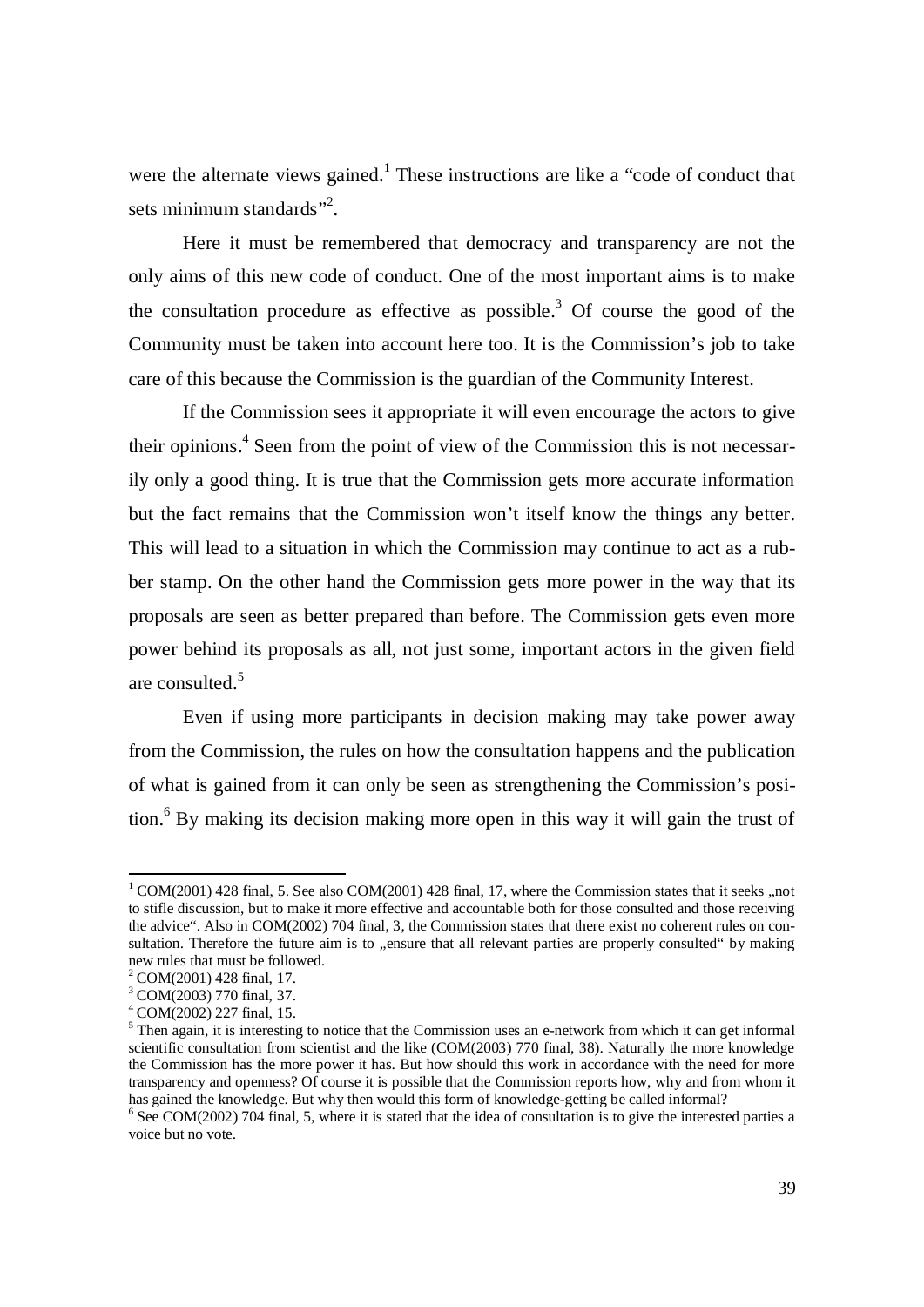were the alternate views gained.[1] These instructions are like a "code of conduct that sets minimum standards"[2].

Here it must be remembered that democracy and transparency are not the only aims of this new code of conduct. One of the most important aims is to make the consultation procedure as effective as possible.[3] Of course the good of the Community must be taken into account here too. It is the Commission's job to take care of this because the Commission is the guardian of the Community Interest.

If the Commission sees it appropriate it will even encourage the actors to give their opinions.[4] Seen from the point of view of the Commission this is not necessarily only a good thing. It is true that the Commission gets more accurate information but the fact remains that the Commission won't itself know the things any better. This will lead to a situation in which the Commission may continue to act as a rubber stamp. On the other hand the Commission gets more power in the way that its proposals are seen as better prepared than before. The Commission gets even more power behind its proposals as all, not just some, important actors in the given field are consulted.[5]

Even if using more participants in decision making may take power away from the Commission, the rules on how the consultation happens and the publication of what is gained from it can only be seen as strengthening the Commission's position.[6] By making its decision making more open in this way it will gain the trust of

---

[1] COM(2001) 428 final, 5. See also COM(2001) 428 final, 17, where the Commission states that it seeks „not to stifle discussion, but to make it more effective and accountable both for those consulted and those receiving the advice". Also in COM(2002) 704 final, 3, the Commission states that there exist no coherent rules on consultation. Therefore the future aim is to „ensure that all relevant parties are properly consulted" by making new rules that must be followed.

[2] COM(2001) 428 final, 17.

[3] COM(2003) 770 final, 37.

[4] COM(2002) 227 final, 15.

[5] Then again, it is interesting to notice that the Commission uses an e-network from which it can get informal scientific consultation from scientist and the like (COM(2003) 770 final, 38). Naturally the more knowledge the Commission has the more power it has. But how should this work in accordance with the need for more transparency and openness? Of course it is possible that the Commission reports how, why and from whom it has gained the knowledge. But why then would this form of knowledge-getting be called informal?

[6] See COM(2002) 704 final, 5, where it is stated that the idea of consultation is to give the interested parties a voice but no vote.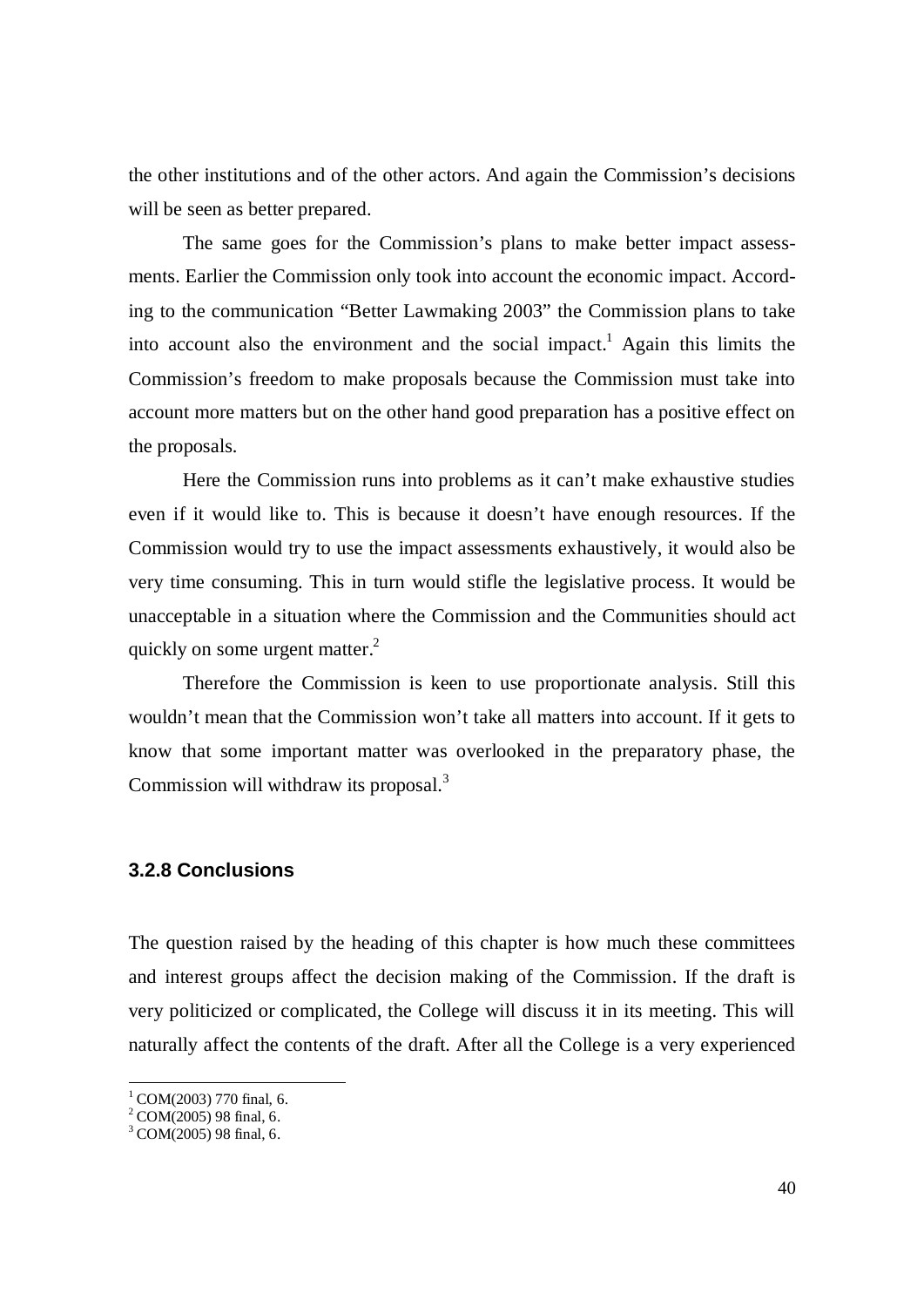the other institutions and of the other actors. And again the Commission's decisions will be seen as better prepared.

The same goes for the Commission's plans to make better impact assessments. Earlier the Commission only took into account the economic impact. According to the communication "Better Lawmaking 2003" the Commission plans to take into account also the environment and the social impact.[1] Again this limits the Commission's freedom to make proposals because the Commission must take into account more matters but on the other hand good preparation has a positive effect on the proposals.

Here the Commission runs into problems as it can't make exhaustive studies even if it would like to. This is because it doesn't have enough resources. If the Commission would try to use the impact assessments exhaustively, it would also be very time consuming. This in turn would stifle the legislative process. It would be unacceptable in a situation where the Commission and the Communities should act quickly on some urgent matter.[2]

Therefore the Commission is keen to use proportionate analysis. Still this wouldn't mean that the Commission won't take all matters into account. If it gets to know that some important matter was overlooked in the preparatory phase, the Commission will withdraw its proposal.[3]

### 3.2.8 Conclusions

The question raised by the heading of this chapter is how much these committees and interest groups affect the decision making of the Commission. If the draft is very politicized or complicated, the College will discuss it in its meeting. This will naturally affect the contents of the draft. After all the College is a very experienced

---

[1] COM(2003) 770 final, 6.
[2] COM(2005) 98 final, 6.
[3] COM(2005) 98 final, 6.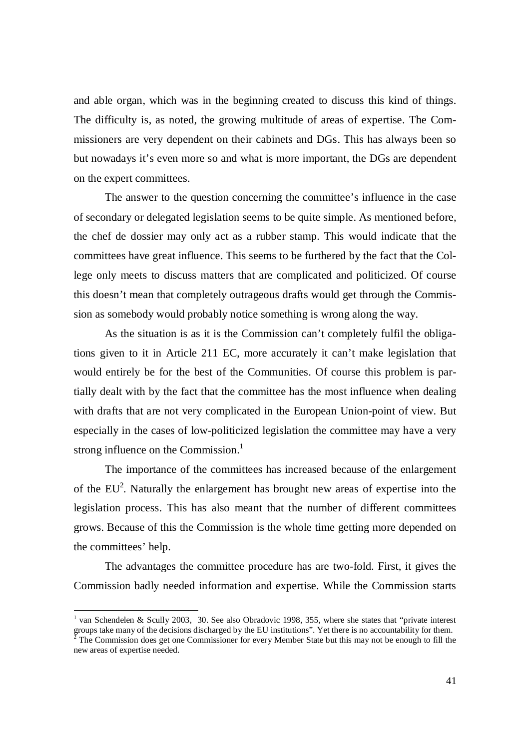and able organ, which was in the beginning created to discuss this kind of things. The difficulty is, as noted, the growing multitude of areas of expertise. The Commissioners are very dependent on their cabinets and DGs. This has always been so but nowadays it's even more so and what is more important, the DGs are dependent on the expert committees.

The answer to the question concerning the committee's influence in the case of secondary or delegated legislation seems to be quite simple. As mentioned before, the chef de dossier may only act as a rubber stamp. This would indicate that the committees have great influence. This seems to be furthered by the fact that the College only meets to discuss matters that are complicated and politicized. Of course this doesn't mean that completely outrageous drafts would get through the Commission as somebody would probably notice something is wrong along the way.

As the situation is as it is the Commission can't completely fulfil the obligations given to it in Article 211 EC, more accurately it can't make legislation that would entirely be for the best of the Communities. Of course this problem is partially dealt with by the fact that the committee has the most influence when dealing with drafts that are not very complicated in the European Union-point of view. But especially in the cases of low-politicized legislation the committee may have a very strong influence on the Commission.[1]

The importance of the committees has increased because of the enlargement of the EU[2]. Naturally the enlargement has brought new areas of expertise into the legislation process. This has also meant that the number of different committees grows. Because of this the Commission is the whole time getting more depended on the committees' help.

The advantages the committee procedure has are two-fold. First, it gives the Commission badly needed information and expertise. While the Commission starts

---

[1] van Schendelen & Scully 2003, 30. See also Obradovic 1998, 355, where she states that "private interest groups take many of the decisions discharged by the EU institutions". Yet there is no accountability for them.

[2] The Commission does get one Commissioner for every Member State but this may not be enough to fill the new areas of expertise needed.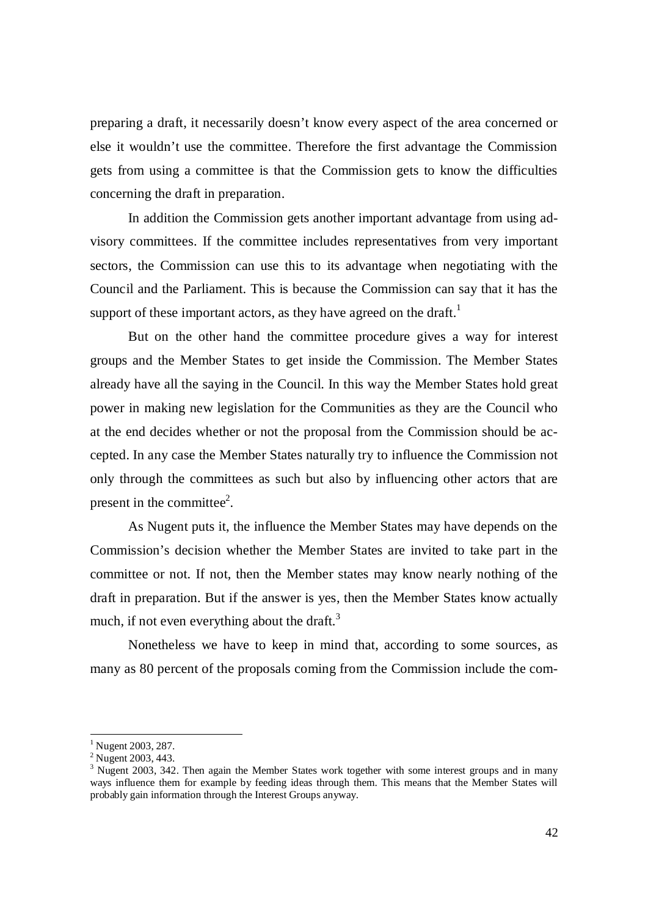preparing a draft, it necessarily doesn't know every aspect of the area concerned or else it wouldn't use the committee. Therefore the first advantage the Commission gets from using a committee is that the Commission gets to know the difficulties concerning the draft in preparation.

In addition the Commission gets another important advantage from using advisory committees. If the committee includes representatives from very important sectors, the Commission can use this to its advantage when negotiating with the Council and the Parliament. This is because the Commission can say that it has the support of these important actors, as they have agreed on the draft.[1]

But on the other hand the committee procedure gives a way for interest groups and the Member States to get inside the Commission. The Member States already have all the saying in the Council. In this way the Member States hold great power in making new legislation for the Communities as they are the Council who at the end decides whether or not the proposal from the Commission should be accepted. In any case the Member States naturally try to influence the Commission not only through the committees as such but also by influencing other actors that are present in the committee[2].

As Nugent puts it, the influence the Member States may have depends on the Commission's decision whether the Member States are invited to take part in the committee or not. If not, then the Member states may know nearly nothing of the draft in preparation. But if the answer is yes, then the Member States know actually much, if not even everything about the draft.[3]

Nonetheless we have to keep in mind that, according to some sources, as many as 80 percent of the proposals coming from the Commission include the com-

---

[1] Nugent 2003, 287.

[2] Nugent 2003, 443.

[3] Nugent 2003, 342. Then again the Member States work together with some interest groups and in many ways influence them for example by feeding ideas through them. This means that the Member States will probably gain information through the Interest Groups anyway.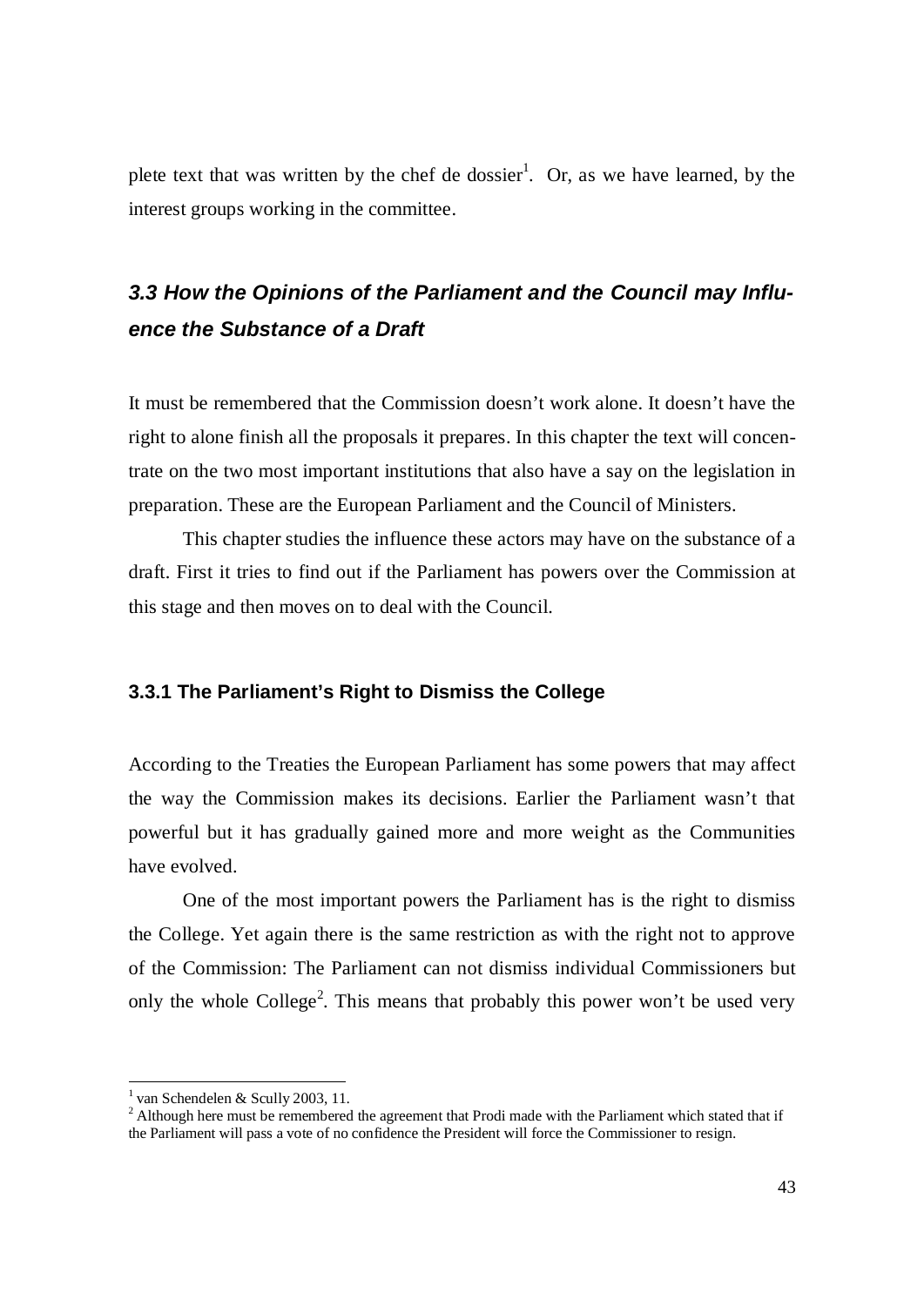plete text that was written by the chef de dossier[1]. Or, as we have learned, by the interest groups working in the committee.

## *3.3 How the Opinions of the Parliament and the Council may Influence the Substance of a Draft*

It must be remembered that the Commission doesn't work alone. It doesn't have the right to alone finish all the proposals it prepares. In this chapter the text will concentrate on the two most important institutions that also have a say on the legislation in preparation. These are the European Parliament and the Council of Ministers.

This chapter studies the influence these actors may have on the substance of a draft. First it tries to find out if the Parliament has powers over the Commission at this stage and then moves on to deal with the Council.

### 3.3.1 The Parliament's Right to Dismiss the College

According to the Treaties the European Parliament has some powers that may affect the way the Commission makes its decisions. Earlier the Parliament wasn't that powerful but it has gradually gained more and more weight as the Communities have evolved.

One of the most important powers the Parliament has is the right to dismiss the College. Yet again there is the same restriction as with the right not to approve of the Commission: The Parliament can not dismiss individual Commissioners but only the whole College[2]. This means that probably this power won't be used very

---

[1] van Schendelen & Scully 2003, 11.

[2] Although here must be remembered the agreement that Prodi made with the Parliament which stated that if the Parliament will pass a vote of no confidence the President will force the Commissioner to resign.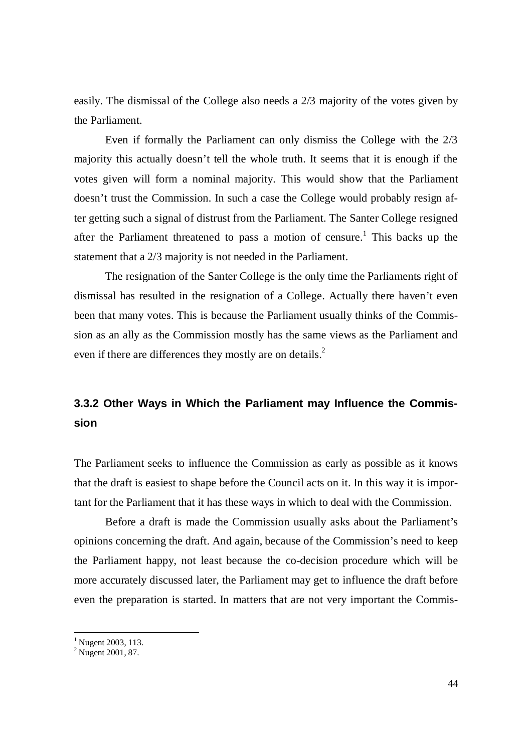easily. The dismissal of the College also needs a 2/3 majority of the votes given by the Parliament.

Even if formally the Parliament can only dismiss the College with the 2/3 majority this actually doesn't tell the whole truth. It seems that it is enough if the votes given will form a nominal majority. This would show that the Parliament doesn't trust the Commission. In such a case the College would probably resign after getting such a signal of distrust from the Parliament. The Santer College resigned after the Parliament threatened to pass a motion of censure.[1] This backs up the statement that a 2/3 majority is not needed in the Parliament.

The resignation of the Santer College is the only time the Parliaments right of dismissal has resulted in the resignation of a College. Actually there haven't even been that many votes. This is because the Parliament usually thinks of the Commission as an ally as the Commission mostly has the same views as the Parliament and even if there are differences they mostly are on details.[2]

### 3.3.2 Other Ways in Which the Parliament may Influence the Commission

The Parliament seeks to influence the Commission as early as possible as it knows that the draft is easiest to shape before the Council acts on it. In this way it is important for the Parliament that it has these ways in which to deal with the Commission.

Before a draft is made the Commission usually asks about the Parliament's opinions concerning the draft. And again, because of the Commission's need to keep the Parliament happy, not least because the co-decision procedure which will be more accurately discussed later, the Parliament may get to influence the draft before even the preparation is started. In matters that are not very important the Commis-

[1] Nugent 2003, 113.
[2] Nugent 2001, 87.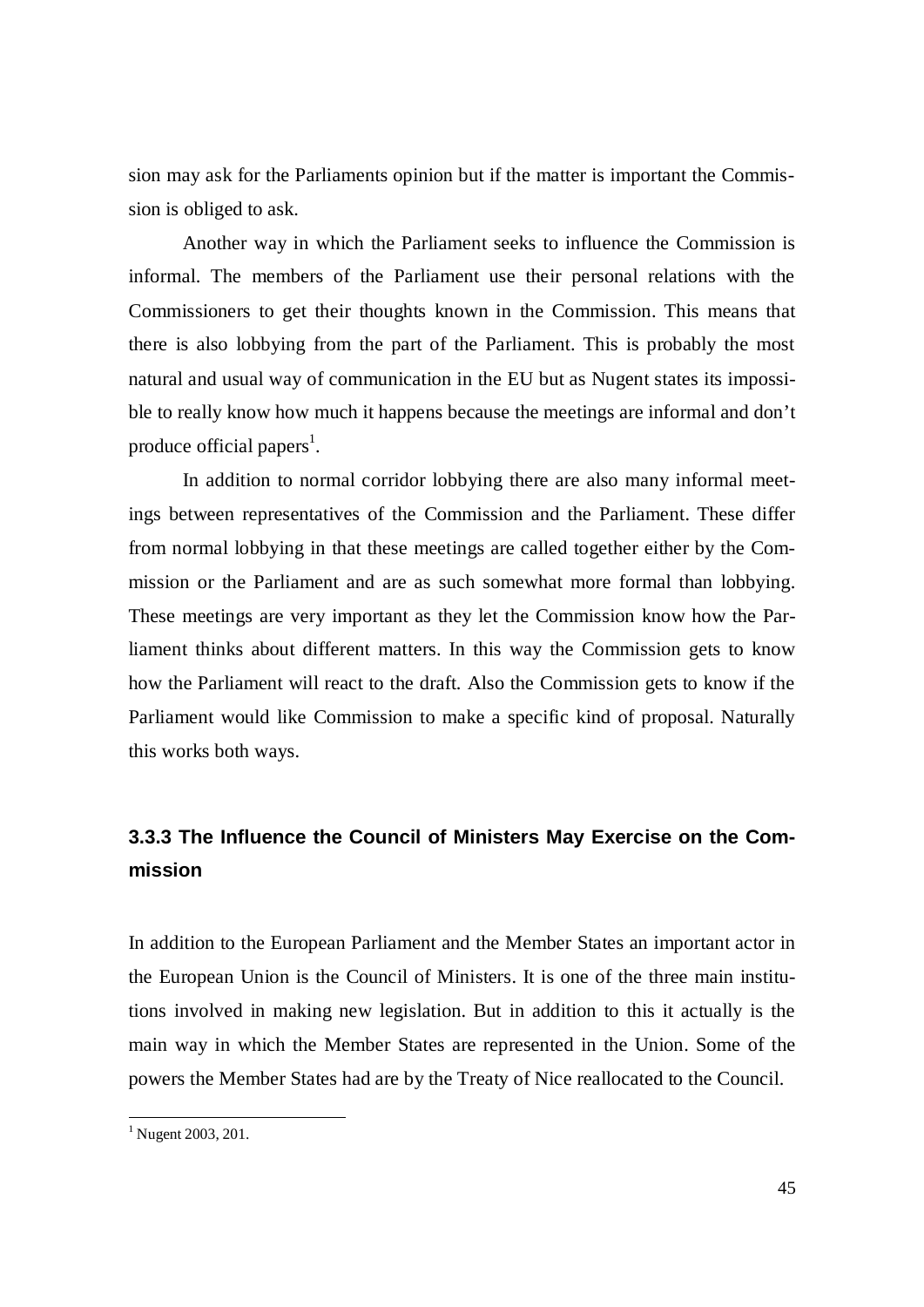sion may ask for the Parliaments opinion but if the matter is important the Commission is obliged to ask.

Another way in which the Parliament seeks to influence the Commission is informal. The members of the Parliament use their personal relations with the Commissioners to get their thoughts known in the Commission. This means that there is also lobbying from the part of the Parliament. This is probably the most natural and usual way of communication in the EU but as Nugent states its impossible to really know how much it happens because the meetings are informal and don't produce official papers[1].

In addition to normal corridor lobbying there are also many informal meetings between representatives of the Commission and the Parliament. These differ from normal lobbying in that these meetings are called together either by the Commission or the Parliament and are as such somewhat more formal than lobbying. These meetings are very important as they let the Commission know how the Parliament thinks about different matters. In this way the Commission gets to know how the Parliament will react to the draft. Also the Commission gets to know if the Parliament would like Commission to make a specific kind of proposal. Naturally this works both ways.

### 3.3.3 The Influence the Council of Ministers May Exercise on the Commission

In addition to the European Parliament and the Member States an important actor in the European Union is the Council of Ministers. It is one of the three main institutions involved in making new legislation. But in addition to this it actually is the main way in which the Member States are represented in the Union. Some of the powers the Member States had are by the Treaty of Nice reallocated to the Council.

[1] Nugent 2003, 201.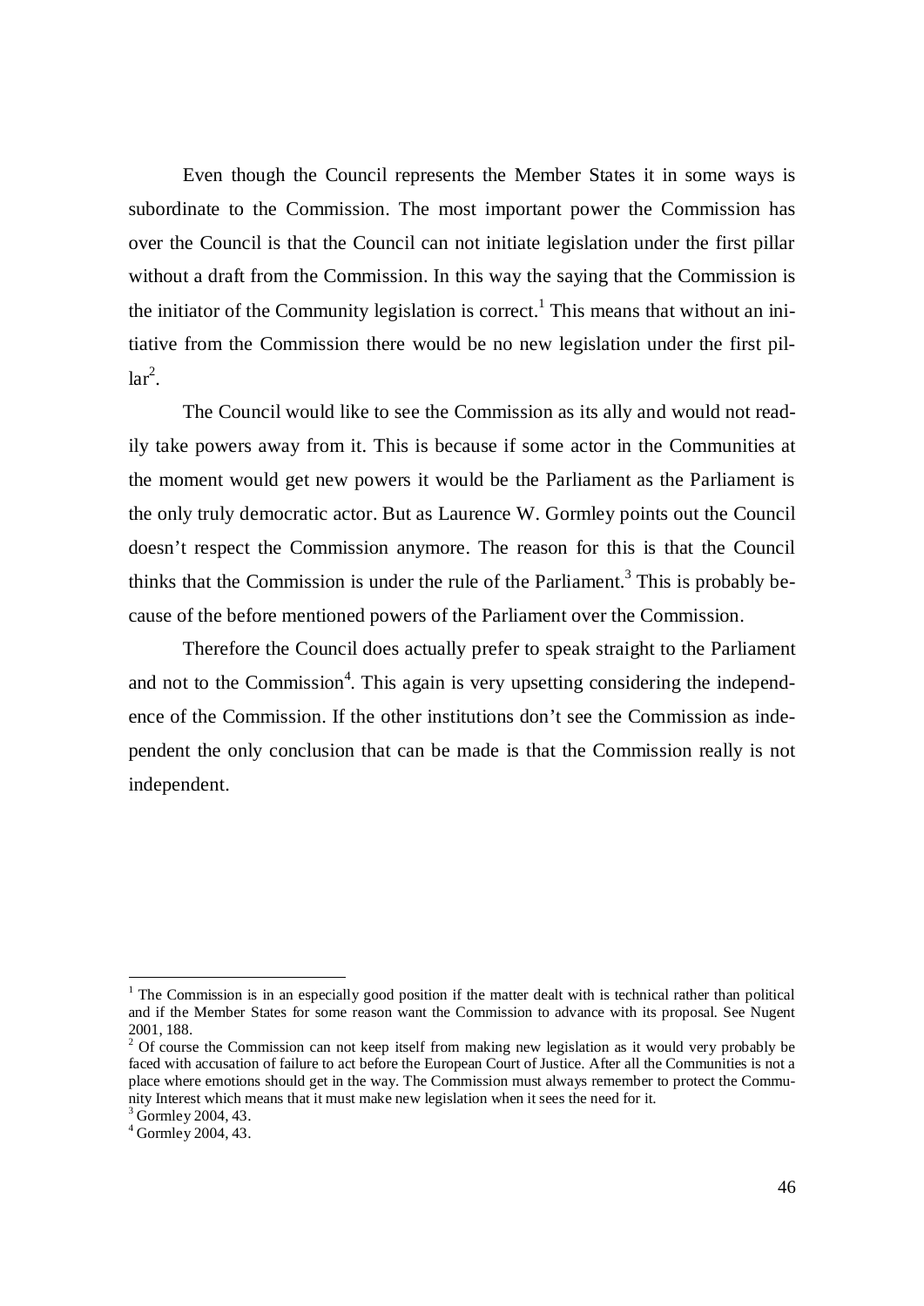Even though the Council represents the Member States it in some ways is subordinate to the Commission. The most important power the Commission has over the Council is that the Council can not initiate legislation under the first pillar without a draft from the Commission. In this way the saying that the Commission is the initiator of the Community legislation is correct.[1] This means that without an initiative from the Commission there would be no new legislation under the first pillar[2].

The Council would like to see the Commission as its ally and would not readily take powers away from it. This is because if some actor in the Communities at the moment would get new powers it would be the Parliament as the Parliament is the only truly democratic actor. But as Laurence W. Gormley points out the Council doesn't respect the Commission anymore. The reason for this is that the Council thinks that the Commission is under the rule of the Parliament.[3] This is probably because of the before mentioned powers of the Parliament over the Commission.

Therefore the Council does actually prefer to speak straight to the Parliament and not to the Commission[4]. This again is very upsetting considering the independence of the Commission. If the other institutions don't see the Commission as independent the only conclusion that can be made is that the Commission really is not independent.

---

[1] The Commission is in an especially good position if the matter dealt with is technical rather than political and if the Member States for some reason want the Commission to advance with its proposal. See Nugent 2001, 188.

[2] Of course the Commission can not keep itself from making new legislation as it would very probably be faced with accusation of failure to act before the European Court of Justice. After all the Communities is not a place where emotions should get in the way. The Commission must always remember to protect the Community Interest which means that it must make new legislation when it sees the need for it.

[3] Gormley 2004, 43.

[4] Gormley 2004, 43.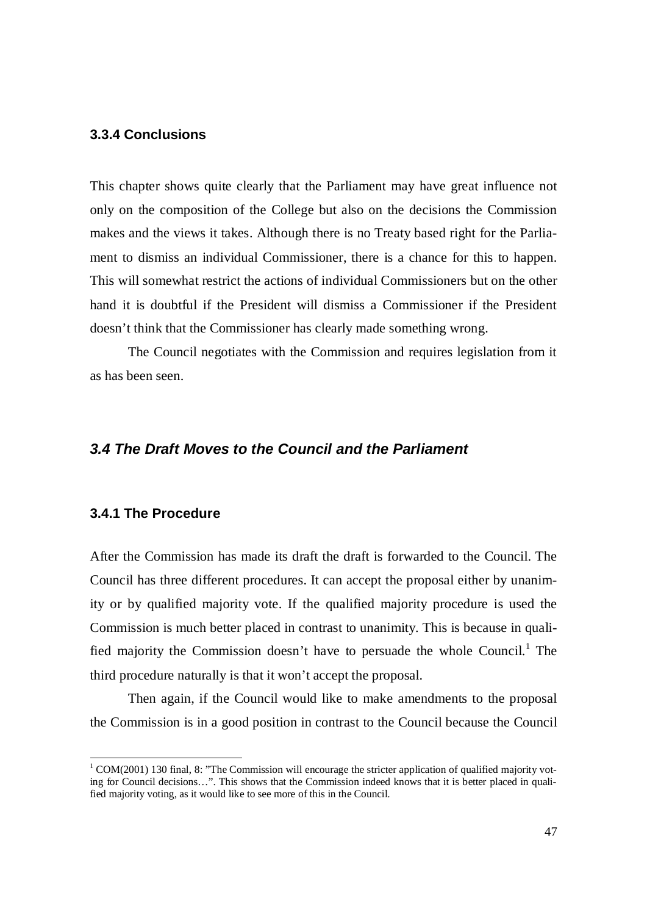### 3.3.4 Conclusions

This chapter shows quite clearly that the Parliament may have great influence not only on the composition of the College but also on the decisions the Commission makes and the views it takes. Although there is no Treaty based right for the Parliament to dismiss an individual Commissioner, there is a chance for this to happen. This will somewhat restrict the actions of individual Commissioners but on the other hand it is doubtful if the President will dismiss a Commissioner if the President doesn't think that the Commissioner has clearly made something wrong.

The Council negotiates with the Commission and requires legislation from it as has been seen.

## *3.4 The Draft Moves to the Council and the Parliament*

### 3.4.1 The Procedure

After the Commission has made its draft the draft is forwarded to the Council. The Council has three different procedures. It can accept the proposal either by unanimity or by qualified majority vote. If the qualified majority procedure is used the Commission is much better placed in contrast to unanimity. This is because in qualified majority the Commission doesn't have to persuade the whole Council.[1] The third procedure naturally is that it won't accept the proposal.

Then again, if the Council would like to make amendments to the proposal the Commission is in a good position in contrast to the Council because the Council

[1] COM(2001) 130 final, 8: "The Commission will encourage the stricter application of qualified majority voting for Council decisions…". This shows that the Commission indeed knows that it is better placed in qualified majority voting, as it would like to see more of this in the Council.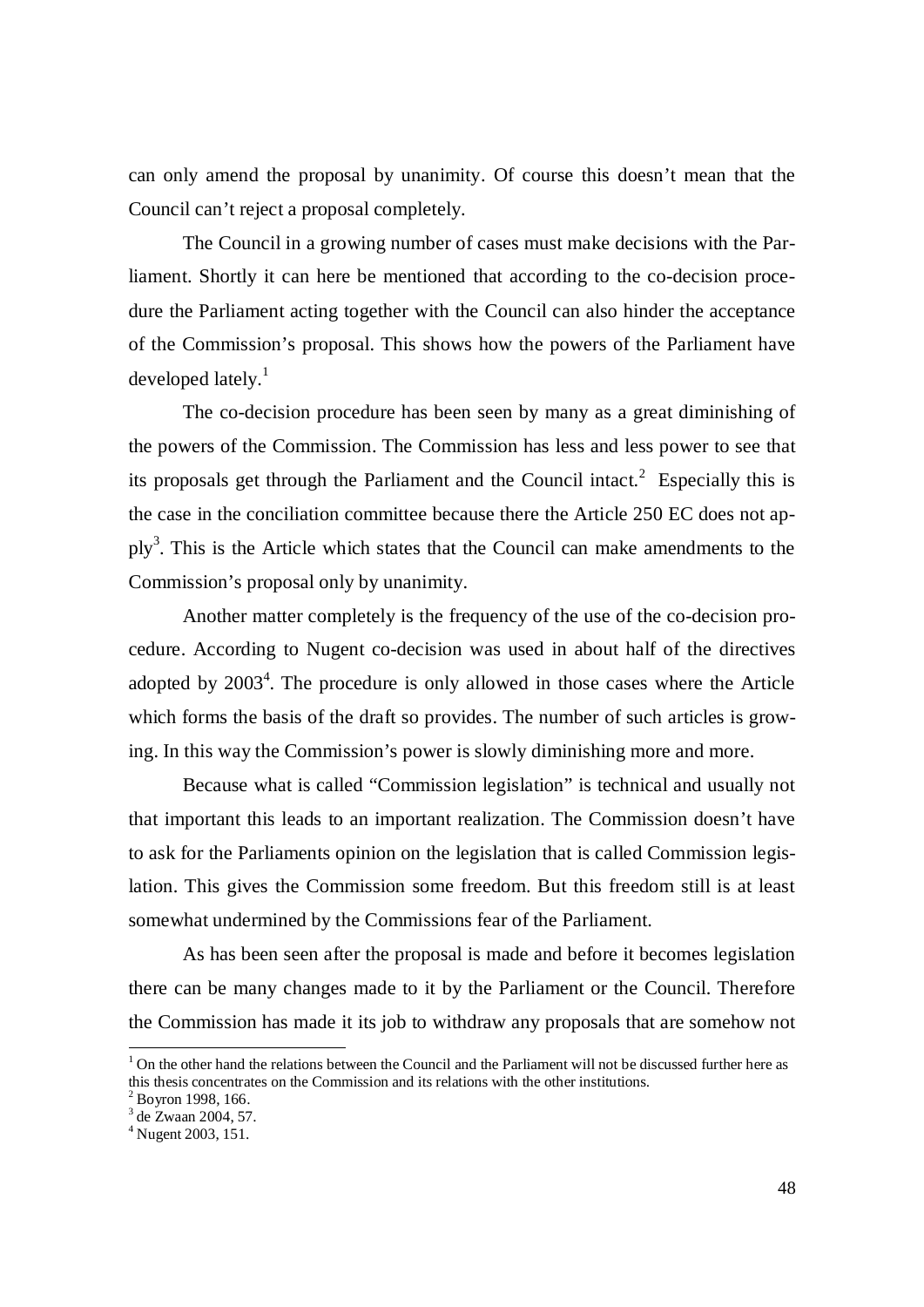can only amend the proposal by unanimity. Of course this doesn't mean that the Council can't reject a proposal completely.

The Council in a growing number of cases must make decisions with the Parliament. Shortly it can here be mentioned that according to the co-decision procedure the Parliament acting together with the Council can also hinder the acceptance of the Commission's proposal. This shows how the powers of the Parliament have developed lately.[1]

The co-decision procedure has been seen by many as a great diminishing of the powers of the Commission. The Commission has less and less power to see that its proposals get through the Parliament and the Council intact.[2] Especially this is the case in the conciliation committee because there the Article 250 EC does not apply[3]. This is the Article which states that the Council can make amendments to the Commission's proposal only by unanimity.

Another matter completely is the frequency of the use of the co-decision procedure. According to Nugent co-decision was used in about half of the directives adopted by 2003[4]. The procedure is only allowed in those cases where the Article which forms the basis of the draft so provides. The number of such articles is growing. In this way the Commission's power is slowly diminishing more and more.

Because what is called "Commission legislation" is technical and usually not that important this leads to an important realization. The Commission doesn't have to ask for the Parliaments opinion on the legislation that is called Commission legislation. This gives the Commission some freedom. But this freedom still is at least somewhat undermined by the Commissions fear of the Parliament.

As has been seen after the proposal is made and before it becomes legislation there can be many changes made to it by the Parliament or the Council. Therefore the Commission has made it its job to withdraw any proposals that are somehow not

---

[1] On the other hand the relations between the Council and the Parliament will not be discussed further here as this thesis concentrates on the Commission and its relations with the other institutions.

[2] Boyron 1998, 166.

[3] de Zwaan 2004, 57.

[4] Nugent 2003, 151.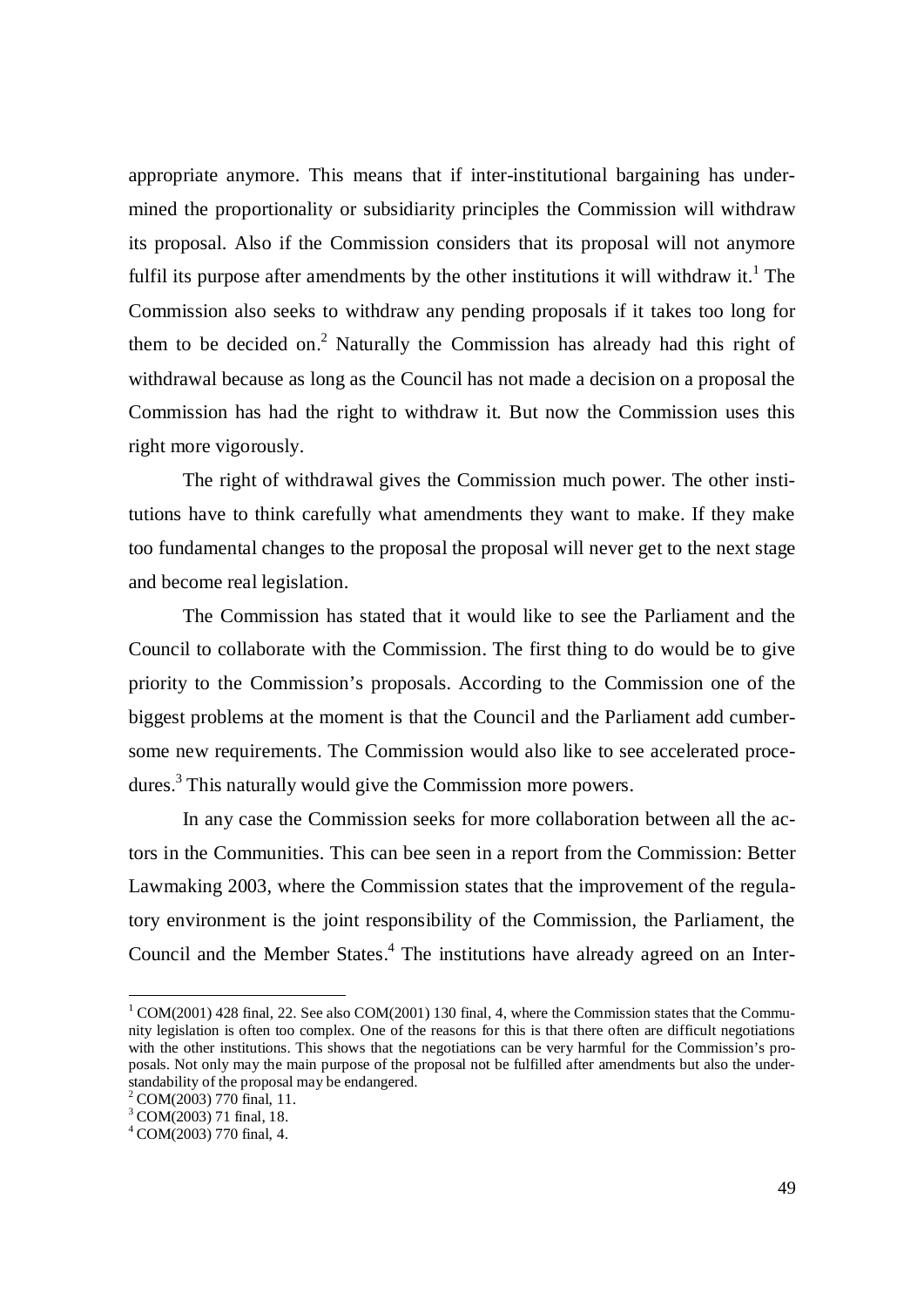appropriate anymore. This means that if inter-institutional bargaining has undermined the proportionality or subsidiarity principles the Commission will withdraw its proposal. Also if the Commission considers that its proposal will not anymore fulfil its purpose after amendments by the other institutions it will withdraw it.[1] The Commission also seeks to withdraw any pending proposals if it takes too long for them to be decided on.[2] Naturally the Commission has already had this right of withdrawal because as long as the Council has not made a decision on a proposal the Commission has had the right to withdraw it. But now the Commission uses this right more vigorously.

The right of withdrawal gives the Commission much power. The other institutions have to think carefully what amendments they want to make. If they make too fundamental changes to the proposal the proposal will never get to the next stage and become real legislation.

The Commission has stated that it would like to see the Parliament and the Council to collaborate with the Commission. The first thing to do would be to give priority to the Commission's proposals. According to the Commission one of the biggest problems at the moment is that the Council and the Parliament add cumbersome new requirements. The Commission would also like to see accelerated procedures.[3] This naturally would give the Commission more powers.

In any case the Commission seeks for more collaboration between all the actors in the Communities. This can bee seen in a report from the Commission: Better Lawmaking 2003, where the Commission states that the improvement of the regulatory environment is the joint responsibility of the Commission, the Parliament, the Council and the Member States.[4] The institutions have already agreed on an Inter-

---

[1] COM(2001) 428 final, 22. See also COM(2001) 130 final, 4, where the Commission states that the Community legislation is often too complex. One of the reasons for this is that there often are difficult negotiations with the other institutions. This shows that the negotiations can be very harmful for the Commission's proposals. Not only may the main purpose of the proposal not be fulfilled after amendments but also the understandability of the proposal may be endangered.

[2] COM(2003) 770 final, 11.

[3] COM(2003) 71 final, 18.

[4] COM(2003) 770 final, 4.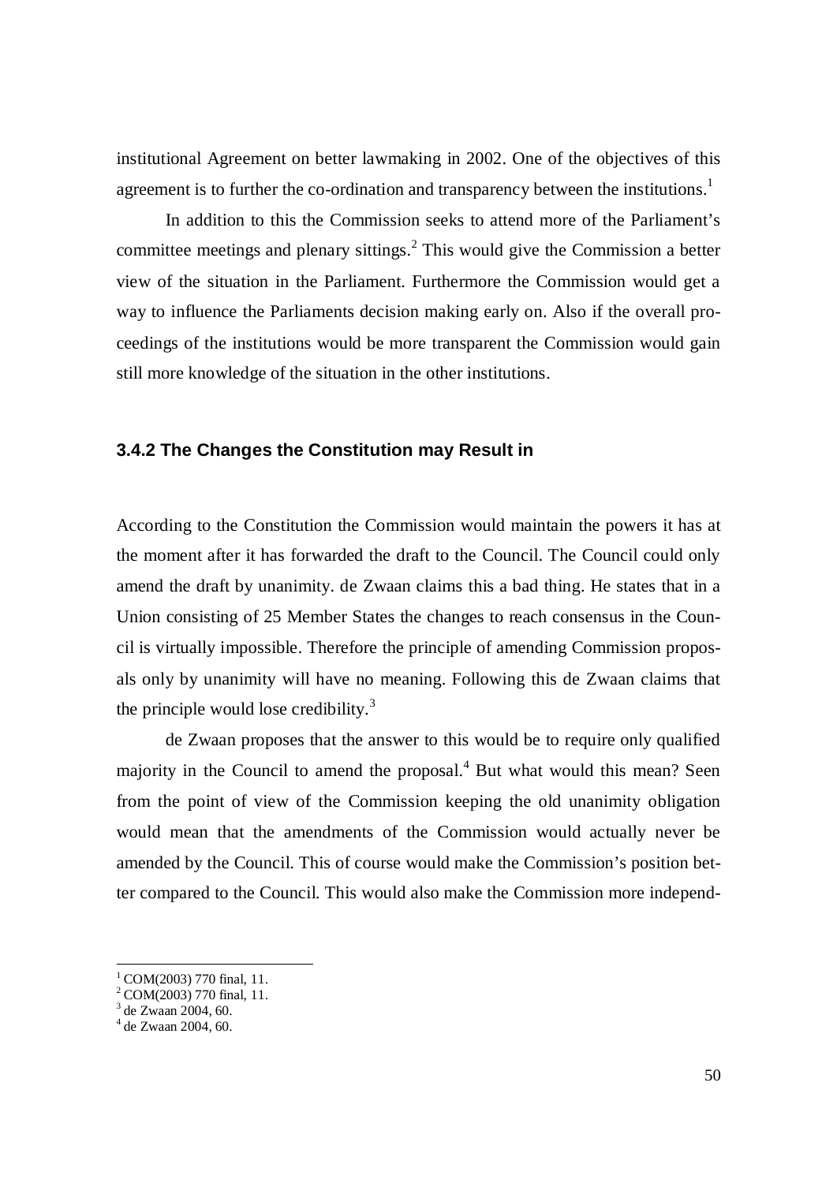institutional Agreement on better lawmaking in 2002. One of the objectives of this agreement is to further the co-ordination and transparency between the institutions.[1]

In addition to this the Commission seeks to attend more of the Parliament's committee meetings and plenary sittings.[2] This would give the Commission a better view of the situation in the Parliament. Furthermore the Commission would get a way to influence the Parliaments decision making early on. Also if the overall proceedings of the institutions would be more transparent the Commission would gain still more knowledge of the situation in the other institutions.

### 3.4.2 The Changes the Constitution may Result in

According to the Constitution the Commission would maintain the powers it has at the moment after it has forwarded the draft to the Council. The Council could only amend the draft by unanimity. de Zwaan claims this a bad thing. He states that in a Union consisting of 25 Member States the changes to reach consensus in the Council is virtually impossible. Therefore the principle of amending Commission proposals only by unanimity will have no meaning. Following this de Zwaan claims that the principle would lose credibility.[3]

de Zwaan proposes that the answer to this would be to require only qualified majority in the Council to amend the proposal.[4] But what would this mean? Seen from the point of view of the Commission keeping the old unanimity obligation would mean that the amendments of the Commission would actually never be amended by the Council. This of course would make the Commission's position better compared to the Council. This would also make the Commission more independ-

---

[1] COM(2003) 770 final, 11.
[2] COM(2003) 770 final, 11.
[3] de Zwaan 2004, 60.
[4] de Zwaan 2004, 60.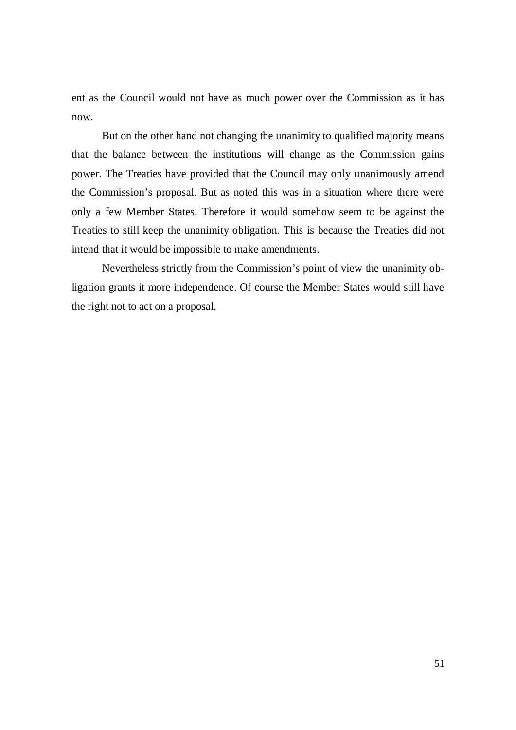ent as the Council would not have as much power over the Commission as it has now.

But on the other hand not changing the unanimity to qualified majority means that the balance between the institutions will change as the Commission gains power. The Treaties have provided that the Council may only unanimously amend the Commission's proposal. But as noted this was in a situation where there were only a few Member States. Therefore it would somehow seem to be against the Treaties to still keep the unanimity obligation. This is because the Treaties did not intend that it would be impossible to make amendments.

Nevertheless strictly from the Commission's point of view the unanimity obligation grants it more independence. Of course the Member States would still have the right not to act on a proposal.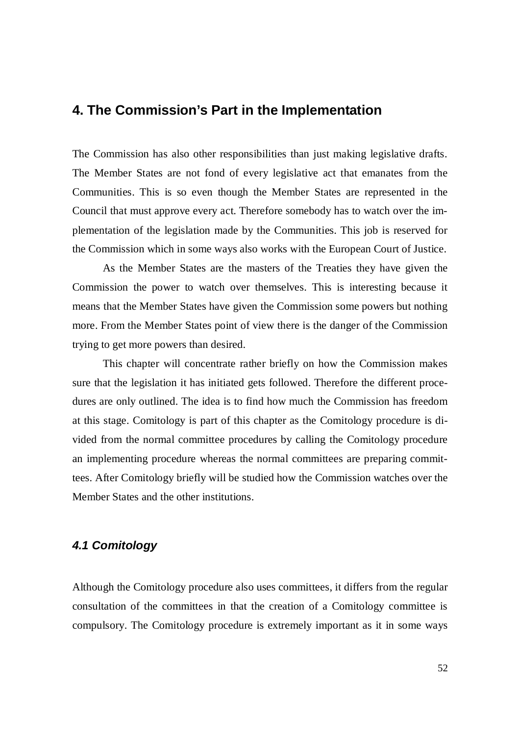# 4. The Commission's Part in the Implementation

The Commission has also other responsibilities than just making legislative drafts. The Member States are not fond of every legislative act that emanates from the Communities. This is so even though the Member States are represented in the Council that must approve every act. Therefore somebody has to watch over the implementation of the legislation made by the Communities. This job is reserved for the Commission which in some ways also works with the European Court of Justice.

As the Member States are the masters of the Treaties they have given the Commission the power to watch over themselves. This is interesting because it means that the Member States have given the Commission some powers but nothing more. From the Member States point of view there is the danger of the Commission trying to get more powers than desired.

This chapter will concentrate rather briefly on how the Commission makes sure that the legislation it has initiated gets followed. Therefore the different procedures are only outlined. The idea is to find how much the Commission has freedom at this stage. Comitology is part of this chapter as the Comitology procedure is divided from the normal committee procedures by calling the Comitology procedure an implementing procedure whereas the normal committees are preparing committees. After Comitology briefly will be studied how the Commission watches over the Member States and the other institutions.

## *4.1 Comitology*

Although the Comitology procedure also uses committees, it differs from the regular consultation of the committees in that the creation of a Comitology committee is compulsory. The Comitology procedure is extremely important as it in some ways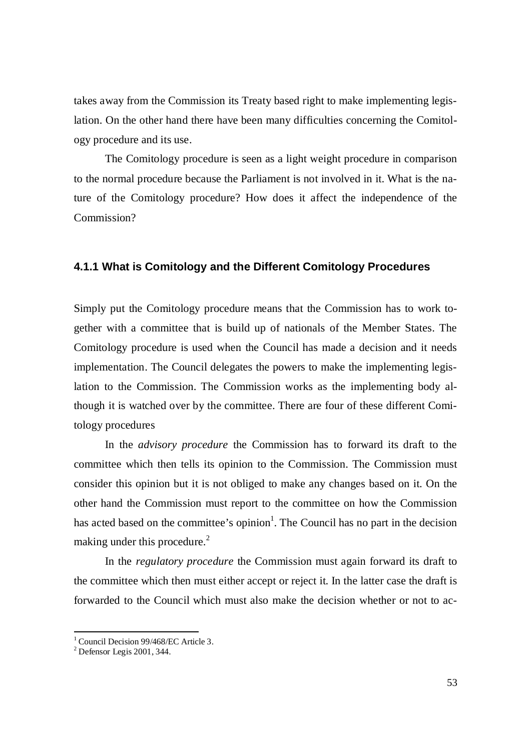takes away from the Commission its Treaty based right to make implementing legislation. On the other hand there have been many difficulties concerning the Comitology procedure and its use.

The Comitology procedure is seen as a light weight procedure in comparison to the normal procedure because the Parliament is not involved in it. What is the nature of the Comitology procedure? How does it affect the independence of the Commission?

### 4.1.1 What is Comitology and the Different Comitology Procedures

Simply put the Comitology procedure means that the Commission has to work together with a committee that is build up of nationals of the Member States. The Comitology procedure is used when the Council has made a decision and it needs implementation. The Council delegates the powers to make the implementing legislation to the Commission. The Commission works as the implementing body although it is watched over by the committee. There are four of these different Comitology procedures

In the *advisory procedure* the Commission has to forward its draft to the committee which then tells its opinion to the Commission. The Commission must consider this opinion but it is not obliged to make any changes based on it. On the other hand the Commission must report to the committee on how the Commission has acted based on the committee's opinion[1]. The Council has no part in the decision making under this procedure.[2]

In the *regulatory procedure* the Commission must again forward its draft to the committee which then must either accept or reject it. In the latter case the draft is forwarded to the Council which must also make the decision whether or not to ac-

---

[1] Council Decision 99/468/EC Article 3.

[2] Defensor Legis 2001, 344.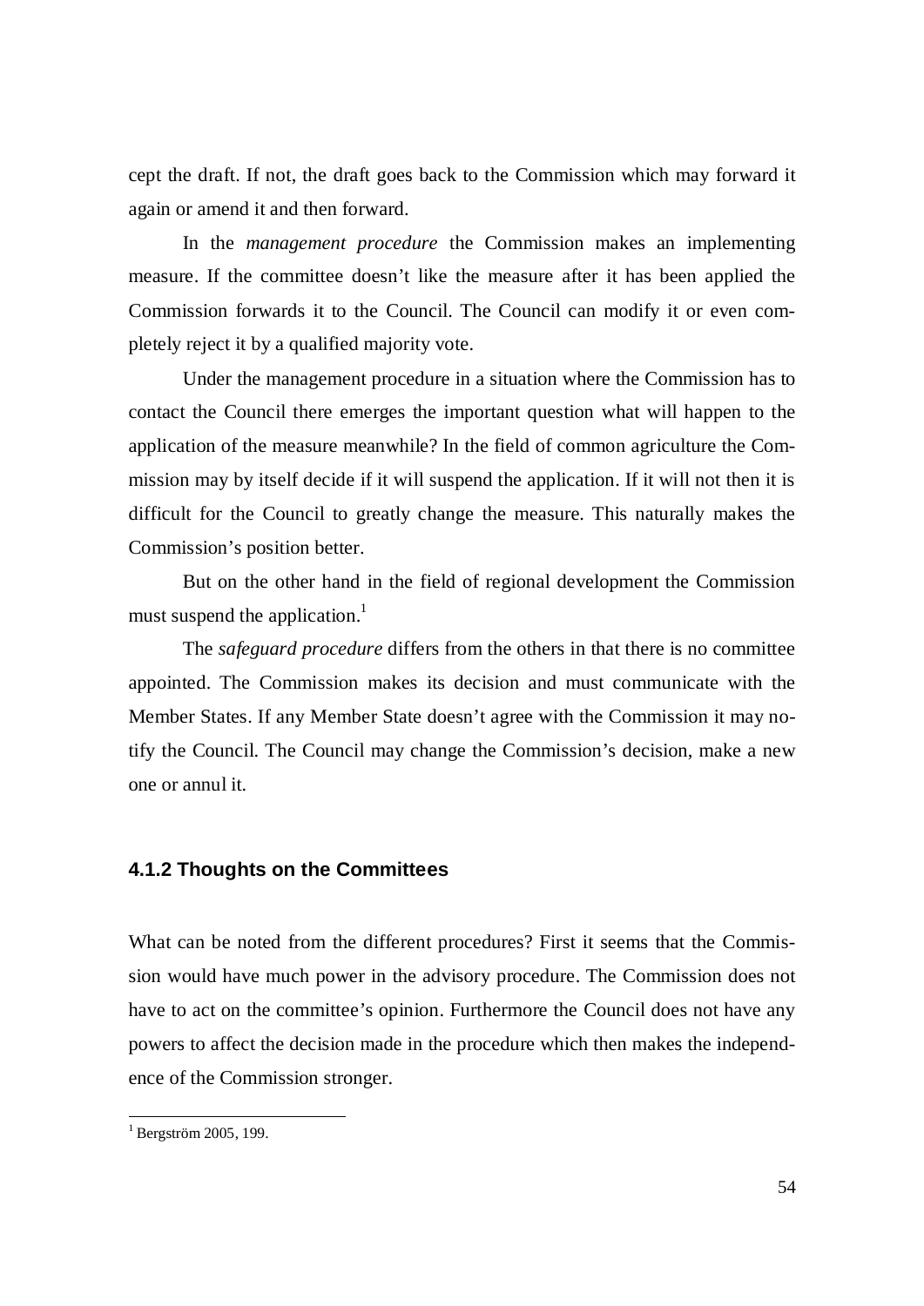cept the draft. If not, the draft goes back to the Commission which may forward it again or amend it and then forward.

In the *management procedure* the Commission makes an implementing measure. If the committee doesn't like the measure after it has been applied the Commission forwards it to the Council. The Council can modify it or even completely reject it by a qualified majority vote.

Under the management procedure in a situation where the Commission has to contact the Council there emerges the important question what will happen to the application of the measure meanwhile? In the field of common agriculture the Commission may by itself decide if it will suspend the application. If it will not then it is difficult for the Council to greatly change the measure. This naturally makes the Commission's position better.

But on the other hand in the field of regional development the Commission must suspend the application.[1]

The *safeguard procedure* differs from the others in that there is no committee appointed. The Commission makes its decision and must communicate with the Member States. If any Member State doesn't agree with the Commission it may notify the Council. The Council may change the Commission's decision, make a new one or annul it.

### 4.1.2 Thoughts on the Committees

What can be noted from the different procedures? First it seems that the Commission would have much power in the advisory procedure. The Commission does not have to act on the committee's opinion. Furthermore the Council does not have any powers to affect the decision made in the procedure which then makes the independence of the Commission stronger.

[1] Bergström 2005, 199.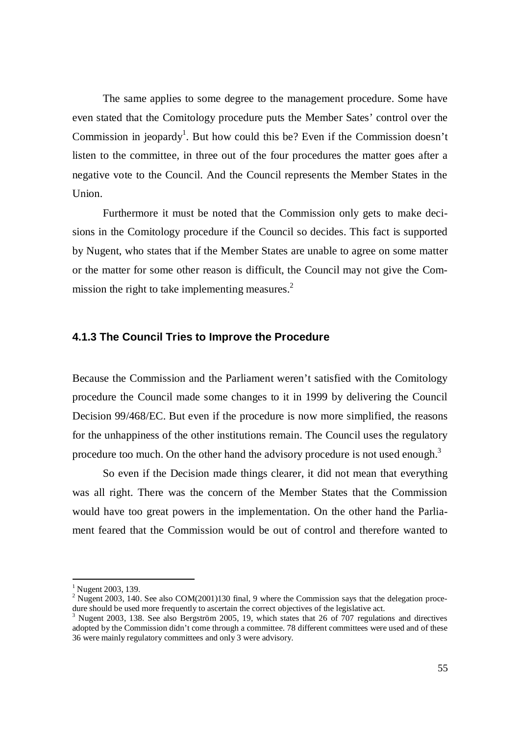The same applies to some degree to the management procedure. Some have even stated that the Comitology procedure puts the Member Sates' control over the Commission in jeopardy[1]. But how could this be? Even if the Commission doesn't listen to the committee, in three out of the four procedures the matter goes after a negative vote to the Council. And the Council represents the Member States in the Union.

Furthermore it must be noted that the Commission only gets to make decisions in the Comitology procedure if the Council so decides. This fact is supported by Nugent, who states that if the Member States are unable to agree on some matter or the matter for some other reason is difficult, the Council may not give the Commission the right to take implementing measures.[2]

### 4.1.3 The Council Tries to Improve the Procedure

Because the Commission and the Parliament weren't satisfied with the Comitology procedure the Council made some changes to it in 1999 by delivering the Council Decision 99/468/EC. But even if the procedure is now more simplified, the reasons for the unhappiness of the other institutions remain. The Council uses the regulatory procedure too much. On the other hand the advisory procedure is not used enough.[3]

So even if the Decision made things clearer, it did not mean that everything was all right. There was the concern of the Member States that the Commission would have too great powers in the implementation. On the other hand the Parliament feared that the Commission would be out of control and therefore wanted to

---

[1] Nugent 2003, 139.

[2] Nugent 2003, 140. See also COM(2001)130 final, 9 where the Commission says that the delegation procedure should be used more frequently to ascertain the correct objectives of the legislative act.

[3] Nugent 2003, 138. See also Bergström 2005, 19, which states that 26 of 707 regulations and directives adopted by the Commission didn't come through a committee. 78 different committees were used and of these 36 were mainly regulatory committees and only 3 were advisory.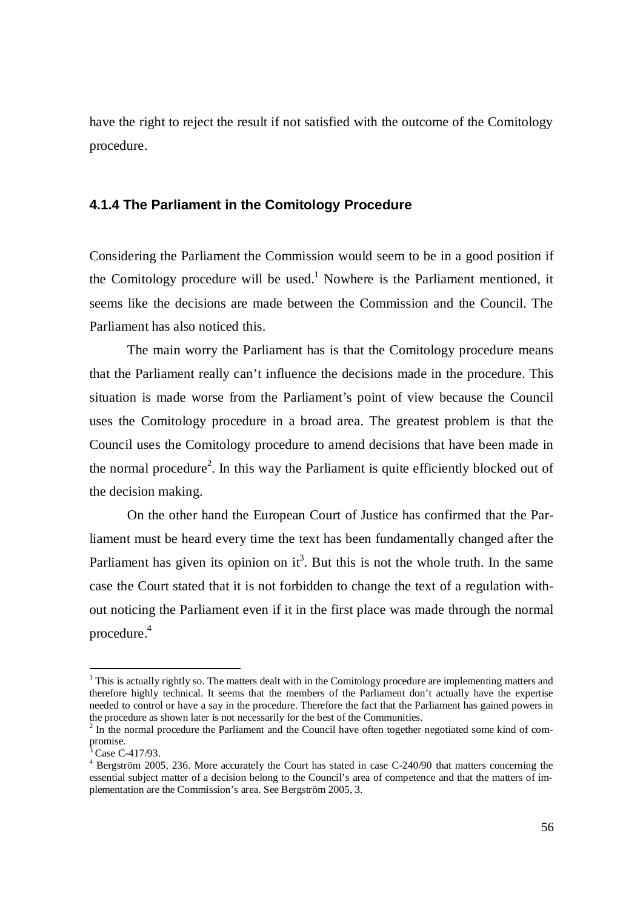have the right to reject the result if not satisfied with the outcome of the Comitology procedure.

#### 4.1.4 The Parliament in the Comitology Procedure

Considering the Parliament the Commission would seem to be in a good position if the Comitology procedure will be used.[1] Nowhere is the Parliament mentioned, it seems like the decisions are made between the Commission and the Council. The Parliament has also noticed this.

The main worry the Parliament has is that the Comitology procedure means that the Parliament really can't influence the decisions made in the procedure. This situation is made worse from the Parliament's point of view because the Council uses the Comitology procedure in a broad area. The greatest problem is that the Council uses the Comitology procedure to amend decisions that have been made in the normal procedure[2]. In this way the Parliament is quite efficiently blocked out of the decision making.

On the other hand the European Court of Justice has confirmed that the Parliament must be heard every time the text has been fundamentally changed after the Parliament has given its opinion on it[3]. But this is not the whole truth. In the same case the Court stated that it is not forbidden to change the text of a regulation without noticing the Parliament even if it in the first place was made through the normal procedure.[4]

---

[1] This is actually rightly so. The matters dealt with in the Comitology procedure are implementing matters and therefore highly technical. It seems that the members of the Parliament don't actually have the expertise needed to control or have a say in the procedure. Therefore the fact that the Parliament has gained powers in the procedure as shown later is not necessarily for the best of the Communities.

[2] In the normal procedure the Parliament and the Council have often together negotiated some kind of compromise.

[3] Case C-417/93.

[4] Bergström 2005, 236. More accurately the Court has stated in case C-240/90 that matters concerning the essential subject matter of a decision belong to the Council's area of competence and that the matters of implementation are the Commission's area. See Bergström 2005, 3.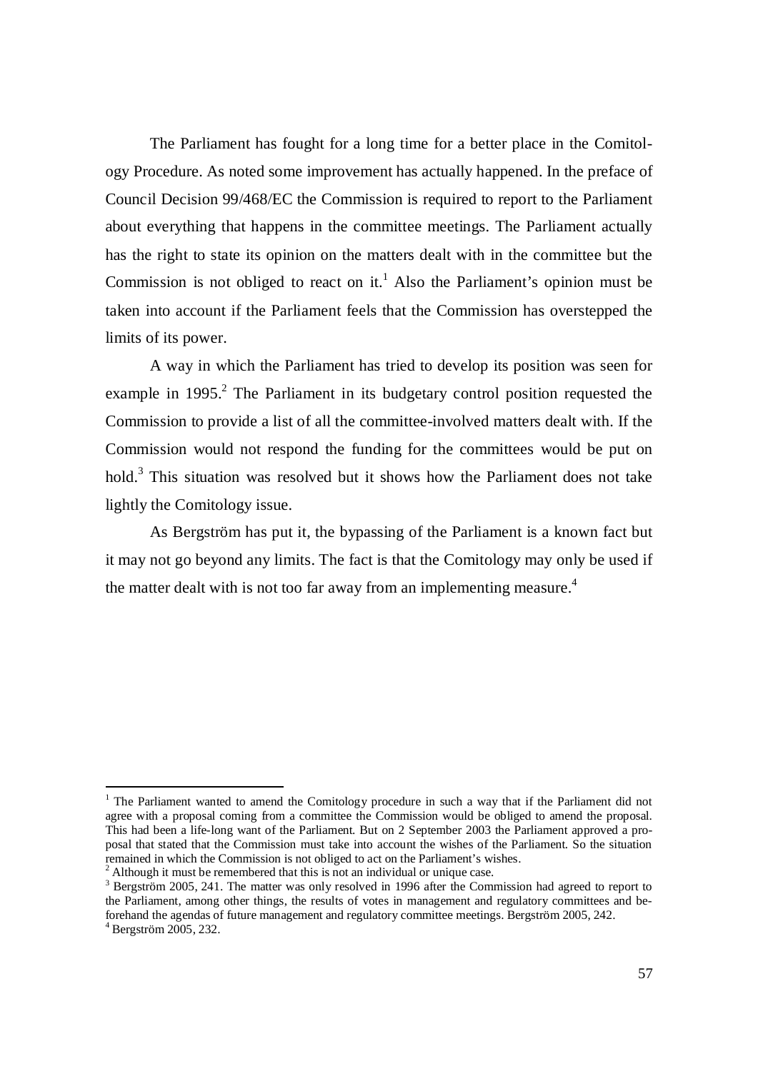The Parliament has fought for a long time for a better place in the Comitology Procedure. As noted some improvement has actually happened. In the preface of Council Decision 99/468/EC the Commission is required to report to the Parliament about everything that happens in the committee meetings. The Parliament actually has the right to state its opinion on the matters dealt with in the committee but the Commission is not obliged to react on it.[1] Also the Parliament's opinion must be taken into account if the Parliament feels that the Commission has overstepped the limits of its power.

A way in which the Parliament has tried to develop its position was seen for example in 1995.[2] The Parliament in its budgetary control position requested the Commission to provide a list of all the committee-involved matters dealt with. If the Commission would not respond the funding for the committees would be put on hold.[3] This situation was resolved but it shows how the Parliament does not take lightly the Comitology issue.

As Bergström has put it, the bypassing of the Parliament is a known fact but it may not go beyond any limits. The fact is that the Comitology may only be used if the matter dealt with is not too far away from an implementing measure.[4]

---

[1] The Parliament wanted to amend the Comitology procedure in such a way that if the Parliament did not agree with a proposal coming from a committee the Commission would be obliged to amend the proposal. This had been a life-long want of the Parliament. But on 2 September 2003 the Parliament approved a proposal that stated that the Commission must take into account the wishes of the Parliament. So the situation remained in which the Commission is not obliged to act on the Parliament's wishes.

[2] Although it must be remembered that this is not an individual or unique case.

[3] Bergström 2005, 241. The matter was only resolved in 1996 after the Commission had agreed to report to the Parliament, among other things, the results of votes in management and regulatory committees and beforehand the agendas of future management and regulatory committee meetings. Bergström 2005, 242.

[4] Bergström 2005, 232.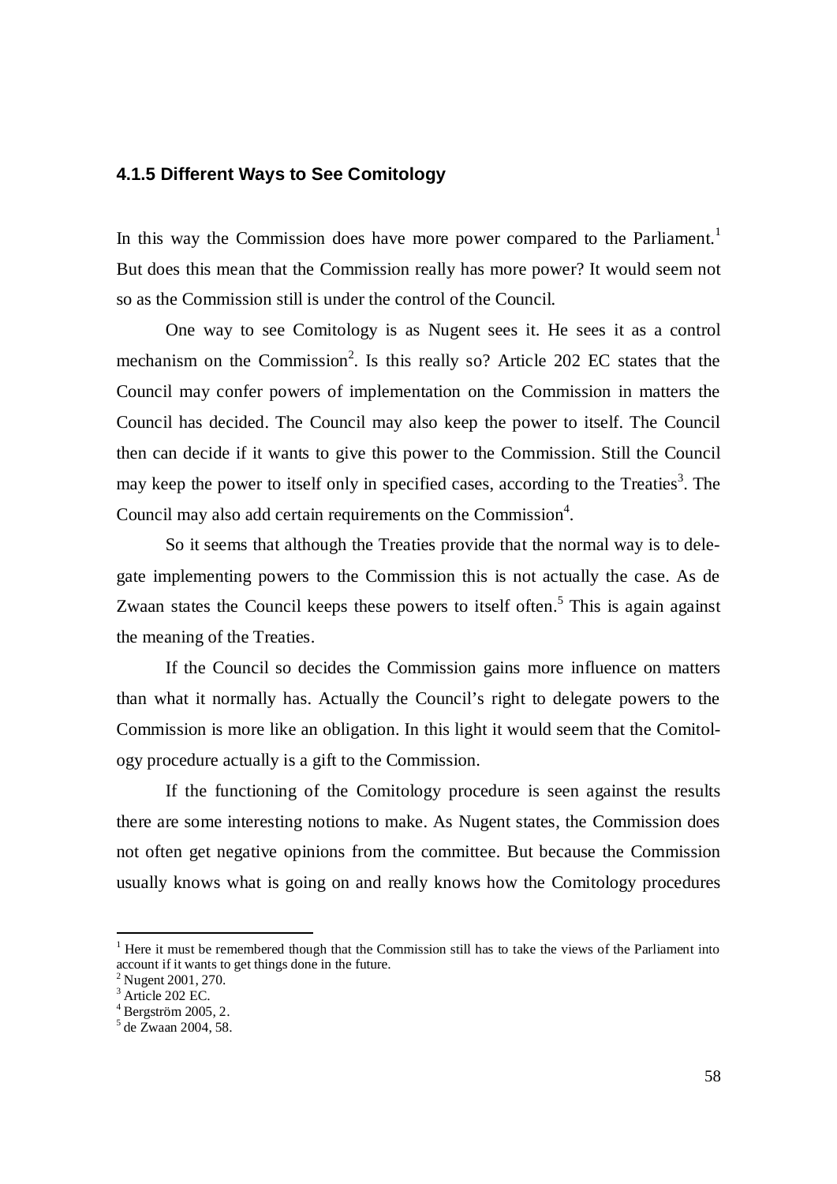### 4.1.5 Different Ways to See Comitology

In this way the Commission does have more power compared to the Parliament.[1] But does this mean that the Commission really has more power? It would seem not so as the Commission still is under the control of the Council.

One way to see Comitology is as Nugent sees it. He sees it as a control mechanism on the Commission[2]. Is this really so? Article 202 EC states that the Council may confer powers of implementation on the Commission in matters the Council has decided. The Council may also keep the power to itself. The Council then can decide if it wants to give this power to the Commission. Still the Council may keep the power to itself only in specified cases, according to the Treaties[3]. The Council may also add certain requirements on the Commission[4].

So it seems that although the Treaties provide that the normal way is to delegate implementing powers to the Commission this is not actually the case. As de Zwaan states the Council keeps these powers to itself often.[5] This is again against the meaning of the Treaties.

If the Council so decides the Commission gains more influence on matters than what it normally has. Actually the Council's right to delegate powers to the Commission is more like an obligation. In this light it would seem that the Comitology procedure actually is a gift to the Commission.

If the functioning of the Comitology procedure is seen against the results there are some interesting notions to make. As Nugent states, the Commission does not often get negative opinions from the committee. But because the Commission usually knows what is going on and really knows how the Comitology procedures

---

[1] Here it must be remembered though that the Commission still has to take the views of the Parliament into account if it wants to get things done in the future.

[2] Nugent 2001, 270.

[3] Article 202 EC.

[4] Bergström 2005, 2.

[5] de Zwaan 2004, 58.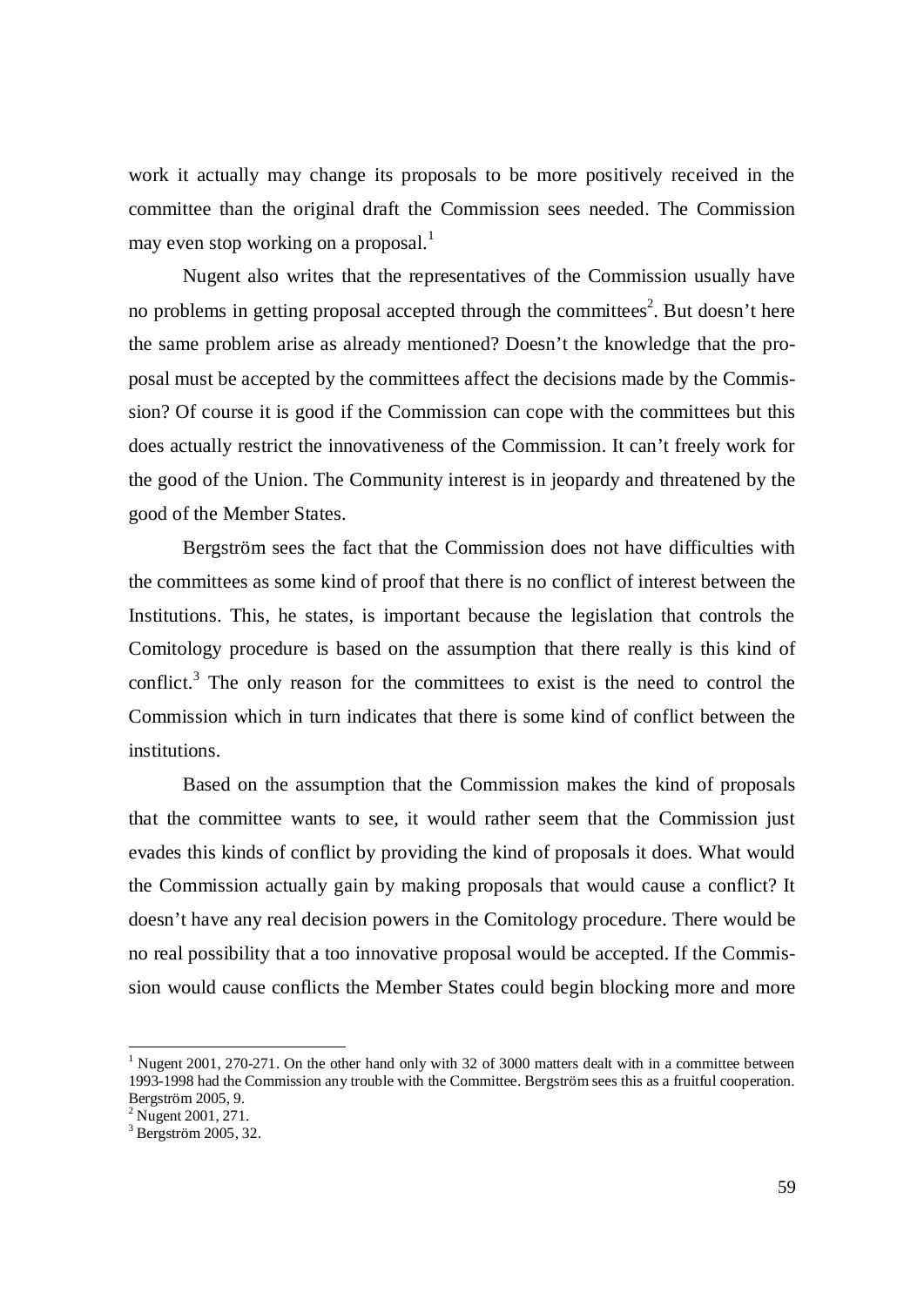work it actually may change its proposals to be more positively received in the committee than the original draft the Commission sees needed. The Commission may even stop working on a proposal.[1]

Nugent also writes that the representatives of the Commission usually have no problems in getting proposal accepted through the committees[2]. But doesn't here the same problem arise as already mentioned? Doesn't the knowledge that the proposal must be accepted by the committees affect the decisions made by the Commission? Of course it is good if the Commission can cope with the committees but this does actually restrict the innovativeness of the Commission. It can't freely work for the good of the Union. The Community interest is in jeopardy and threatened by the good of the Member States.

Bergström sees the fact that the Commission does not have difficulties with the committees as some kind of proof that there is no conflict of interest between the Institutions. This, he states, is important because the legislation that controls the Comitology procedure is based on the assumption that there really is this kind of conflict.[3] The only reason for the committees to exist is the need to control the Commission which in turn indicates that there is some kind of conflict between the institutions.

Based on the assumption that the Commission makes the kind of proposals that the committee wants to see, it would rather seem that the Commission just evades this kinds of conflict by providing the kind of proposals it does. What would the Commission actually gain by making proposals that would cause a conflict? It doesn't have any real decision powers in the Comitology procedure. There would be no real possibility that a too innovative proposal would be accepted. If the Commission would cause conflicts the Member States could begin blocking more and more

---

[1] Nugent 2001, 270-271. On the other hand only with 32 of 3000 matters dealt with in a committee between 1993-1998 had the Commission any trouble with the Committee. Bergström sees this as a fruitful cooperation. Bergström 2005, 9.

[2] Nugent 2001, 271.

[3] Bergström 2005, 32.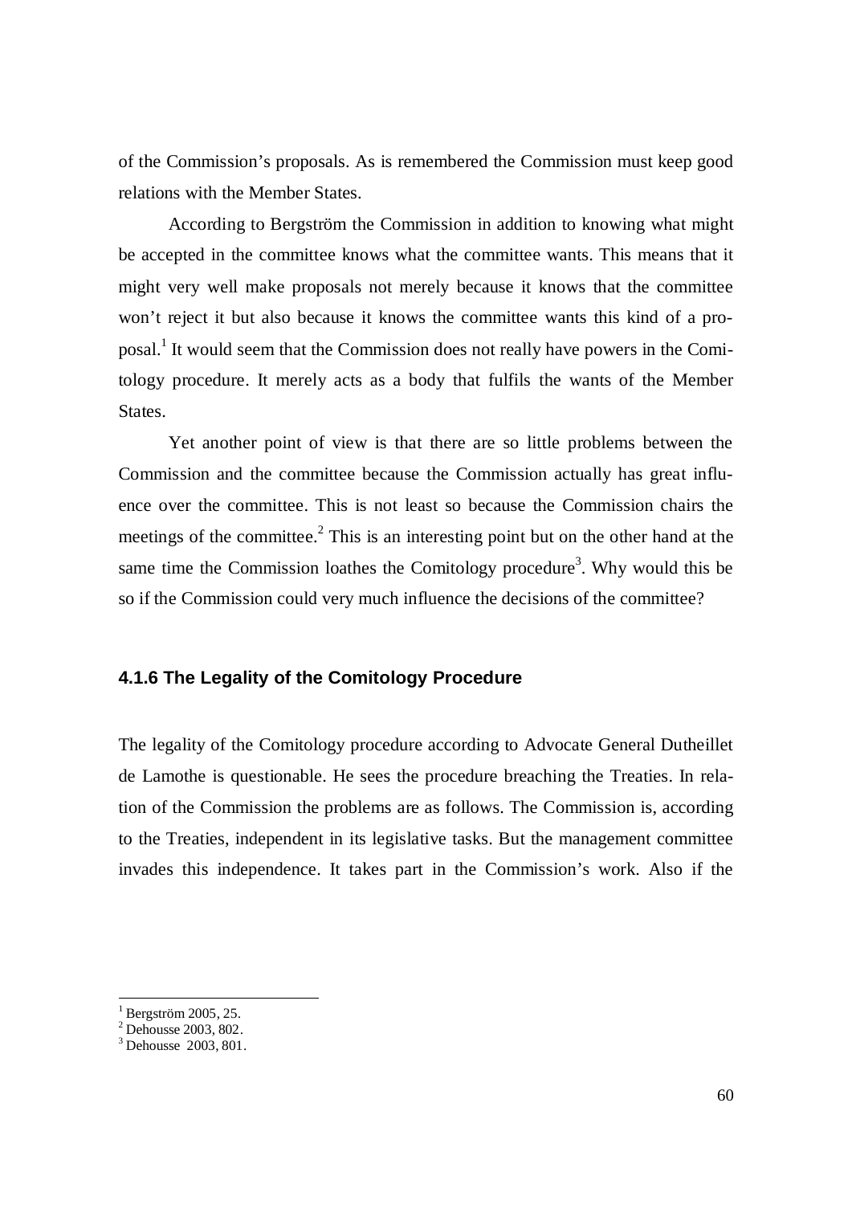of the Commission's proposals. As is remembered the Commission must keep good relations with the Member States.

According to Bergström the Commission in addition to knowing what might be accepted in the committee knows what the committee wants. This means that it might very well make proposals not merely because it knows that the committee won't reject it but also because it knows the committee wants this kind of a proposal.[1] It would seem that the Commission does not really have powers in the Comitology procedure. It merely acts as a body that fulfils the wants of the Member States.

Yet another point of view is that there are so little problems between the Commission and the committee because the Commission actually has great influence over the committee. This is not least so because the Commission chairs the meetings of the committee.[2] This is an interesting point but on the other hand at the same time the Commission loathes the Comitology procedure[3]. Why would this be so if the Commission could very much influence the decisions of the committee?

#### 4.1.6 The Legality of the Comitology Procedure

The legality of the Comitology procedure according to Advocate General Dutheillet de Lamothe is questionable. He sees the procedure breaching the Treaties. In relation of the Commission the problems are as follows. The Commission is, according to the Treaties, independent in its legislative tasks. But the management committee invades this independence. It takes part in the Commission's work. Also if the

---

[1] Bergström 2005, 25.
[2] Dehousse 2003, 802.
[3] Dehousse 2003, 801.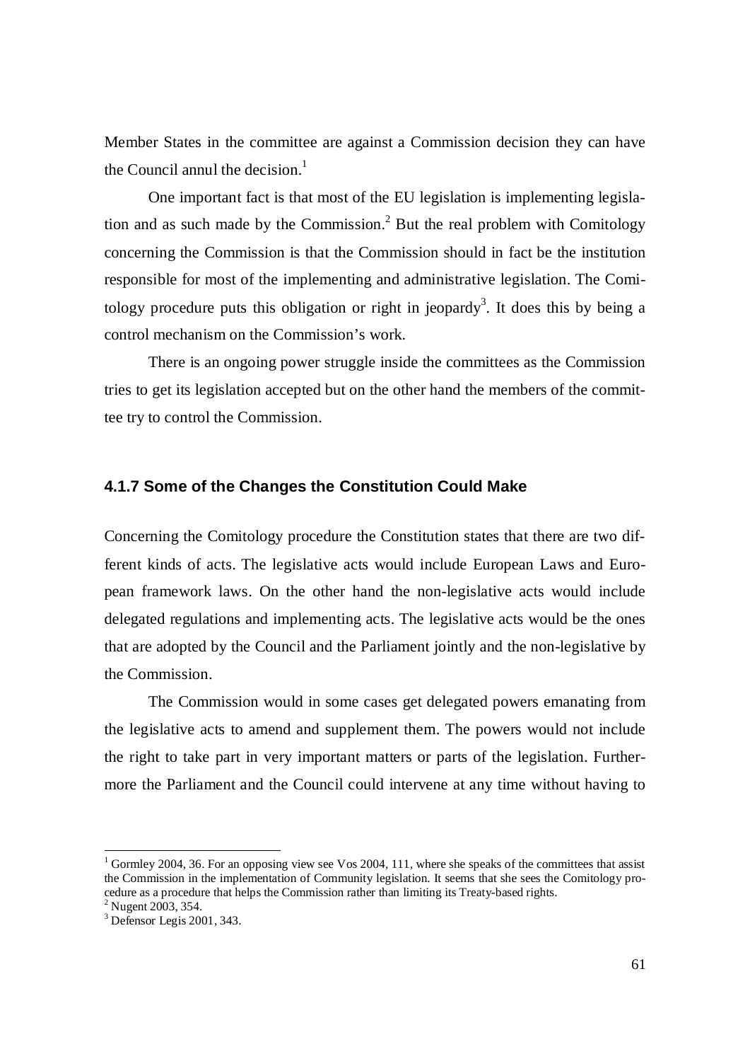Member States in the committee are against a Commission decision they can have the Council annul the decision.[1]

One important fact is that most of the EU legislation is implementing legislation and as such made by the Commission.[2] But the real problem with Comitology concerning the Commission is that the Commission should in fact be the institution responsible for most of the implementing and administrative legislation. The Comitology procedure puts this obligation or right in jeopardy[3]. It does this by being a control mechanism on the Commission's work.

There is an ongoing power struggle inside the committees as the Commission tries to get its legislation accepted but on the other hand the members of the committee try to control the Commission.

### 4.1.7 Some of the Changes the Constitution Could Make

Concerning the Comitology procedure the Constitution states that there are two different kinds of acts. The legislative acts would include European Laws and European framework laws. On the other hand the non-legislative acts would include delegated regulations and implementing acts. The legislative acts would be the ones that are adopted by the Council and the Parliament jointly and the non-legislative by the Commission.

The Commission would in some cases get delegated powers emanating from the legislative acts to amend and supplement them. The powers would not include the right to take part in very important matters or parts of the legislation. Furthermore the Parliament and the Council could intervene at any time without having to

---

[1] Gormley 2004, 36. For an opposing view see Vos 2004, 111, where she speaks of the committees that assist the Commission in the implementation of Community legislation. It seems that she sees the Comitology procedure as a procedure that helps the Commission rather than limiting its Treaty-based rights.

[2] Nugent 2003, 354.

[3] Defensor Legis 2001, 343.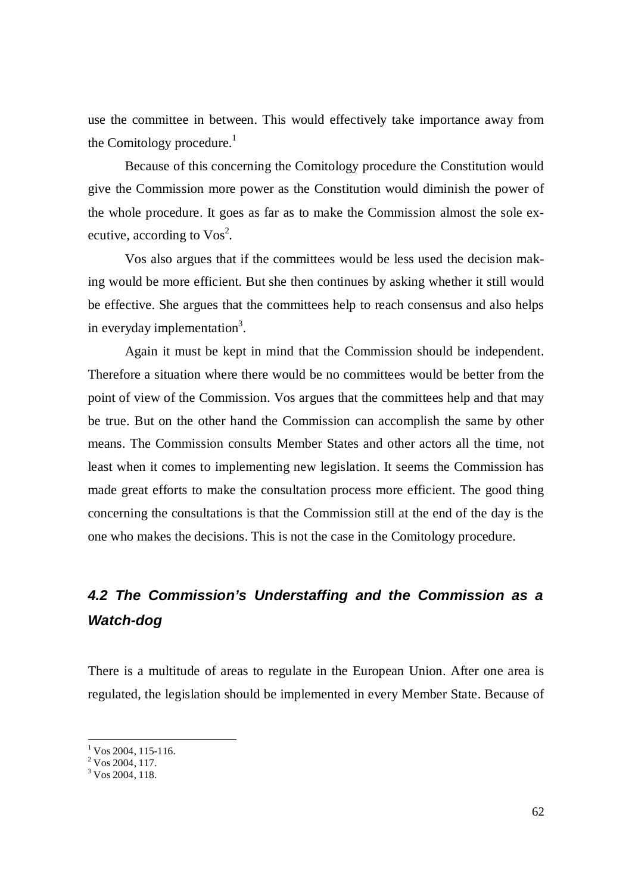use the committee in between. This would effectively take importance away from the Comitology procedure.[1]

Because of this concerning the Comitology procedure the Constitution would give the Commission more power as the Constitution would diminish the power of the whole procedure. It goes as far as to make the Commission almost the sole executive, according to Vos[2].

Vos also argues that if the committees would be less used the decision making would be more efficient. But she then continues by asking whether it still would be effective. She argues that the committees help to reach consensus and also helps in everyday implementation[3].

Again it must be kept in mind that the Commission should be independent. Therefore a situation where there would be no committees would be better from the point of view of the Commission. Vos argues that the committees help and that may be true. But on the other hand the Commission can accomplish the same by other means. The Commission consults Member States and other actors all the time, not least when it comes to implementing new legislation. It seems the Commission has made great efforts to make the consultation process more efficient. The good thing concerning the consultations is that the Commission still at the end of the day is the one who makes the decisions. This is not the case in the Comitology procedure.

### *4.2 The Commission's Understaffing and the Commission as a Watch-dog*

There is a multitude of areas to regulate in the European Union. After one area is regulated, the legislation should be implemented in every Member State. Because of

[1] Vos 2004, 115-116.
[2] Vos 2004, 117.
[3] Vos 2004, 118.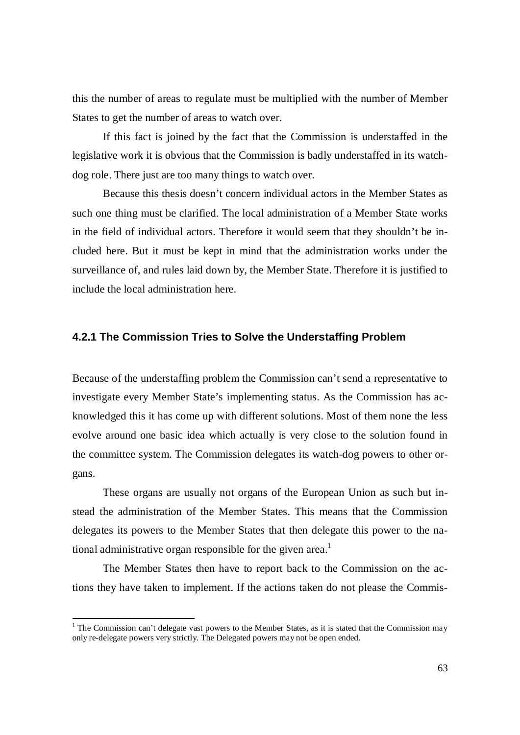this the number of areas to regulate must be multiplied with the number of Member States to get the number of areas to watch over.

If this fact is joined by the fact that the Commission is understaffed in the legislative work it is obvious that the Commission is badly understaffed in its watch-dog role. There just are too many things to watch over.

Because this thesis doesn't concern individual actors in the Member States as such one thing must be clarified. The local administration of a Member State works in the field of individual actors. Therefore it would seem that they shouldn't be included here. But it must be kept in mind that the administration works under the surveillance of, and rules laid down by, the Member State. Therefore it is justified to include the local administration here.

### 4.2.1 The Commission Tries to Solve the Understaffing Problem

Because of the understaffing problem the Commission can't send a representative to investigate every Member State's implementing status. As the Commission has acknowledged this it has come up with different solutions. Most of them none the less evolve around one basic idea which actually is very close to the solution found in the committee system. The Commission delegates its watch-dog powers to other organs.

These organs are usually not organs of the European Union as such but instead the administration of the Member States. This means that the Commission delegates its powers to the Member States that then delegate this power to the national administrative organ responsible for the given area.[1]

The Member States then have to report back to the Commission on the actions they have taken to implement. If the actions taken do not please the Commis-

[1] The Commission can't delegate vast powers to the Member States, as it is stated that the Commission may only re-delegate powers very strictly. The Delegated powers may not be open ended.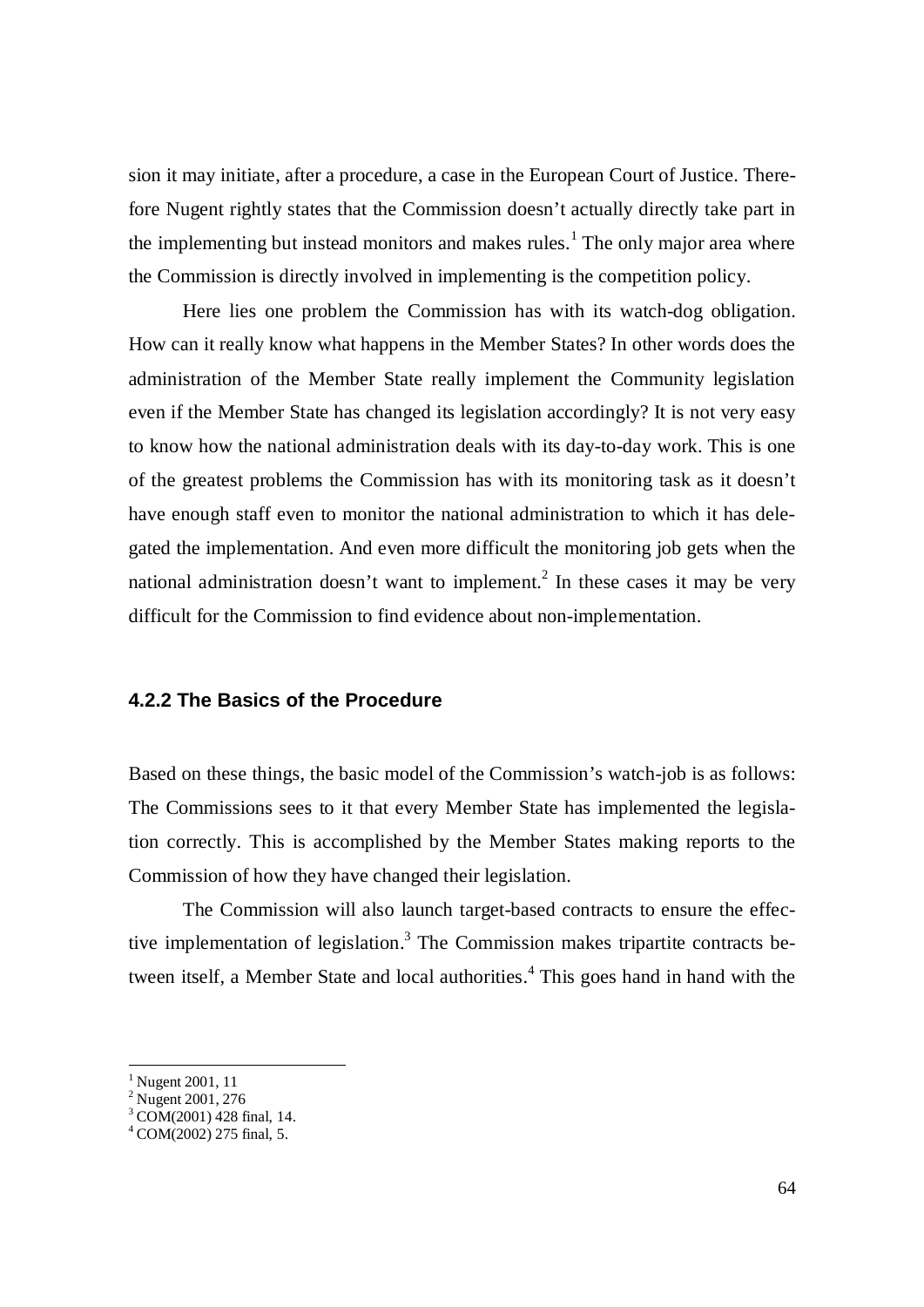sion it may initiate, after a procedure, a case in the European Court of Justice. Therefore Nugent rightly states that the Commission doesn't actually directly take part in the implementing but instead monitors and makes rules.[1] The only major area where the Commission is directly involved in implementing is the competition policy.

Here lies one problem the Commission has with its watch-dog obligation. How can it really know what happens in the Member States? In other words does the administration of the Member State really implement the Community legislation even if the Member State has changed its legislation accordingly? It is not very easy to know how the national administration deals with its day-to-day work. This is one of the greatest problems the Commission has with its monitoring task as it doesn't have enough staff even to monitor the national administration to which it has delegated the implementation. And even more difficult the monitoring job gets when the national administration doesn't want to implement.[2] In these cases it may be very difficult for the Commission to find evidence about non-implementation.

### 4.2.2 The Basics of the Procedure

Based on these things, the basic model of the Commission's watch-job is as follows: The Commissions sees to it that every Member State has implemented the legislation correctly. This is accomplished by the Member States making reports to the Commission of how they have changed their legislation.

The Commission will also launch target-based contracts to ensure the effective implementation of legislation.[3] The Commission makes tripartite contracts between itself, a Member State and local authorities.[4] This goes hand in hand with the

---

[1] Nugent 2001, 11
[2] Nugent 2001, 276
[3] COM(2001) 428 final, 14.
[4] COM(2002) 275 final, 5.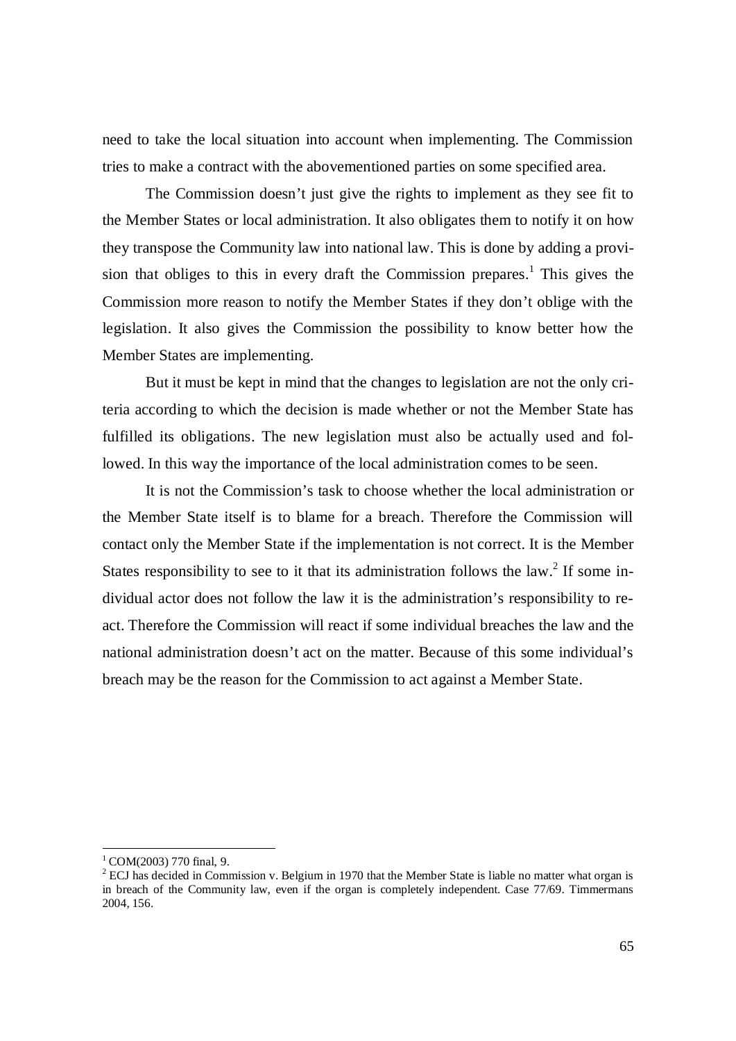need to take the local situation into account when implementing. The Commission tries to make a contract with the abovementioned parties on some specified area.

The Commission doesn't just give the rights to implement as they see fit to the Member States or local administration. It also obligates them to notify it on how they transpose the Community law into national law. This is done by adding a provision that obliges to this in every draft the Commission prepares.[1] This gives the Commission more reason to notify the Member States if they don't oblige with the legislation. It also gives the Commission the possibility to know better how the Member States are implementing.

But it must be kept in mind that the changes to legislation are not the only criteria according to which the decision is made whether or not the Member State has fulfilled its obligations. The new legislation must also be actually used and followed. In this way the importance of the local administration comes to be seen.

It is not the Commission's task to choose whether the local administration or the Member State itself is to blame for a breach. Therefore the Commission will contact only the Member State if the implementation is not correct. It is the Member States responsibility to see to it that its administration follows the law.[2] If some individual actor does not follow the law it is the administration's responsibility to react. Therefore the Commission will react if some individual breaches the law and the national administration doesn't act on the matter. Because of this some individual's breach may be the reason for the Commission to act against a Member State.

---

[1] COM(2003) 770 final, 9.

[2] ECJ has decided in Commission v. Belgium in 1970 that the Member State is liable no matter what organ is in breach of the Community law, even if the organ is completely independent. Case 77/69. Timmermans 2004, 156.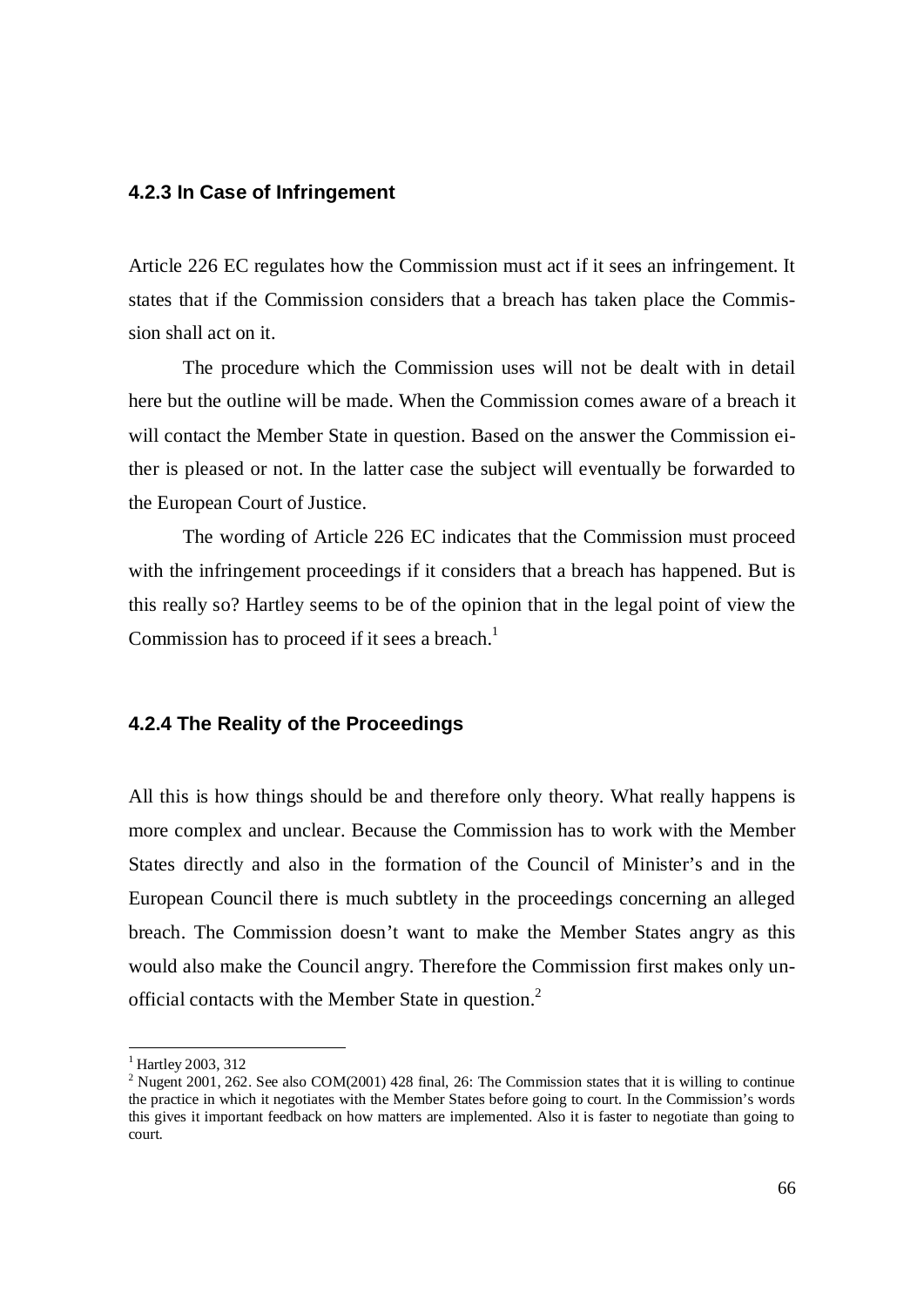### 4.2.3 In Case of Infringement

Article 226 EC regulates how the Commission must act if it sees an infringement. It states that if the Commission considers that a breach has taken place the Commission shall act on it.

The procedure which the Commission uses will not be dealt with in detail here but the outline will be made. When the Commission comes aware of a breach it will contact the Member State in question. Based on the answer the Commission either is pleased or not. In the latter case the subject will eventually be forwarded to the European Court of Justice.

The wording of Article 226 EC indicates that the Commission must proceed with the infringement proceedings if it considers that a breach has happened. But is this really so? Hartley seems to be of the opinion that in the legal point of view the Commission has to proceed if it sees a breach.[1]

### 4.2.4 The Reality of the Proceedings

All this is how things should be and therefore only theory. What really happens is more complex and unclear. Because the Commission has to work with the Member States directly and also in the formation of the Council of Minister's and in the European Council there is much subtlety in the proceedings concerning an alleged breach. The Commission doesn't want to make the Member States angry as this would also make the Council angry. Therefore the Commission first makes only unofficial contacts with the Member State in question.[2]

---

[1] Hartley 2003, 312

[2] Nugent 2001, 262. See also COM(2001) 428 final, 26: The Commission states that it is willing to continue the practice in which it negotiates with the Member States before going to court. In the Commission's words this gives it important feedback on how matters are implemented. Also it is faster to negotiate than going to court.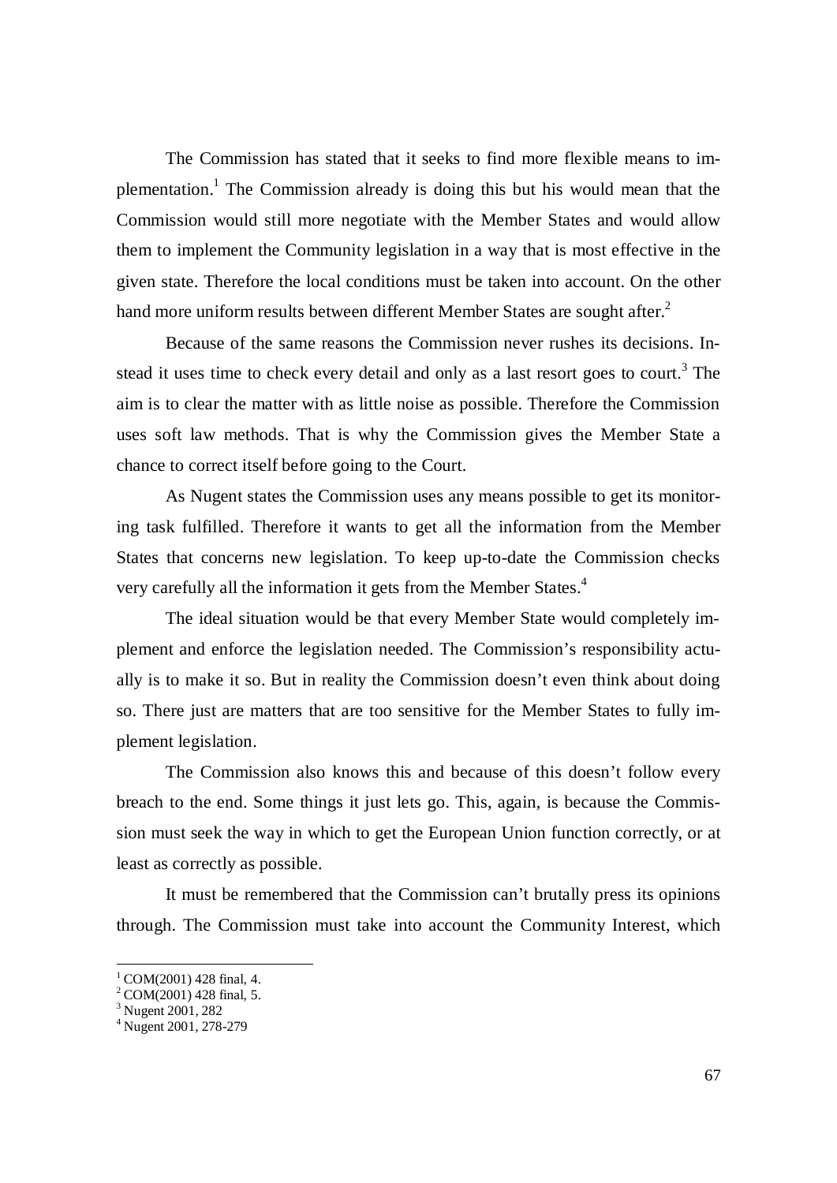The Commission has stated that it seeks to find more flexible means to implementation.[1] The Commission already is doing this but his would mean that the Commission would still more negotiate with the Member States and would allow them to implement the Community legislation in a way that is most effective in the given state. Therefore the local conditions must be taken into account. On the other hand more uniform results between different Member States are sought after.[2]

Because of the same reasons the Commission never rushes its decisions. Instead it uses time to check every detail and only as a last resort goes to court.[3] The aim is to clear the matter with as little noise as possible. Therefore the Commission uses soft law methods. That is why the Commission gives the Member State a chance to correct itself before going to the Court.

As Nugent states the Commission uses any means possible to get its monitoring task fulfilled. Therefore it wants to get all the information from the Member States that concerns new legislation. To keep up-to-date the Commission checks very carefully all the information it gets from the Member States.[4]

The ideal situation would be that every Member State would completely implement and enforce the legislation needed. The Commission's responsibility actually is to make it so. But in reality the Commission doesn't even think about doing so. There just are matters that are too sensitive for the Member States to fully implement legislation.

The Commission also knows this and because of this doesn't follow every breach to the end. Some things it just lets go. This, again, is because the Commission must seek the way in which to get the European Union function correctly, or at least as correctly as possible.

It must be remembered that the Commission can't brutally press its opinions through. The Commission must take into account the Community Interest, which

---

[1] COM(2001) 428 final, 4.
[2] COM(2001) 428 final, 5.
[3] Nugent 2001, 282
[4] Nugent 2001, 278-279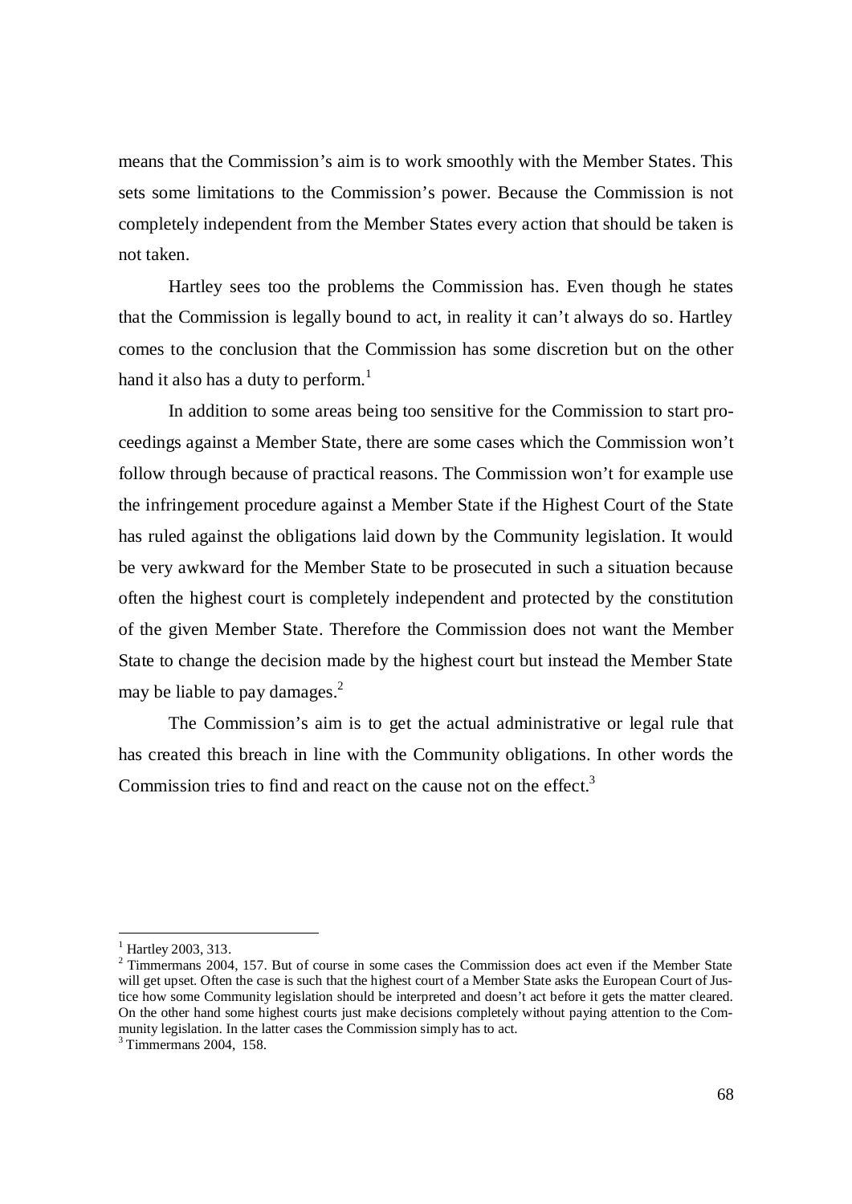means that the Commission's aim is to work smoothly with the Member States. This sets some limitations to the Commission's power. Because the Commission is not completely independent from the Member States every action that should be taken is not taken.

Hartley sees too the problems the Commission has. Even though he states that the Commission is legally bound to act, in reality it can't always do so. Hartley comes to the conclusion that the Commission has some discretion but on the other hand it also has a duty to perform.[1]

In addition to some areas being too sensitive for the Commission to start proceedings against a Member State, there are some cases which the Commission won't follow through because of practical reasons. The Commission won't for example use the infringement procedure against a Member State if the Highest Court of the State has ruled against the obligations laid down by the Community legislation. It would be very awkward for the Member State to be prosecuted in such a situation because often the highest court is completely independent and protected by the constitution of the given Member State. Therefore the Commission does not want the Member State to change the decision made by the highest court but instead the Member State may be liable to pay damages.[2]

The Commission's aim is to get the actual administrative or legal rule that has created this breach in line with the Community obligations. In other words the Commission tries to find and react on the cause not on the effect.[3]

---

[1] Hartley 2003, 313.

[2] Timmermans 2004, 157. But of course in some cases the Commission does act even if the Member State will get upset. Often the case is such that the highest court of a Member State asks the European Court of Justice how some Community legislation should be interpreted and doesn't act before it gets the matter cleared. On the other hand some highest courts just make decisions completely without paying attention to the Community legislation. In the latter cases the Commission simply has to act.

[3] Timmermans 2004, 158.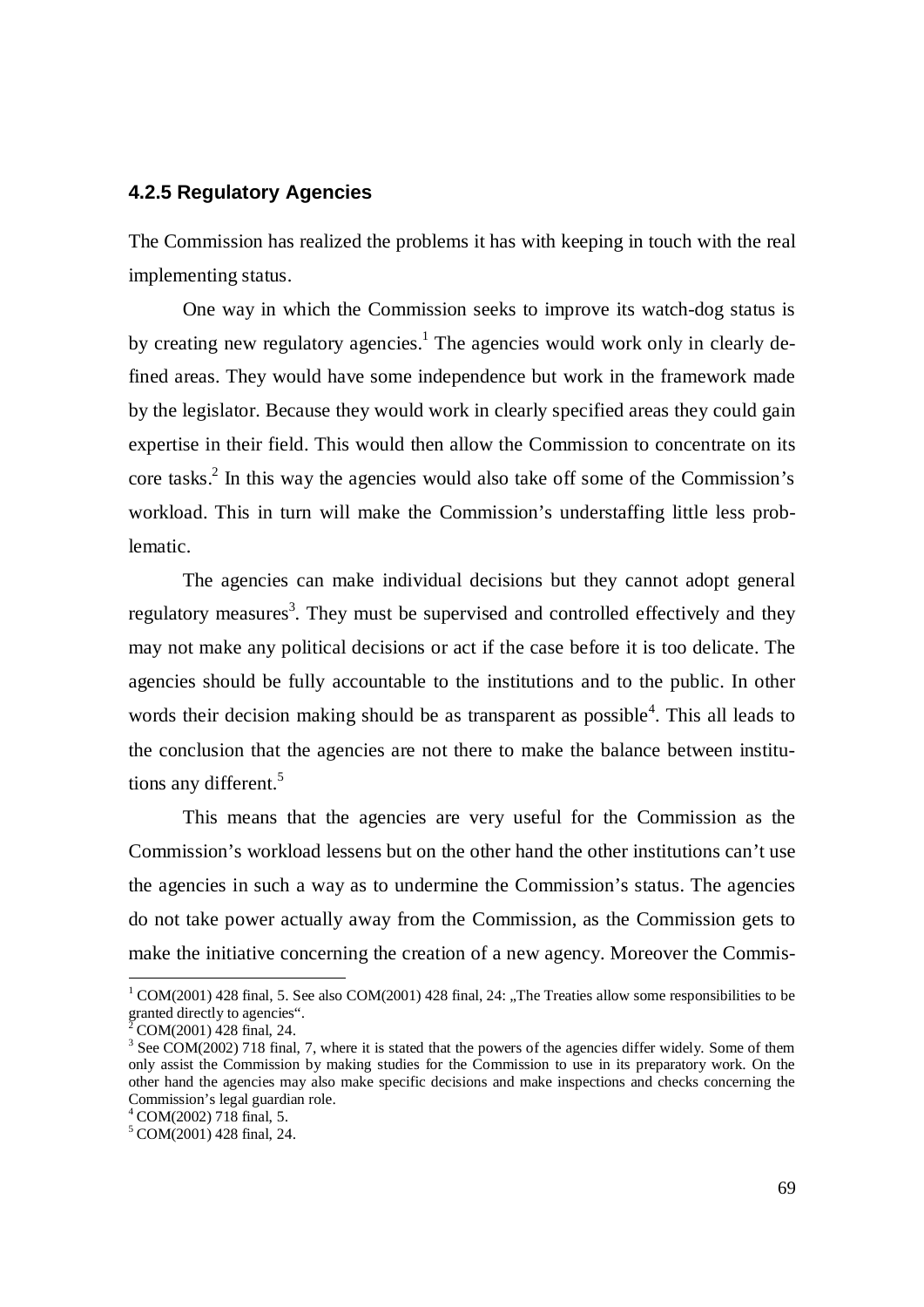### 4.2.5 Regulatory Agencies

The Commission has realized the problems it has with keeping in touch with the real implementing status.

One way in which the Commission seeks to improve its watch-dog status is by creating new regulatory agencies.[1] The agencies would work only in clearly defined areas. They would have some independence but work in the framework made by the legislator. Because they would work in clearly specified areas they could gain expertise in their field. This would then allow the Commission to concentrate on its core tasks.[2] In this way the agencies would also take off some of the Commission's workload. This in turn will make the Commission's understaffing little less problematic.

The agencies can make individual decisions but they cannot adopt general regulatory measures[3]. They must be supervised and controlled effectively and they may not make any political decisions or act if the case before it is too delicate. The agencies should be fully accountable to the institutions and to the public. In other words their decision making should be as transparent as possible[4]. This all leads to the conclusion that the agencies are not there to make the balance between institutions any different.[5]

This means that the agencies are very useful for the Commission as the Commission's workload lessens but on the other hand the other institutions can't use the agencies in such a way as to undermine the Commission's status. The agencies do not take power actually away from the Commission, as the Commission gets to make the initiative concerning the creation of a new agency. Moreover the Commis-

---

[1] COM(2001) 428 final, 5. See also COM(2001) 428 final, 24: „The Treaties allow some responsibilities to be granted directly to agencies".

[2] COM(2001) 428 final, 24.

[3] See COM(2002) 718 final, 7, where it is stated that the powers of the agencies differ widely. Some of them only assist the Commission by making studies for the Commission to use in its preparatory work. On the other hand the agencies may also make specific decisions and make inspections and checks concerning the Commission's legal guardian role.

[4] COM(2002) 718 final, 5.

[5] COM(2001) 428 final, 24.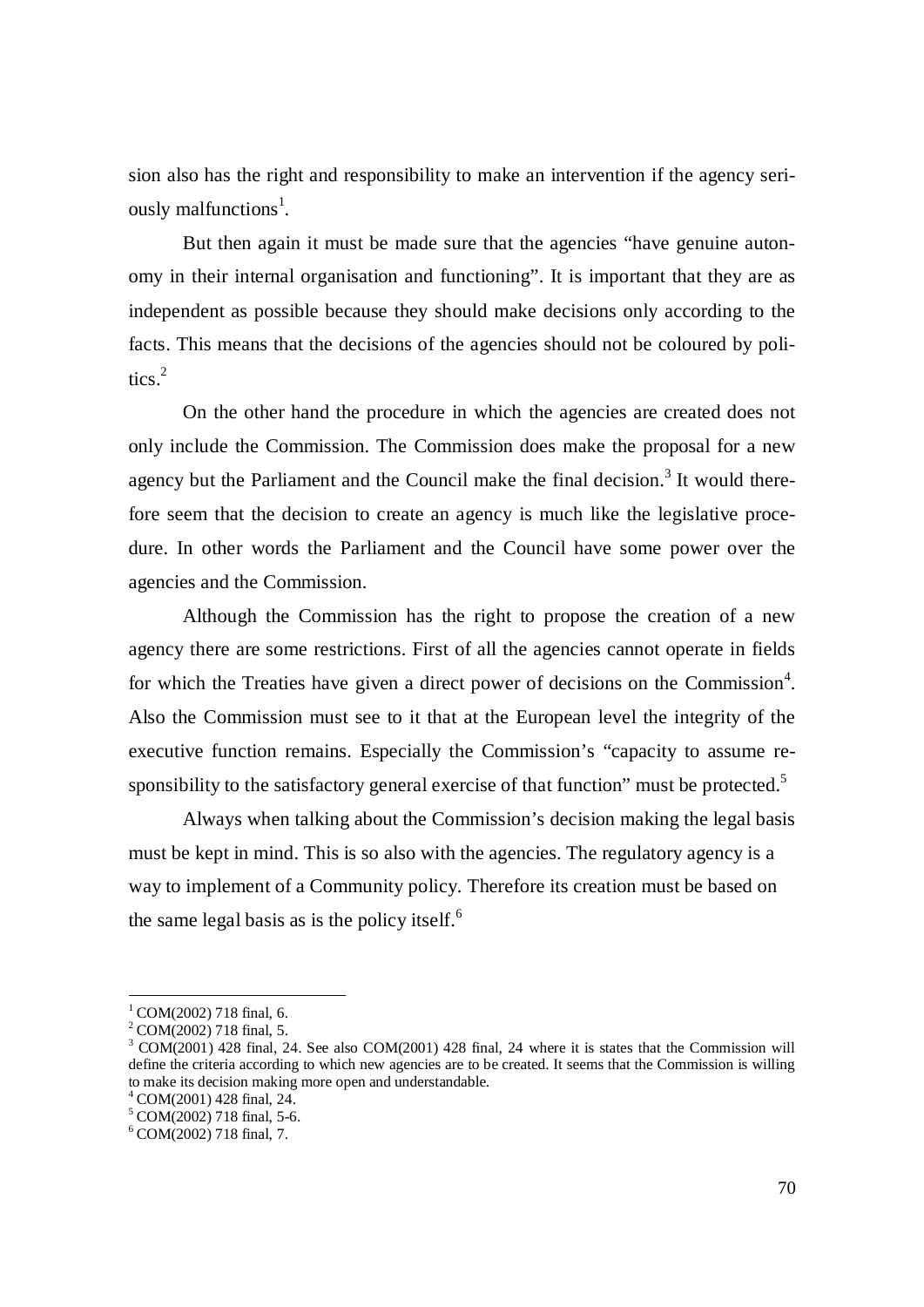sion also has the right and responsibility to make an intervention if the agency seriously malfunctions[1].

But then again it must be made sure that the agencies "have genuine autonomy in their internal organisation and functioning". It is important that they are as independent as possible because they should make decisions only according to the facts. This means that the decisions of the agencies should not be coloured by politics.[2]

On the other hand the procedure in which the agencies are created does not only include the Commission. The Commission does make the proposal for a new agency but the Parliament and the Council make the final decision.[3] It would therefore seem that the decision to create an agency is much like the legislative procedure. In other words the Parliament and the Council have some power over the agencies and the Commission.

Although the Commission has the right to propose the creation of a new agency there are some restrictions. First of all the agencies cannot operate in fields for which the Treaties have given a direct power of decisions on the Commission[4]. Also the Commission must see to it that at the European level the integrity of the executive function remains. Especially the Commission's "capacity to assume responsibility to the satisfactory general exercise of that function" must be protected.[5]

Always when talking about the Commission's decision making the legal basis must be kept in mind. This is so also with the agencies. The regulatory agency is a way to implement of a Community policy. Therefore its creation must be based on the same legal basis as is the policy itself.[6]

---

[1] COM(2002) 718 final, 6.

[2] COM(2002) 718 final, 5.

[3] COM(2001) 428 final, 24. See also COM(2001) 428 final, 24 where it is states that the Commission will define the criteria according to which new agencies are to be created. It seems that the Commission is willing to make its decision making more open and understandable.

[4] COM(2001) 428 final, 24.

[5] COM(2002) 718 final, 5-6.

[6] COM(2002) 718 final, 7.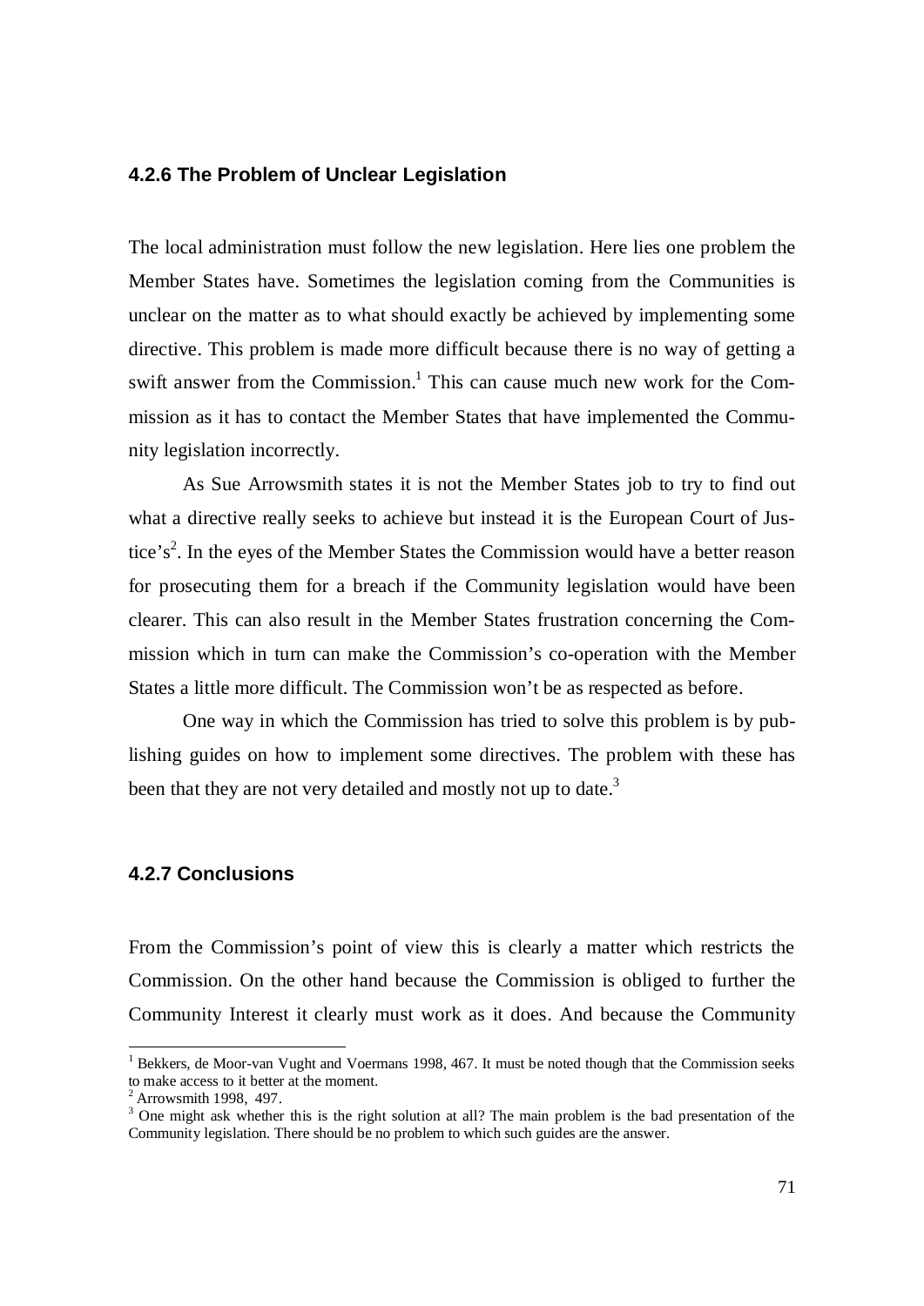### 4.2.6 The Problem of Unclear Legislation

The local administration must follow the new legislation. Here lies one problem the Member States have. Sometimes the legislation coming from the Communities is unclear on the matter as to what should exactly be achieved by implementing some directive. This problem is made more difficult because there is no way of getting a swift answer from the Commission.[1] This can cause much new work for the Commission as it has to contact the Member States that have implemented the Community legislation incorrectly.

As Sue Arrowsmith states it is not the Member States job to try to find out what a directive really seeks to achieve but instead it is the European Court of Justice's[2]. In the eyes of the Member States the Commission would have a better reason for prosecuting them for a breach if the Community legislation would have been clearer. This can also result in the Member States frustration concerning the Commission which in turn can make the Commission's co-operation with the Member States a little more difficult. The Commission won't be as respected as before.

One way in which the Commission has tried to solve this problem is by publishing guides on how to implement some directives. The problem with these has been that they are not very detailed and mostly not up to date.[3]

### 4.2.7 Conclusions

From the Commission's point of view this is clearly a matter which restricts the Commission. On the other hand because the Commission is obliged to further the Community Interest it clearly must work as it does. And because the Community

---

[1] Bekkers, de Moor-van Vught and Voermans 1998, 467. It must be noted though that the Commission seeks to make access to it better at the moment.

[2] Arrowsmith 1998, 497.

[3] One might ask whether this is the right solution at all? The main problem is the bad presentation of the Community legislation. There should be no problem to which such guides are the answer.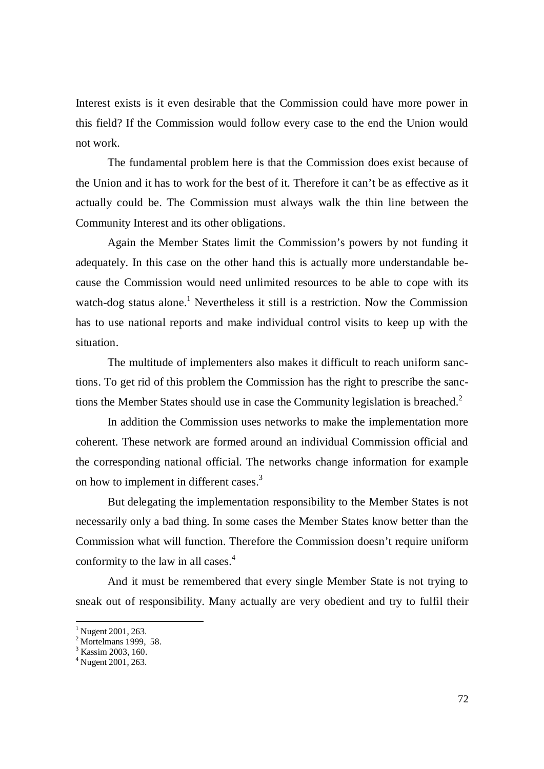Interest exists is it even desirable that the Commission could have more power in this field? If the Commission would follow every case to the end the Union would not work.

The fundamental problem here is that the Commission does exist because of the Union and it has to work for the best of it. Therefore it can't be as effective as it actually could be. The Commission must always walk the thin line between the Community Interest and its other obligations.

Again the Member States limit the Commission's powers by not funding it adequately. In this case on the other hand this is actually more understandable because the Commission would need unlimited resources to be able to cope with its watch-dog status alone.[1] Nevertheless it still is a restriction. Now the Commission has to use national reports and make individual control visits to keep up with the situation.

The multitude of implementers also makes it difficult to reach uniform sanctions. To get rid of this problem the Commission has the right to prescribe the sanctions the Member States should use in case the Community legislation is breached.[2]

In addition the Commission uses networks to make the implementation more coherent. These network are formed around an individual Commission official and the corresponding national official. The networks change information for example on how to implement in different cases.[3]

But delegating the implementation responsibility to the Member States is not necessarily only a bad thing. In some cases the Member States know better than the Commission what will function. Therefore the Commission doesn't require uniform conformity to the law in all cases.[4]

And it must be remembered that every single Member State is not trying to sneak out of responsibility. Many actually are very obedient and try to fulfil their

[1] Nugent 2001, 263.
[2] Mortelmans 1999, 58.
[3] Kassim 2003, 160.
[4] Nugent 2001, 263.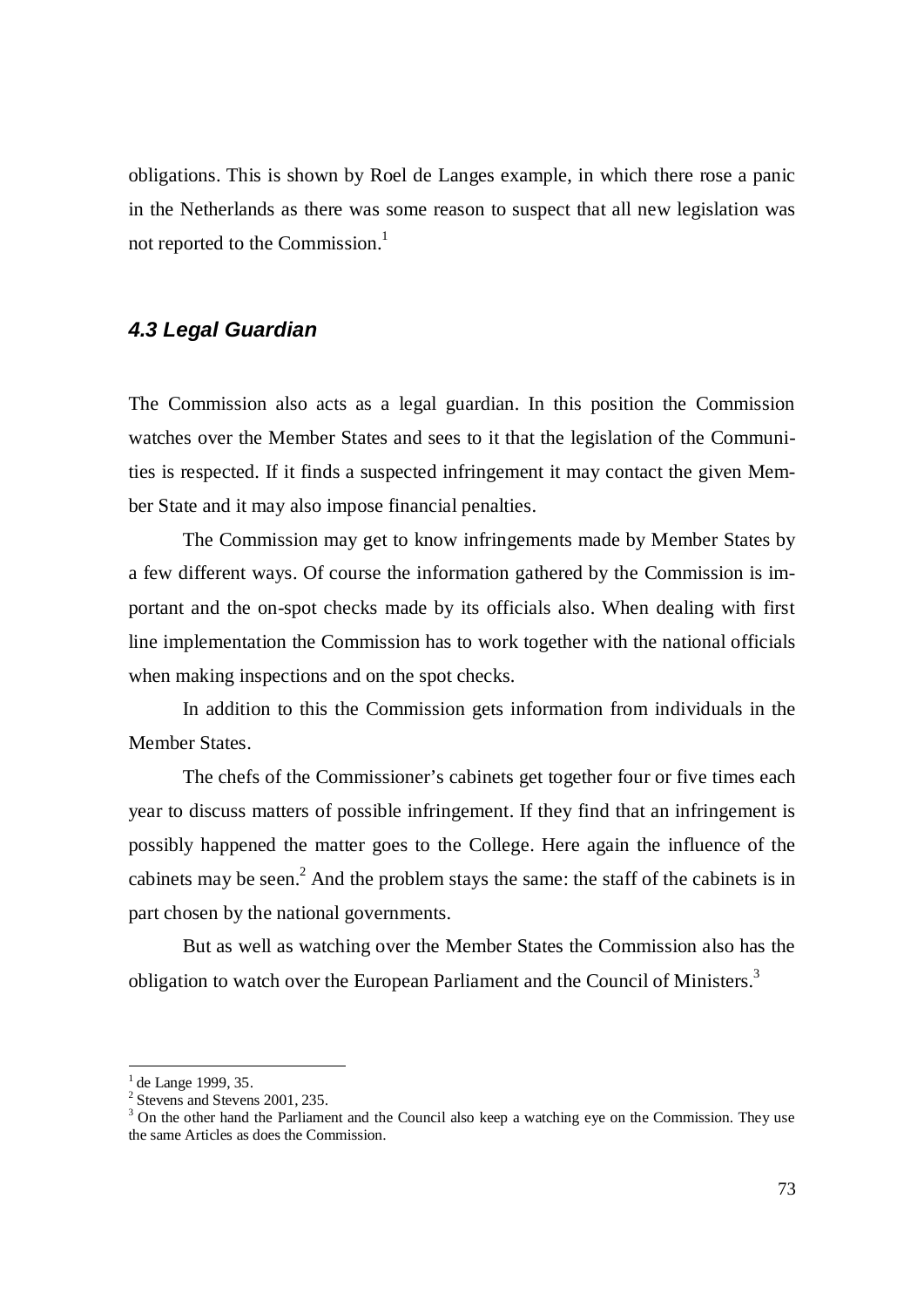obligations. This is shown by Roel de Langes example, in which there rose a panic in the Netherlands as there was some reason to suspect that all new legislation was not reported to the Commission.[1]

### *4.3 Legal Guardian*

The Commission also acts as a legal guardian. In this position the Commission watches over the Member States and sees to it that the legislation of the Communities is respected. If it finds a suspected infringement it may contact the given Member State and it may also impose financial penalties.

The Commission may get to know infringements made by Member States by a few different ways. Of course the information gathered by the Commission is important and the on-spot checks made by its officials also. When dealing with first line implementation the Commission has to work together with the national officials when making inspections and on the spot checks.

In addition to this the Commission gets information from individuals in the Member States.

The chefs of the Commissioner's cabinets get together four or five times each year to discuss matters of possible infringement. If they find that an infringement is possibly happened the matter goes to the College. Here again the influence of the cabinets may be seen.[2] And the problem stays the same: the staff of the cabinets is in part chosen by the national governments.

But as well as watching over the Member States the Commission also has the obligation to watch over the European Parliament and the Council of Ministers.[3]

---

[1] de Lange 1999, 35.

[2] Stevens and Stevens 2001, 235.

[3] On the other hand the Parliament and the Council also keep a watching eye on the Commission. They use the same Articles as does the Commission.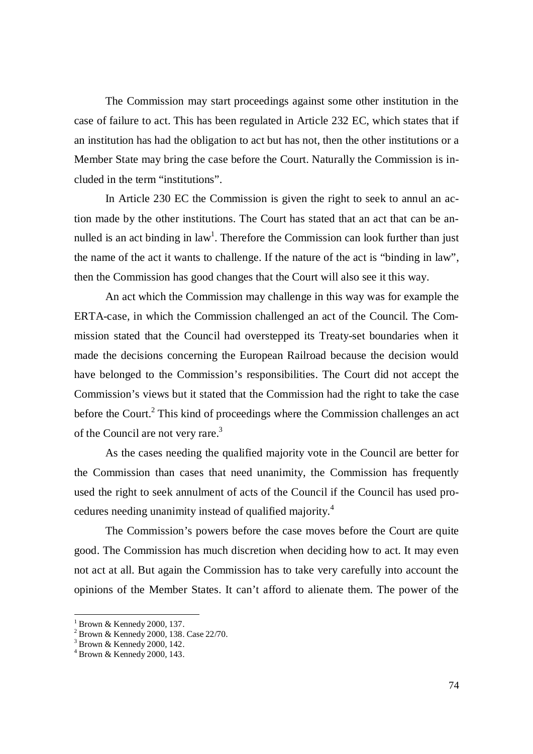The Commission may start proceedings against some other institution in the case of failure to act. This has been regulated in Article 232 EC, which states that if an institution has had the obligation to act but has not, then the other institutions or a Member State may bring the case before the Court. Naturally the Commission is included in the term "institutions".

In Article 230 EC the Commission is given the right to seek to annul an action made by the other institutions. The Court has stated that an act that can be annulled is an act binding in law[1]. Therefore the Commission can look further than just the name of the act it wants to challenge. If the nature of the act is "binding in law", then the Commission has good changes that the Court will also see it this way.

An act which the Commission may challenge in this way was for example the ERTA-case, in which the Commission challenged an act of the Council. The Commission stated that the Council had overstepped its Treaty-set boundaries when it made the decisions concerning the European Railroad because the decision would have belonged to the Commission's responsibilities. The Court did not accept the Commission's views but it stated that the Commission had the right to take the case before the Court.[2] This kind of proceedings where the Commission challenges an act of the Council are not very rare.[3]

As the cases needing the qualified majority vote in the Council are better for the Commission than cases that need unanimity, the Commission has frequently used the right to seek annulment of acts of the Council if the Council has used procedures needing unanimity instead of qualified majority.[4]

The Commission's powers before the case moves before the Court are quite good. The Commission has much discretion when deciding how to act. It may even not act at all. But again the Commission has to take very carefully into account the opinions of the Member States. It can't afford to alienate them. The power of the

---

[1] Brown & Kennedy 2000, 137.
[2] Brown & Kennedy 2000, 138. Case 22/70.
[3] Brown & Kennedy 2000, 142.
[4] Brown & Kennedy 2000, 143.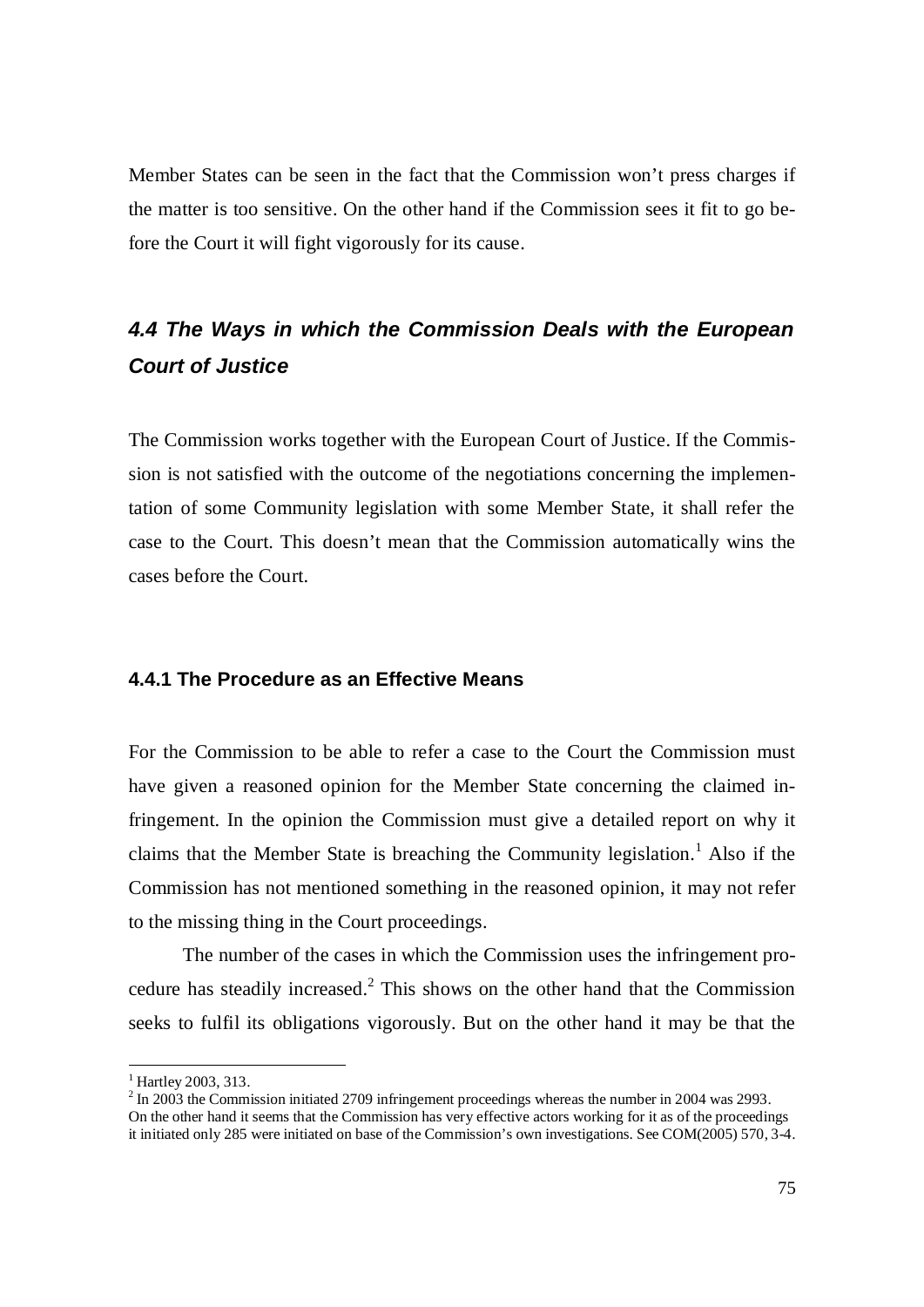Member States can be seen in the fact that the Commission won't press charges if the matter is too sensitive. On the other hand if the Commission sees it fit to go before the Court it will fight vigorously for its cause.

## *4.4 The Ways in which the Commission Deals with the European Court of Justice*

The Commission works together with the European Court of Justice. If the Commission is not satisfied with the outcome of the negotiations concerning the implementation of some Community legislation with some Member State, it shall refer the case to the Court. This doesn't mean that the Commission automatically wins the cases before the Court.

### 4.4.1 The Procedure as an Effective Means

For the Commission to be able to refer a case to the Court the Commission must have given a reasoned opinion for the Member State concerning the claimed infringement. In the opinion the Commission must give a detailed report on why it claims that the Member State is breaching the Community legislation.[1] Also if the Commission has not mentioned something in the reasoned opinion, it may not refer to the missing thing in the Court proceedings.

The number of the cases in which the Commission uses the infringement procedure has steadily increased.[2] This shows on the other hand that the Commission seeks to fulfil its obligations vigorously. But on the other hand it may be that the

---

[1] Hartley 2003, 313.

[2] In 2003 the Commission initiated 2709 infringement proceedings whereas the number in 2004 was 2993. On the other hand it seems that the Commission has very effective actors working for it as of the proceedings it initiated only 285 were initiated on base of the Commission's own investigations. See COM(2005) 570, 3-4.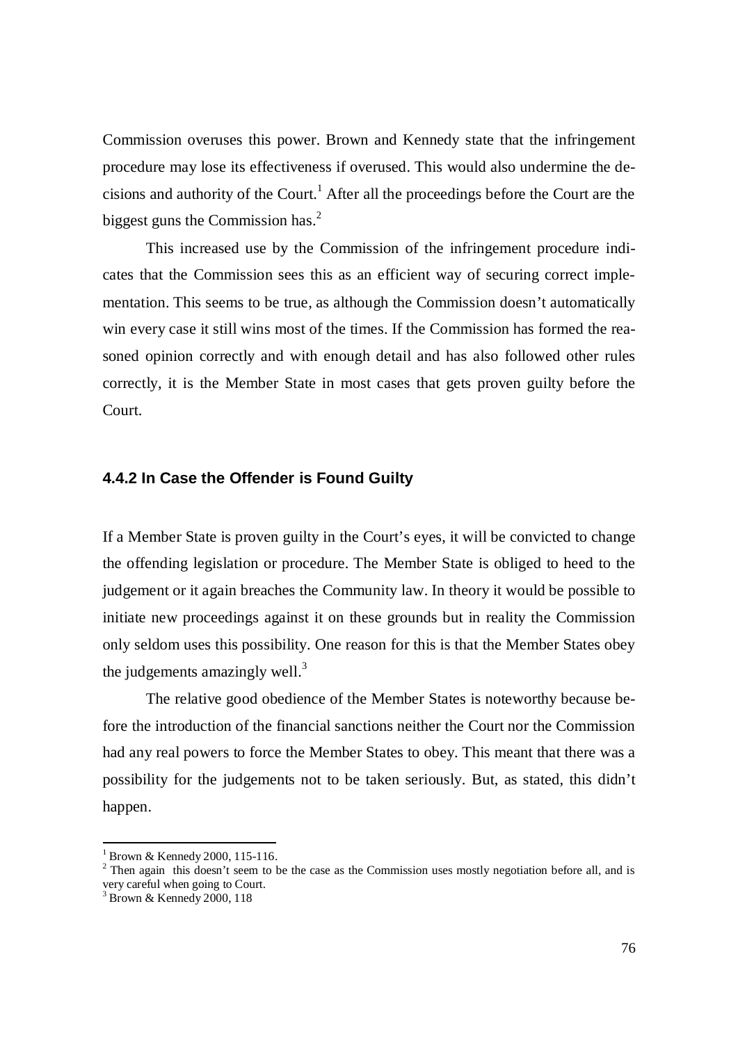Commission overuses this power. Brown and Kennedy state that the infringement procedure may lose its effectiveness if overused. This would also undermine the decisions and authority of the Court.[1] After all the proceedings before the Court are the biggest guns the Commission has.[2]

This increased use by the Commission of the infringement procedure indicates that the Commission sees this as an efficient way of securing correct implementation. This seems to be true, as although the Commission doesn't automatically win every case it still wins most of the times. If the Commission has formed the reasoned opinion correctly and with enough detail and has also followed other rules correctly, it is the Member State in most cases that gets proven guilty before the Court.

### 4.4.2 In Case the Offender is Found Guilty

If a Member State is proven guilty in the Court's eyes, it will be convicted to change the offending legislation or procedure. The Member State is obliged to heed to the judgement or it again breaches the Community law. In theory it would be possible to initiate new proceedings against it on these grounds but in reality the Commission only seldom uses this possibility. One reason for this is that the Member States obey the judgements amazingly well.[3]

The relative good obedience of the Member States is noteworthy because before the introduction of the financial sanctions neither the Court nor the Commission had any real powers to force the Member States to obey. This meant that there was a possibility for the judgements not to be taken seriously. But, as stated, this didn't happen.

---

[1] Brown & Kennedy 2000, 115-116.

[2] Then again this doesn't seem to be the case as the Commission uses mostly negotiation before all, and is very careful when going to Court.

[3] Brown & Kennedy 2000, 118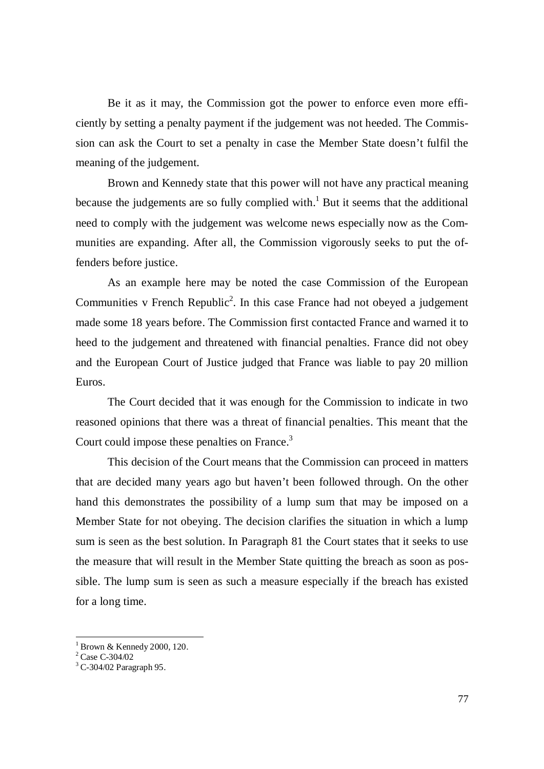Be it as it may, the Commission got the power to enforce even more efficiently by setting a penalty payment if the judgement was not heeded. The Commission can ask the Court to set a penalty in case the Member State doesn't fulfil the meaning of the judgement.

Brown and Kennedy state that this power will not have any practical meaning because the judgements are so fully complied with.[1] But it seems that the additional need to comply with the judgement was welcome news especially now as the Communities are expanding. After all, the Commission vigorously seeks to put the offenders before justice.

As an example here may be noted the case Commission of the European Communities v French Republic[2]. In this case France had not obeyed a judgement made some 18 years before. The Commission first contacted France and warned it to heed to the judgement and threatened with financial penalties. France did not obey and the European Court of Justice judged that France was liable to pay 20 million Euros.

The Court decided that it was enough for the Commission to indicate in two reasoned opinions that there was a threat of financial penalties. This meant that the Court could impose these penalties on France.[3]

This decision of the Court means that the Commission can proceed in matters that are decided many years ago but haven't been followed through. On the other hand this demonstrates the possibility of a lump sum that may be imposed on a Member State for not obeying. The decision clarifies the situation in which a lump sum is seen as the best solution. In Paragraph 81 the Court states that it seeks to use the measure that will result in the Member State quitting the breach as soon as possible. The lump sum is seen as such a measure especially if the breach has existed for a long time.

---

[1] Brown & Kennedy 2000, 120.
[2] Case C-304/02
[3] C-304/02 Paragraph 95.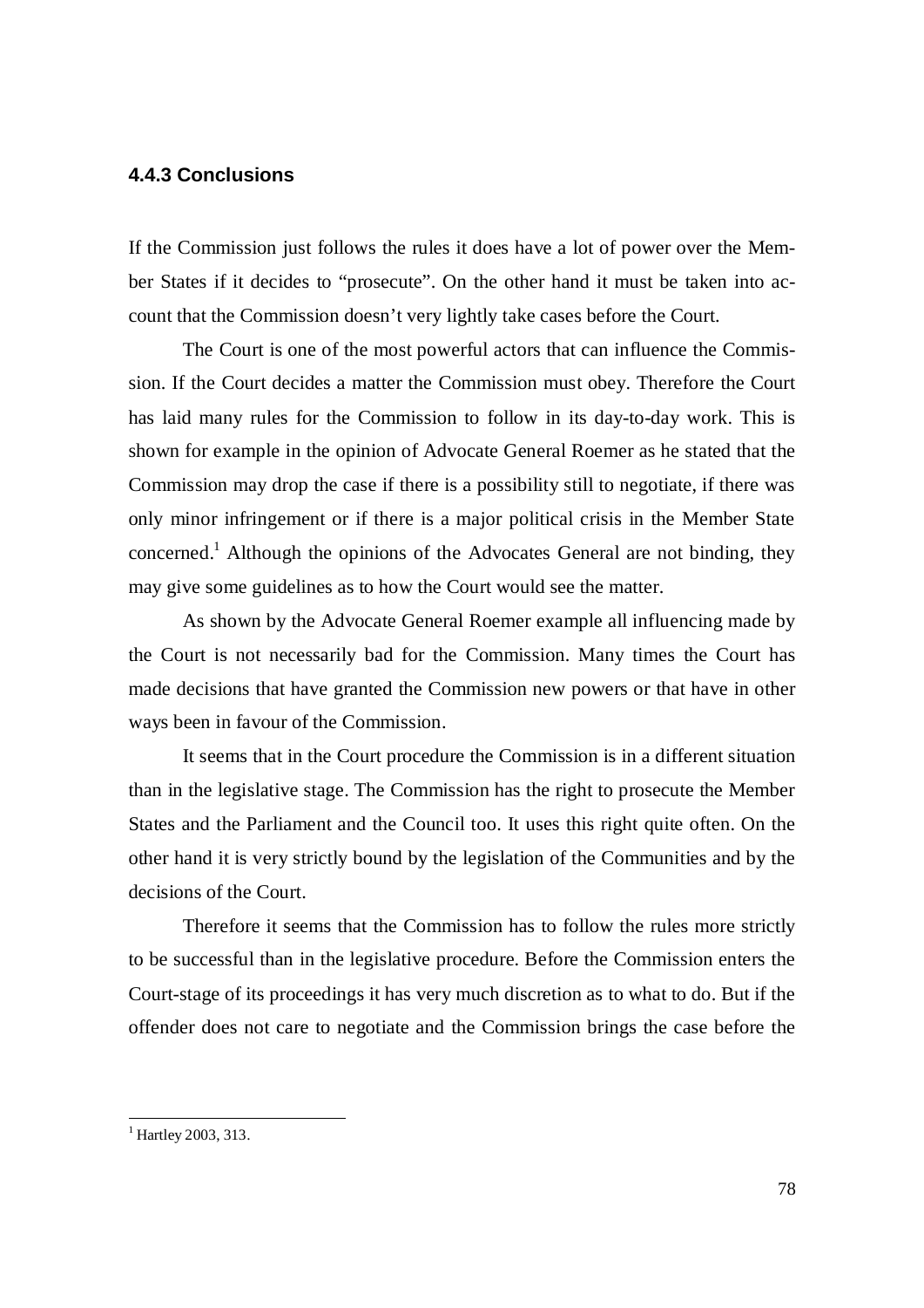### 4.4.3 Conclusions

If the Commission just follows the rules it does have a lot of power over the Member States if it decides to "prosecute". On the other hand it must be taken into account that the Commission doesn't very lightly take cases before the Court.

The Court is one of the most powerful actors that can influence the Commission. If the Court decides a matter the Commission must obey. Therefore the Court has laid many rules for the Commission to follow in its day-to-day work. This is shown for example in the opinion of Advocate General Roemer as he stated that the Commission may drop the case if there is a possibility still to negotiate, if there was only minor infringement or if there is a major political crisis in the Member State concerned.[1] Although the opinions of the Advocates General are not binding, they may give some guidelines as to how the Court would see the matter.

As shown by the Advocate General Roemer example all influencing made by the Court is not necessarily bad for the Commission. Many times the Court has made decisions that have granted the Commission new powers or that have in other ways been in favour of the Commission.

It seems that in the Court procedure the Commission is in a different situation than in the legislative stage. The Commission has the right to prosecute the Member States and the Parliament and the Council too. It uses this right quite often. On the other hand it is very strictly bound by the legislation of the Communities and by the decisions of the Court.

Therefore it seems that the Commission has to follow the rules more strictly to be successful than in the legislative procedure. Before the Commission enters the Court-stage of its proceedings it has very much discretion as to what to do. But if the offender does not care to negotiate and the Commission brings the case before the

---

[1] Hartley 2003, 313.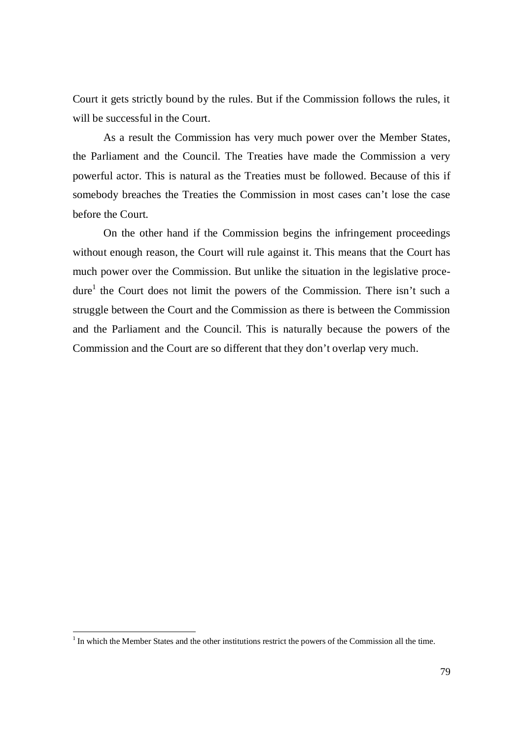Court it gets strictly bound by the rules. But if the Commission follows the rules, it will be successful in the Court.

As a result the Commission has very much power over the Member States, the Parliament and the Council. The Treaties have made the Commission a very powerful actor. This is natural as the Treaties must be followed. Because of this if somebody breaches the Treaties the Commission in most cases can’t lose the case before the Court.

On the other hand if the Commission begins the infringement proceedings without enough reason, the Court will rule against it. This means that the Court has much power over the Commission. But unlike the situation in the legislative procedure[1] the Court does not limit the powers of the Commission. There isn’t such a struggle between the Court and the Commission as there is between the Commission and the Parliament and the Council. This is naturally because the powers of the Commission and the Court are so different that they don’t overlap very much.

---

[1] In which the Member States and the other institutions restrict the powers of the Commission all the time.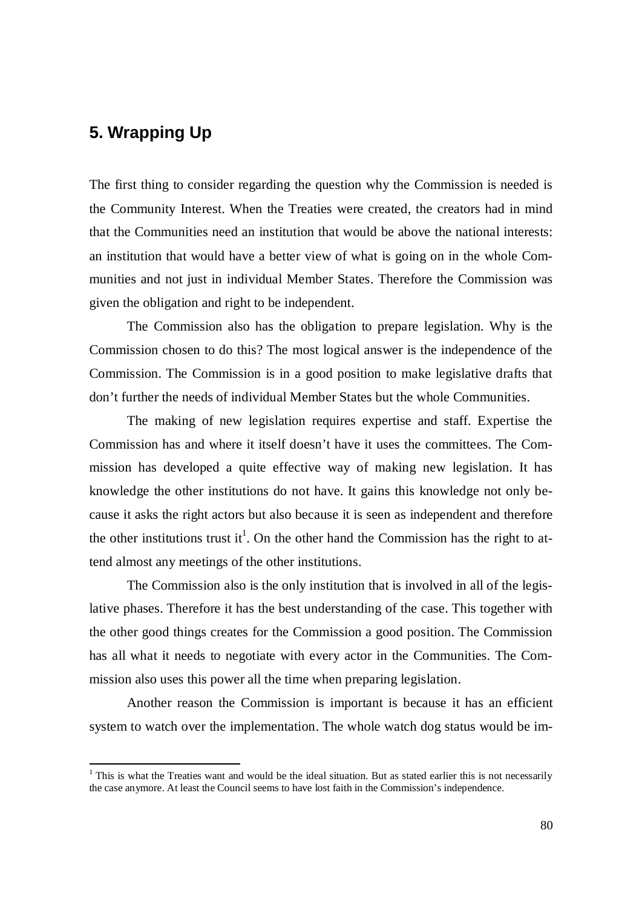## 5. Wrapping Up

The first thing to consider regarding the question why the Commission is needed is the Community Interest. When the Treaties were created, the creators had in mind that the Communities need an institution that would be above the national interests: an institution that would have a better view of what is going on in the whole Communities and not just in individual Member States. Therefore the Commission was given the obligation and right to be independent.

The Commission also has the obligation to prepare legislation. Why is the Commission chosen to do this? The most logical answer is the independence of the Commission. The Commission is in a good position to make legislative drafts that don't further the needs of individual Member States but the whole Communities.

The making of new legislation requires expertise and staff. Expertise the Commission has and where it itself doesn't have it uses the committees. The Commission has developed a quite effective way of making new legislation. It has knowledge the other institutions do not have. It gains this knowledge not only because it asks the right actors but also because it is seen as independent and therefore the other institutions trust it[1]. On the other hand the Commission has the right to attend almost any meetings of the other institutions.

The Commission also is the only institution that is involved in all of the legislative phases. Therefore it has the best understanding of the case. This together with the other good things creates for the Commission a good position. The Commission has all what it needs to negotiate with every actor in the Communities. The Commission also uses this power all the time when preparing legislation.

Another reason the Commission is important is because it has an efficient system to watch over the implementation. The whole watch dog status would be im-

[1] This is what the Treaties want and would be the ideal situation. But as stated earlier this is not necessarily the case anymore. At least the Council seems to have lost faith in the Commission's independence.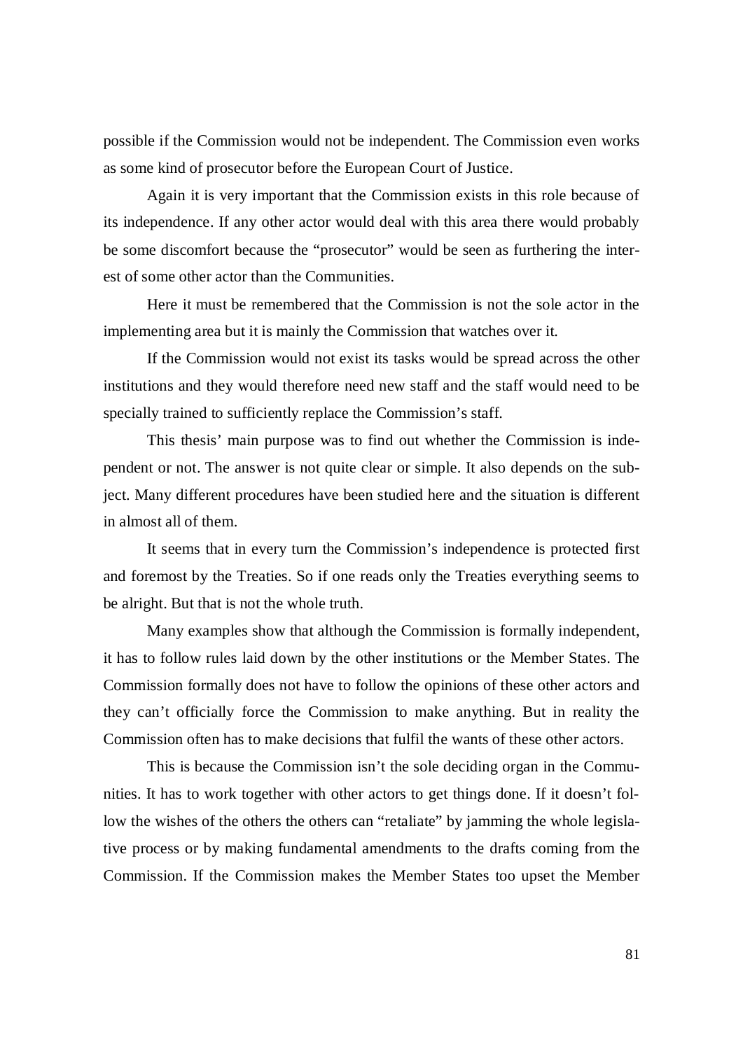possible if the Commission would not be independent. The Commission even works as some kind of prosecutor before the European Court of Justice.

Again it is very important that the Commission exists in this role because of its independence. If any other actor would deal with this area there would probably be some discomfort because the "prosecutor" would be seen as furthering the interest of some other actor than the Communities.

Here it must be remembered that the Commission is not the sole actor in the implementing area but it is mainly the Commission that watches over it.

If the Commission would not exist its tasks would be spread across the other institutions and they would therefore need new staff and the staff would need to be specially trained to sufficiently replace the Commission's staff.

This thesis' main purpose was to find out whether the Commission is independent or not. The answer is not quite clear or simple. It also depends on the subject. Many different procedures have been studied here and the situation is different in almost all of them.

It seems that in every turn the Commission's independence is protected first and foremost by the Treaties. So if one reads only the Treaties everything seems to be alright. But that is not the whole truth.

Many examples show that although the Commission is formally independent, it has to follow rules laid down by the other institutions or the Member States. The Commission formally does not have to follow the opinions of these other actors and they can't officially force the Commission to make anything. But in reality the Commission often has to make decisions that fulfil the wants of these other actors.

This is because the Commission isn't the sole deciding organ in the Communities. It has to work together with other actors to get things done. If it doesn't follow the wishes of the others the others can "retaliate" by jamming the whole legislative process or by making fundamental amendments to the drafts coming from the Commission. If the Commission makes the Member States too upset the Member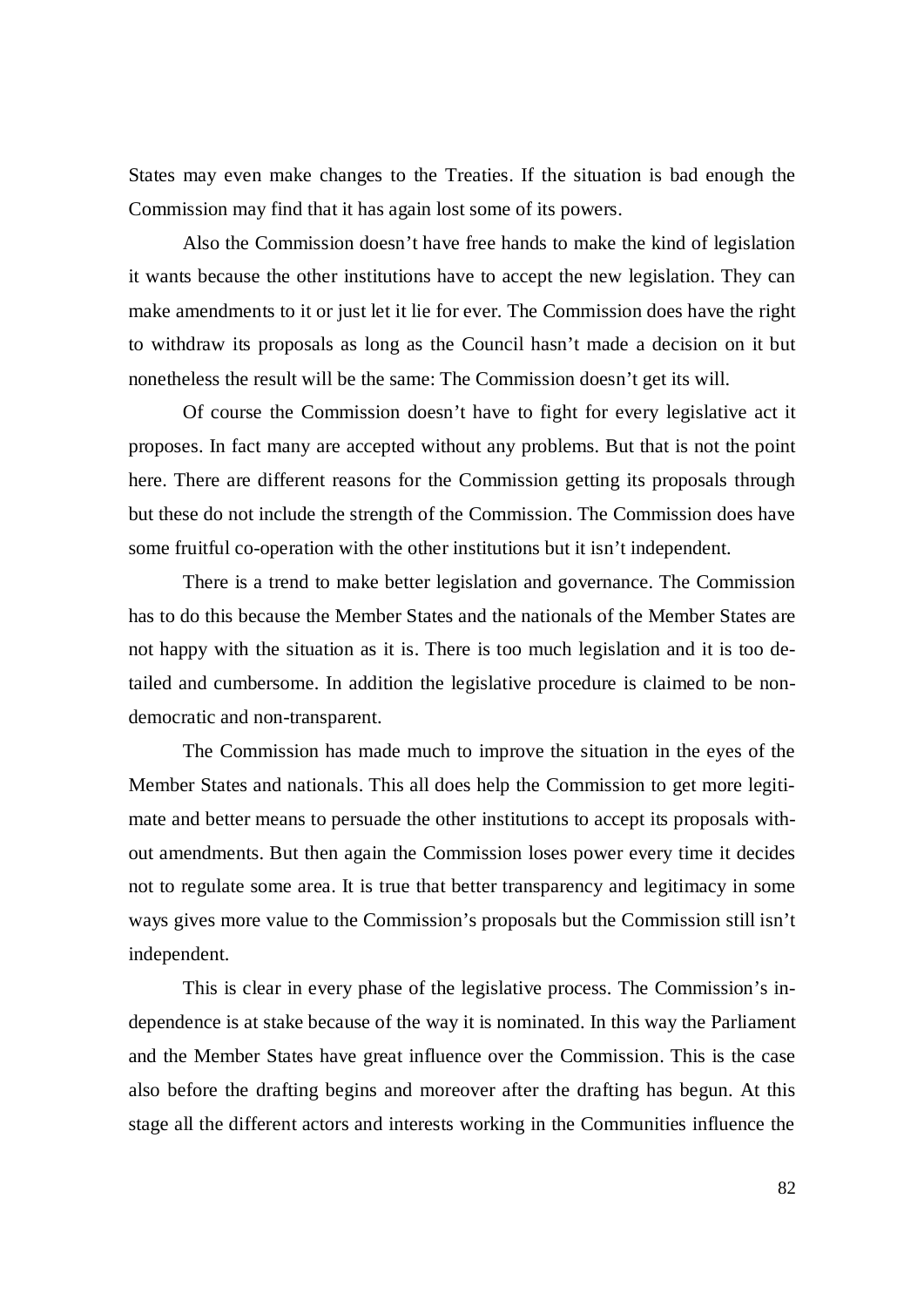States may even make changes to the Treaties. If the situation is bad enough the Commission may find that it has again lost some of its powers.

Also the Commission doesn't have free hands to make the kind of legislation it wants because the other institutions have to accept the new legislation. They can make amendments to it or just let it lie for ever. The Commission does have the right to withdraw its proposals as long as the Council hasn't made a decision on it but nonetheless the result will be the same: The Commission doesn't get its will.

Of course the Commission doesn't have to fight for every legislative act it proposes. In fact many are accepted without any problems. But that is not the point here. There are different reasons for the Commission getting its proposals through but these do not include the strength of the Commission. The Commission does have some fruitful co-operation with the other institutions but it isn't independent.

There is a trend to make better legislation and governance. The Commission has to do this because the Member States and the nationals of the Member States are not happy with the situation as it is. There is too much legislation and it is too detailed and cumbersome. In addition the legislative procedure is claimed to be non-democratic and non-transparent.

The Commission has made much to improve the situation in the eyes of the Member States and nationals. This all does help the Commission to get more legitimate and better means to persuade the other institutions to accept its proposals without amendments. But then again the Commission loses power every time it decides not to regulate some area. It is true that better transparency and legitimacy in some ways gives more value to the Commission's proposals but the Commission still isn't independent.

This is clear in every phase of the legislative process. The Commission's independence is at stake because of the way it is nominated. In this way the Parliament and the Member States have great influence over the Commission. This is the case also before the drafting begins and moreover after the drafting has begun. At this stage all the different actors and interests working in the Communities influence the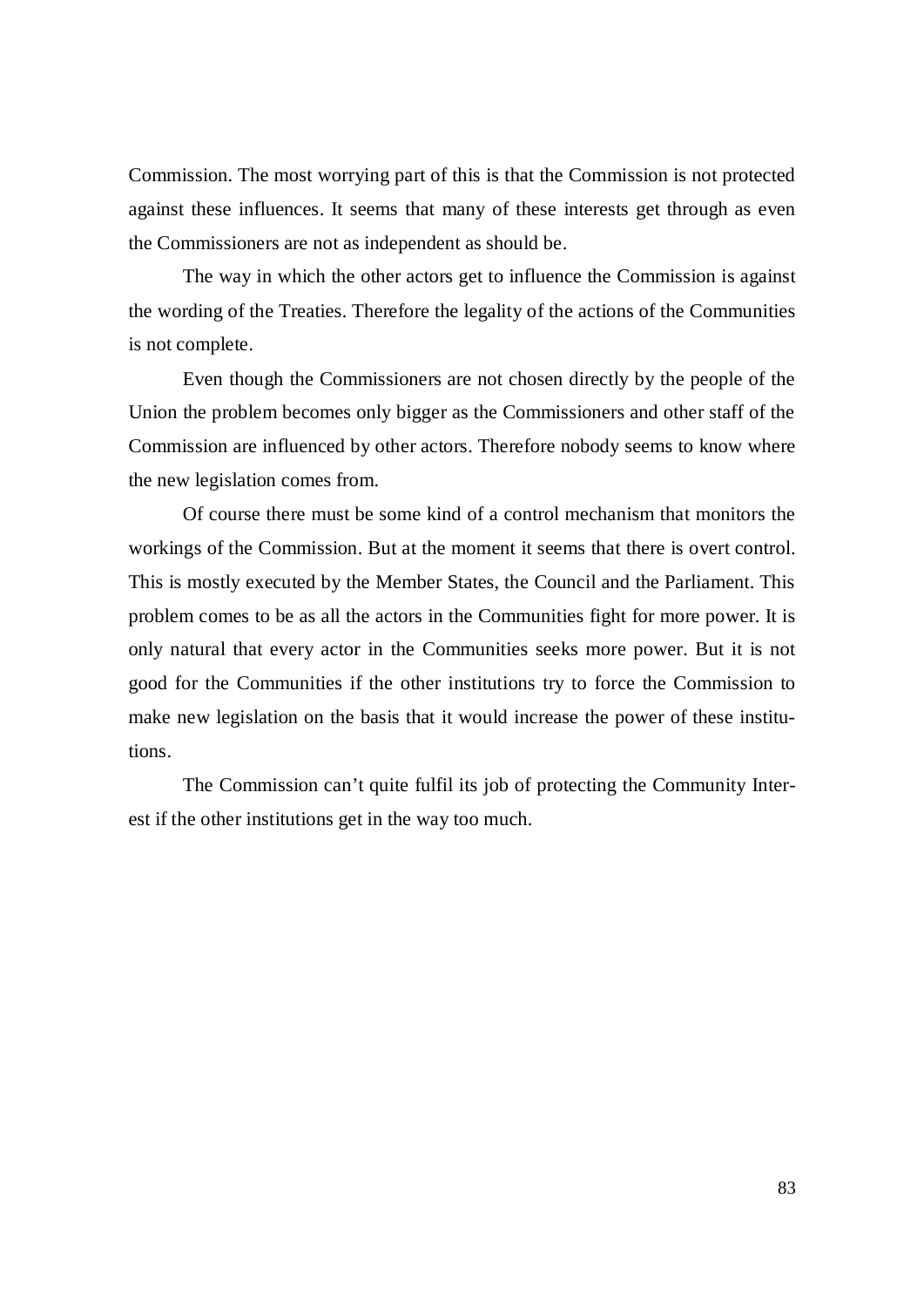Commission. The most worrying part of this is that the Commission is not protected against these influences. It seems that many of these interests get through as even the Commissioners are not as independent as should be.

The way in which the other actors get to influence the Commission is against the wording of the Treaties. Therefore the legality of the actions of the Communities is not complete.

Even though the Commissioners are not chosen directly by the people of the Union the problem becomes only bigger as the Commissioners and other staff of the Commission are influenced by other actors. Therefore nobody seems to know where the new legislation comes from.

Of course there must be some kind of a control mechanism that monitors the workings of the Commission. But at the moment it seems that there is overt control. This is mostly executed by the Member States, the Council and the Parliament. This problem comes to be as all the actors in the Communities fight for more power. It is only natural that every actor in the Communities seeks more power. But it is not good for the Communities if the other institutions try to force the Commission to make new legislation on the basis that it would increase the power of these institutions.

The Commission can't quite fulfil its job of protecting the Community Interest if the other institutions get in the way too much.